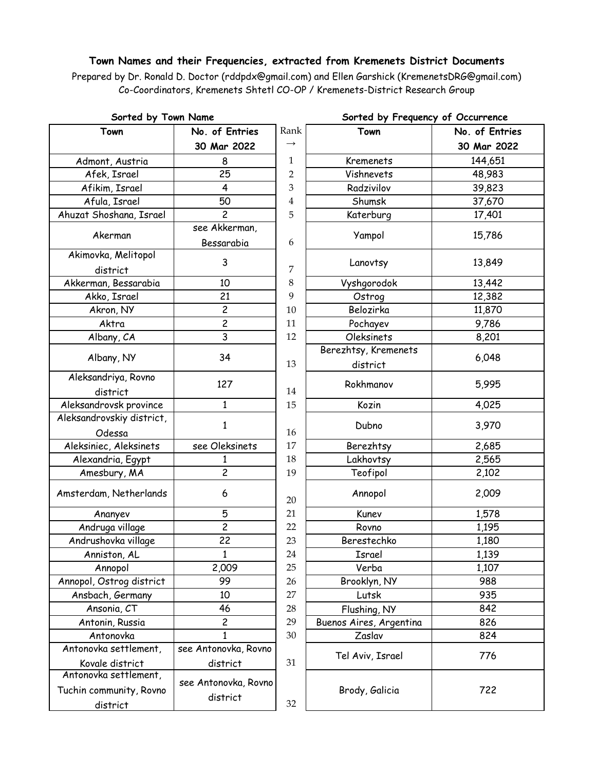**Town Names and their Frequencies, extracted from Kremenets District Documents**

Prepared by Dr. Ronald D. Doctor (rddpdx@gmail.com) and Ellen Garshick (KremenetsDRG@gmail.com)
Co-Coordinators, Kremenets Shtetl CO-OP / Kremenets-District Research Group

| Sorted by Town Name | | | Sorted by Frequency of Occurrence | |
|---|---|---|---|---|
| Town | No. of Entries 30 Mar 2022 | Rank → | Town | No. of Entries 30 Mar 2022 |
| Admont, Austria | 8 | 1 | Kremenets | 144,651 |
| Afek, Israel | 25 | 2 | Vishnevets | 48,983 |
| Afikim, Israel | 4 | 3 | Radzivilov | 39,823 |
| Afula, Israel | 50 | 4 | Shumsk | 37,670 |
| Ahuzat Shoshana, Israel | 2 | 5 | Katerburg | 17,401 |
| Akerman | see Akkerman, Bessarabia | 6 | Yampol | 15,786 |
| Akimovka, Melitopol district | 3 | 7 | Lanovtsy | 13,849 |
| Akkerman, Bessarabia | 10 | 8 | Vyshgorodok | 13,442 |
| Akko, Israel | 21 | 9 | Ostrog | 12,382 |
| Akron, NY | 2 | 10 | Belozirka | 11,870 |
| Aktra | 2 | 11 | Pochayev | 9,786 |
| Albany, CA | 3 | 12 | Oleksinets | 8,201 |
| Albany, NY | 34 | 13 | Berezhtsy, Kremenets district | 6,048 |
| Aleksandriya, Rovno district | 127 | 14 | Rokhmanov | 5,995 |
| Aleksandrovsk province | 1 | 15 | Kozin | 4,025 |
| Aleksandrovskiy district, Odessa | 1 | 16 | Dubno | 3,970 |
| Aleksiniec, Aleksinets | see Oleksinets | 17 | Berezhtsy | 2,685 |
| Alexandria, Egypt | 1 | 18 | Lakhovtsy | 2,565 |
| Amesbury, MA | 2 | 19 | Teofipol | 2,102 |
| Amsterdam, Netherlands | 6 | 20 | Annopol | 2,009 |
| Ananyev | 5 | 21 | Kunev | 1,578 |
| Andruga village | 2 | 22 | Rovno | 1,195 |
| Andrushovka village | 22 | 23 | Berestechko | 1,180 |
| Anniston, AL | 1 | 24 | Israel | 1,139 |
| Annopol | 2,009 | 25 | Verba | 1,107 |
| Annopol, Ostrog district | 99 | 26 | Brooklyn, NY | 988 |
| Ansbach, Germany | 10 | 27 | Lutsk | 935 |
| Ansonia, CT | 46 | 28 | Flushing, NY | 842 |
| Antonin, Russia | 2 | 29 | Buenos Aires, Argentina | 826 |
| Antonovka | 1 | 30 | Zaslav | 824 |
| Antonovka settlement, Kovale district | see Antonovka, Rovno district | 31 | Tel Aviv, Israel | 776 |
| Antonovka settlement, Tuchin community, Rovno district | see Antonovka, Rovno district | 32 | Brody, Galicia | 722 |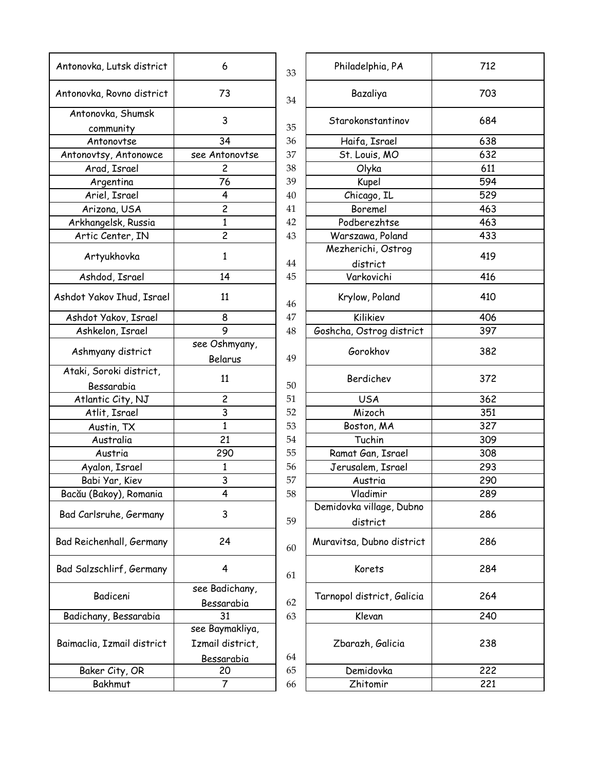| Antonovka, Lutsk district | 6 |
|---|---|
| Antonovka, Rovno district | 73 |
| Antonovka, Shumsk community | 3 |
| Antonovtse | 34 |
| Antonovtsy, Antonowce | see Antonovtse |
| Arad, Israel | 2 |
| Argentina | 76 |
| Ariel, Israel | 4 |
| Arizona, USA | 2 |
| Arkhangelsk, Russia | 1 |
| Artic Center, IN | 2 |
| Artyukhovka | 1 |
| Ashdod, Israel | 14 |
| Ashdot Yakov Ihud, Israel | 11 |
| Ashdot Yakov, Israel | 8 |
| Ashkelon, Israel | 9 |
| Ashmyany district | see Oshmyany, Belarus |
| Ataki, Soroki district, Bessarabia | 11 |
| Atlantic City, NJ | 2 |
| Atlit, Israel | 3 |
| Austin, TX | 1 |
| Australia | 21 |
| Austria | 290 |
| Ayalon, Israel | 1 |
| Babi Yar, Kiev | 3 |
| Bacău (Bakoy), Romania | 4 |
| Bad Carlsruhe, Germany | 3 |
| Bad Reichenhall, Germany | 24 |
| Bad Salzschlirf, Germany | 4 |
| Badiceni | see Badichany, Bessarabia |
| Badichany, Bessarabia | 31 |
| Baimaclia, Izmail district | see Baymakliya, Izmail district, Bessarabia |
| Baker City, OR | 20 |
| Bakhmut | 7 |

| # | Place | Count |
|---|---|---|
| 33 | Philadelphia, PA | 712 |
| 34 | Bazaliya | 703 |
| 35 | Starokonstantinov | 684 |
| 36 | Haifa, Israel | 638 |
| 37 | St. Louis, MO | 632 |
| 38 | Olyka | 611 |
| 39 | Kupel | 594 |
| 40 | Chicago, IL | 529 |
| 41 | Boremel | 463 |
| 42 | Podberezhtse | 463 |
| 43 | Warszawa, Poland | 433 |
| 44 | Mezherichi, Ostrog district | 419 |
| 45 | Varkovichi | 416 |
| 46 | Krylow, Poland | 410 |
| 47 | Kilikiev | 406 |
| 48 | Goshcha, Ostrog district | 397 |
| 49 | Gorokhov | 382 |
| 50 | Berdichev | 372 |
| 51 | USA | 362 |
| 52 | Mizoch | 351 |
| 53 | Boston, MA | 327 |
| 54 | Tuchin | 309 |
| 55 | Ramat Gan, Israel | 308 |
| 56 | Jerusalem, Israel | 293 |
| 57 | Austria | 290 |
| 58 | Vladimir | 289 |
| 59 | Demidovka village, Dubno district | 286 |
| 60 | Muravitsa, Dubno district | 286 |
| 61 | Korets | 284 |
| 62 | Tarnopol district, Galicia | 264 |
| 63 | Klevan | 240 |
| 64 | Zbarazh, Galicia | 238 |
| 65 | Demidovka | 222 |
| 66 | Zhitomir | 221 |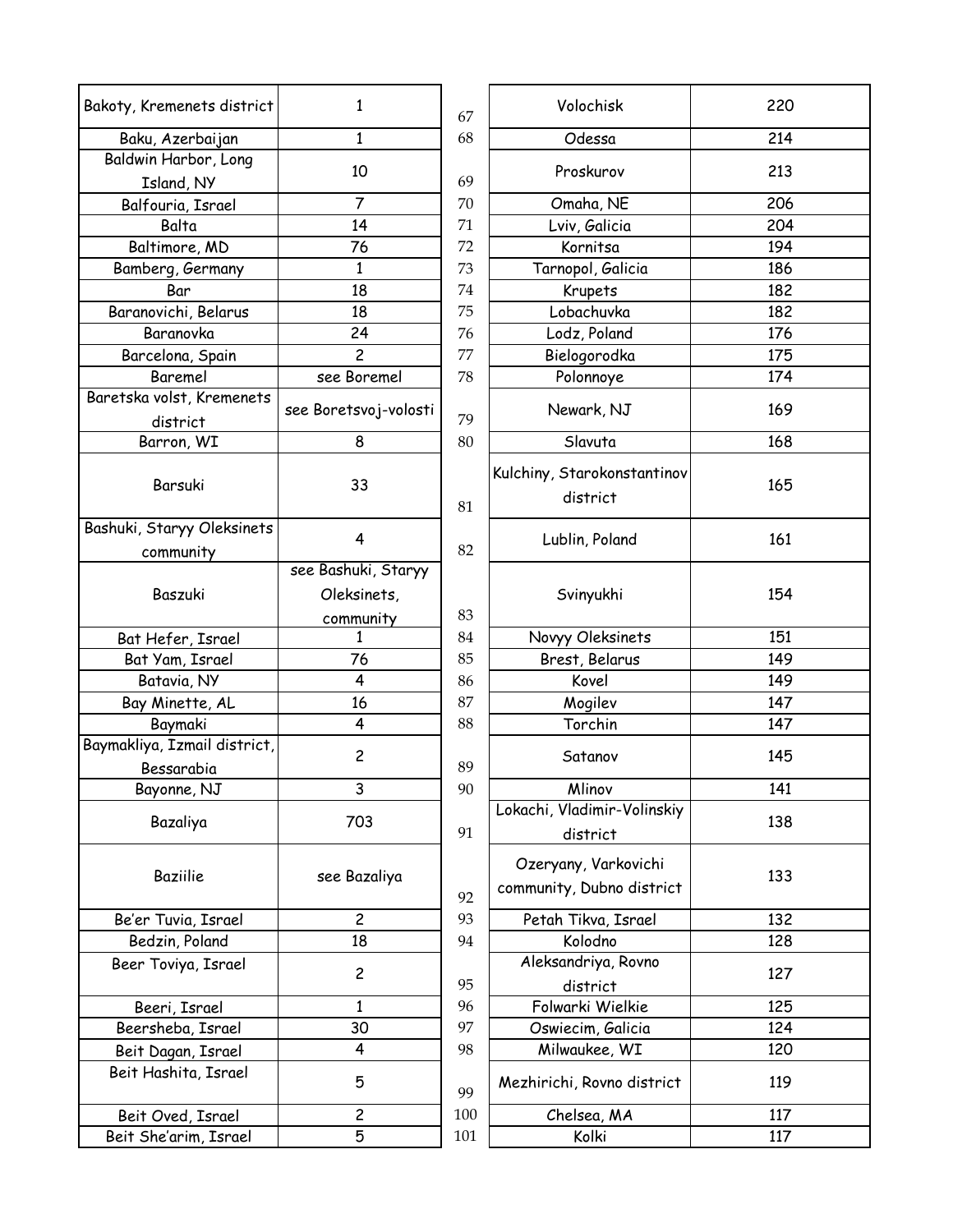| | |
|---|---|
| Bakoty, Kremenets district | 1 |
| Baku, Azerbaijan | 1 |
| Baldwin Harbor, Long Island, NY | 10 |
| Balfouria, Israel | 7 |
| Balta | 14 |
| Baltimore, MD | 76 |
| Bamberg, Germany | 1 |
| Bar | 18 |
| Baranovichi, Belarus | 18 |
| Baranovka | 24 |
| Barcelona, Spain | 2 |
| Baremel | see Boremel |
| Baretska volst, Kremenets district | see Boretsvoj-volosti |
| Barron, WI | 8 |
| Barsuki | 33 |
| Bashuki, Staryy Oleksinets community | 4 |
| Baszuki | see Bashuki, Staryy Oleksinets, community |
| Bat Hefer, Israel | 1 |
| Bat Yam, Israel | 76 |
| Batavia, NY | 4 |
| Bay Minette, AL | 16 |
| Baymaki | 4 |
| Baymakliya, Izmail district, Bessarabia | 2 |
| Bayonne, NJ | 3 |
| Bazaliya | 703 |
| Baziilie | see Bazaliya |
| Be'er Tuvia, Israel | 2 |
| Bedzin, Poland | 18 |
| Beer Toviya, Israel | 2 |
| Beeri, Israel | 1 |
| Beersheba, Israel | 30 |
| Beit Dagan, Israel | 4 |
| Beit Hashita, Israel | 5 |
| Beit Oved, Israel | 2 |
| Beit She'arim, Israel | 5 |

| | | |
|---|---|---|
| 67 | Volochisk | 220 |
| 68 | Odessa | 214 |
| 69 | Proskurov | 213 |
| 70 | Omaha, NE | 206 |
| 71 | Lviv, Galicia | 204 |
| 72 | Kornitsa | 194 |
| 73 | Tarnopol, Galicia | 186 |
| 74 | Krupets | 182 |
| 75 | Lobachuvka | 182 |
| 76 | Lodz, Poland | 176 |
| 77 | Bielogorodka | 175 |
| 78 | Polonnoye | 174 |
| 79 | Newark, NJ | 169 |
| 80 | Slavuta | 168 |
| 81 | Kulchiny, Starokonstantinov district | 165 |
| 82 | Lublin, Poland | 161 |
| 83 | Svinyukhi | 154 |
| 84 | Novyy Oleksinets | 151 |
| 85 | Brest, Belarus | 149 |
| 86 | Kovel | 149 |
| 87 | Mogilev | 147 |
| 88 | Torchin | 147 |
| 89 | Satanov | 145 |
| 90 | Mlinov | 141 |
| 91 | Lokachi, Vladimir-Volinskiy district | 138 |
| 92 | Ozeryany, Varkovichi community, Dubno district | 133 |
| 93 | Petah Tikva, Israel | 132 |
| 94 | Kolodno | 128 |
| 95 | Aleksandriya, Rovno district | 127 |
| 96 | Folwarki Wielkie | 125 |
| 97 | Oswiecim, Galicia | 124 |
| 98 | Milwaukee, WI | 120 |
| 99 | Mezhirichi, Rovno district | 119 |
| 100 | Chelsea, MA | 117 |
| 101 | Kolki | 117 |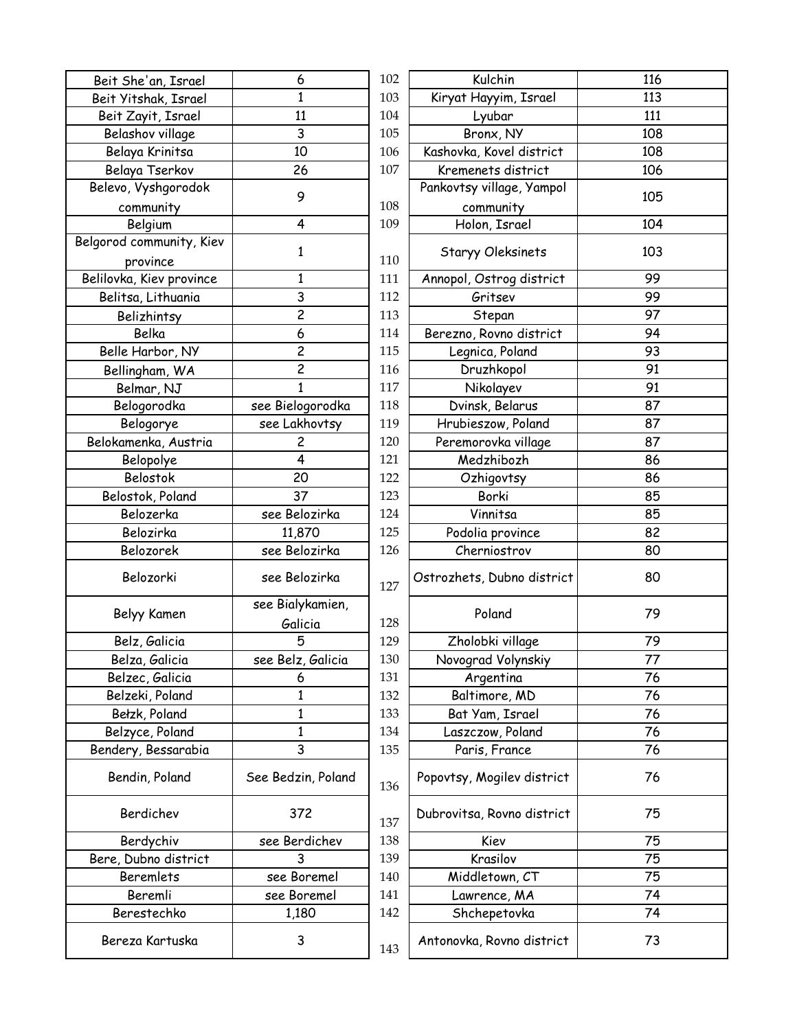| | |
|---|---|
| Beit She'an, Israel | 6 |
| Beit Yitshak, Israel | 1 |
| Beit Zayit, Israel | 11 |
| Belashov village | 3 |
| Belaya Krinitsa | 10 |
| Belaya Tserkov | 26 |
| Belevo, Vyshgorodok community | 9 |
| Belgium | 4 |
| Belgorod community, Kiev province | 1 |
| Belilovka, Kiev province | 1 |
| Belitsa, Lithuania | 3 |
| Belizhintsy | 2 |
| Belka | 6 |
| Belle Harbor, NY | 2 |
| Bellingham, WA | 2 |
| Belmar, NJ | 1 |
| Belogorodka | see Bielogorodka |
| Belogorye | see Lakhovtsy |
| Belokamenka, Austria | 2 |
| Belopolye | 4 |
| Belostok | 20 |
| Belostok, Poland | 37 |
| Belozerka | see Belozirka |
| Belozirka | 11,870 |
| Belozorek | see Belozirka |
| Belozorki | see Belozirka |
| Belyy Kamen | see Bialykamien, Galicia |
| Belz, Galicia | 5 |
| Belza, Galicia | see Belz, Galicia |
| Belzec, Galicia | 6 |
| Belzeki, Poland | 1 |
| Bełzk, Poland | 1 |
| Belzyce, Poland | 1 |
| Bendery, Bessarabia | 3 |
| Bendin, Poland | See Bedzin, Poland |
| Berdichev | 372 |
| Berdychiv | see Berdichev |
| Bere, Dubno district | 3 |
| Beremlets | see Boremel |
| Beremli | see Boremel |
| Berestechko | 1,180 |
| Bereza Kartuska | 3 |

| | | |
|---|---|---|
| 102 | Kulchin | 116 |
| 103 | Kiryat Hayyim, Israel | 113 |
| 104 | Lyubar | 111 |
| 105 | Bronx, NY | 108 |
| 106 | Kashovka, Kovel district | 108 |
| 107 | Kremenets district | 106 |
| 108 | Pankovtsy village, Yampol community | 105 |
| 109 | Holon, Israel | 104 |
| 110 | Staryy Oleksinets | 103 |
| 111 | Annopol, Ostrog district | 99 |
| 112 | Gritsev | 99 |
| 113 | Stepan | 97 |
| 114 | Berezno, Rovno district | 94 |
| 115 | Legnica, Poland | 93 |
| 116 | Druzhkopol | 91 |
| 117 | Nikolayev | 91 |
| 118 | Dvinsk, Belarus | 87 |
| 119 | Hrubieszow, Poland | 87 |
| 120 | Peremorovka village | 87 |
| 121 | Medzhibozh | 86 |
| 122 | Ozhigovtsy | 86 |
| 123 | Borki | 85 |
| 124 | Vinnitsa | 85 |
| 125 | Podolia province | 82 |
| 126 | Cherniostrov | 80 |
| 127 | Ostrozhets, Dubno district | 80 |
| 128 | Poland | 79 |
| 129 | Zholobki village | 79 |
| 130 | Novograd Volynskiy | 77 |
| 131 | Argentina | 76 |
| 132 | Baltimore, MD | 76 |
| 133 | Bat Yam, Israel | 76 |
| 134 | Laszczow, Poland | 76 |
| 135 | Paris, France | 76 |
| 136 | Popovtsy, Mogilev district | 76 |
| 137 | Dubrovitsa, Rovno district | 75 |
| 138 | Kiev | 75 |
| 139 | Krasilov | 75 |
| 140 | Middletown, CT | 75 |
| 141 | Lawrence, MA | 74 |
| 142 | Shchepetovka | 74 |
| 143 | Antonovka, Rovno district | 73 |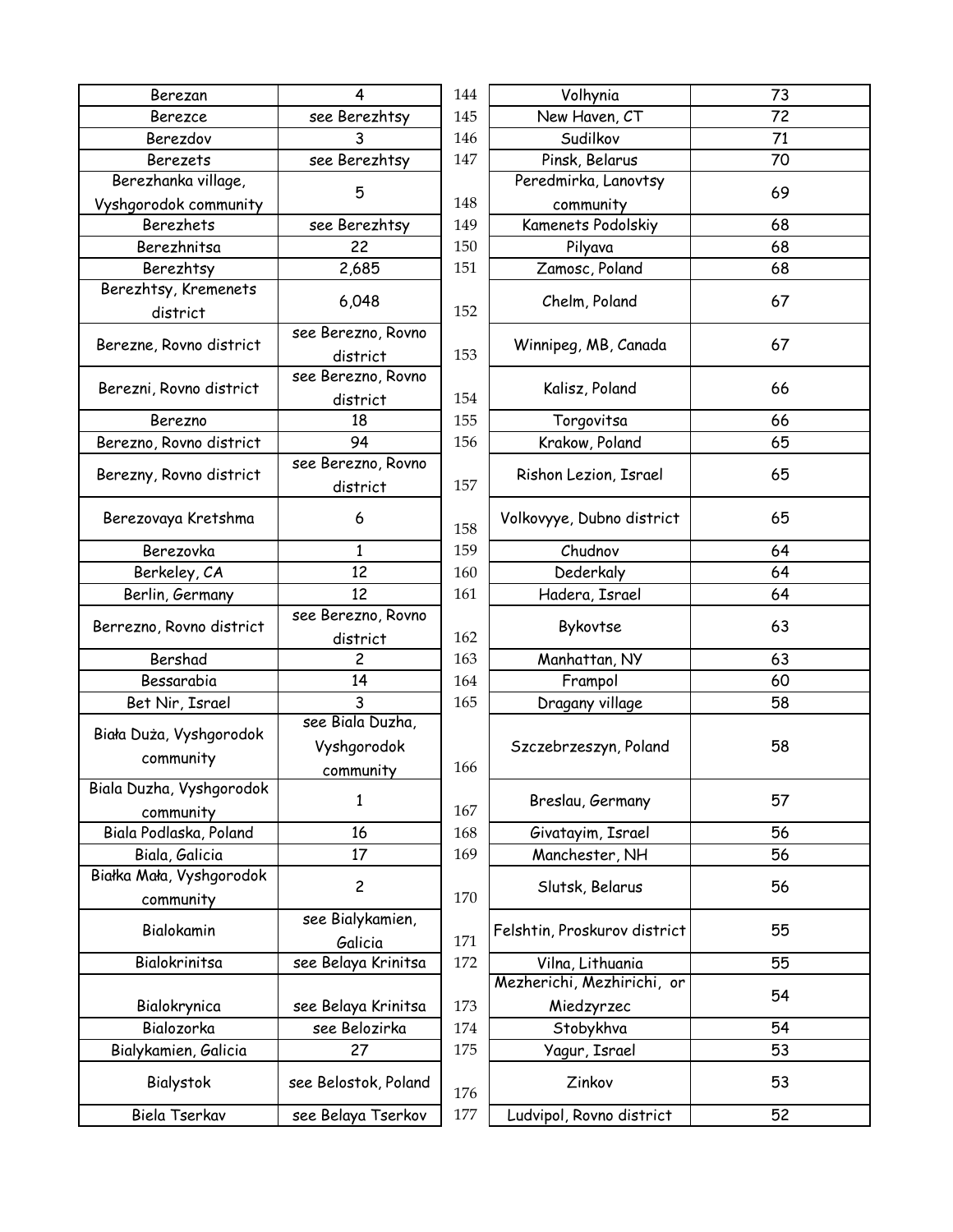| Berezan | 4 |
|---|---|
| Berezce | see Berezhtsy |
| Berezdov | 3 |
| Berezets | see Berezhtsy |
| Berezhanka village, Vyshgorodok community | 5 |
| Berezhets | see Berezhtsy |
| Berezhnitsa | 22 |
| Berezhtsy | 2,685 |
| Berezhtsy, Kremenets district | 6,048 |
| Berezne, Rovno district | see Berezno, Rovno district |
| Berezni, Rovno district | see Berezno, Rovno district |
| Berezno | 18 |
| Berezno, Rovno district | 94 |
| Berezny, Rovno district | see Berezno, Rovno district |
| Berezovaya Kretshma | 6 |
| Berezovka | 1 |
| Berkeley, CA | 12 |
| Berlin, Germany | 12 |
| Berrezno, Rovno district | see Berezno, Rovno district |
| Bershad | 2 |
| Bessarabia | 14 |
| Bet Nir, Israel | 3 |
| Biała Duża, Vyshgorodok community | see Biala Duzha, Vyshgorodok community |
| Biala Duzha, Vyshgorodok community | 1 |
| Biala Podlaska, Poland | 16 |
| Biala, Galicia | 17 |
| Białka Mała, Vyshgorodok community | 2 |
| Bialokamin | see Bialykamien, Galicia |
| Bialokrinitsa | see Belaya Krinitsa |
| Bialokrynica | see Belaya Krinitsa |
| Bialozorka | see Belozirka |
| Bialykamien, Galicia | 27 |
| Bialystok | see Belostok, Poland |
| Biela Tserkav | see Belaya Tserkov |

| # | Place | Count |
|---|---|---|
| 144 | Volhynia | 73 |
| 145 | New Haven, CT | 72 |
| 146 | Sudilkov | 71 |
| 147 | Pinsk, Belarus | 70 |
| 148 | Peredmirka, Lanovtsy community | 69 |
| 149 | Kamenets Podolskiy | 68 |
| 150 | Pilyava | 68 |
| 151 | Zamosc, Poland | 68 |
| 152 | Chelm, Poland | 67 |
| 153 | Winnipeg, MB, Canada | 67 |
| 154 | Kalisz, Poland | 66 |
| 155 | Torgovitsa | 66 |
| 156 | Krakow, Poland | 65 |
| 157 | Rishon Lezion, Israel | 65 |
| 158 | Volkovyye, Dubno district | 65 |
| 159 | Chudnov | 64 |
| 160 | Dederkaly | 64 |
| 161 | Hadera, Israel | 64 |
| 162 | Bykovtse | 63 |
| 163 | Manhattan, NY | 63 |
| 164 | Frampol | 60 |
| 165 | Dragany village | 58 |
| 166 | Szczebrzeszyn, Poland | 58 |
| 167 | Breslau, Germany | 57 |
| 168 | Givatayim, Israel | 56 |
| 169 | Manchester, NH | 56 |
| 170 | Slutsk, Belarus | 56 |
| 171 | Felshtin, Proskurov district | 55 |
| 172 | Vilna, Lithuania | 55 |
| 173 | Mezherichi, Mezhirichi, or Miedzyrzec | 54 |
| 174 | Stobykhva | 54 |
| 175 | Yagur, Israel | 53 |
| 176 | Zinkov | 53 |
| 177 | Ludvipol, Rovno district | 52 |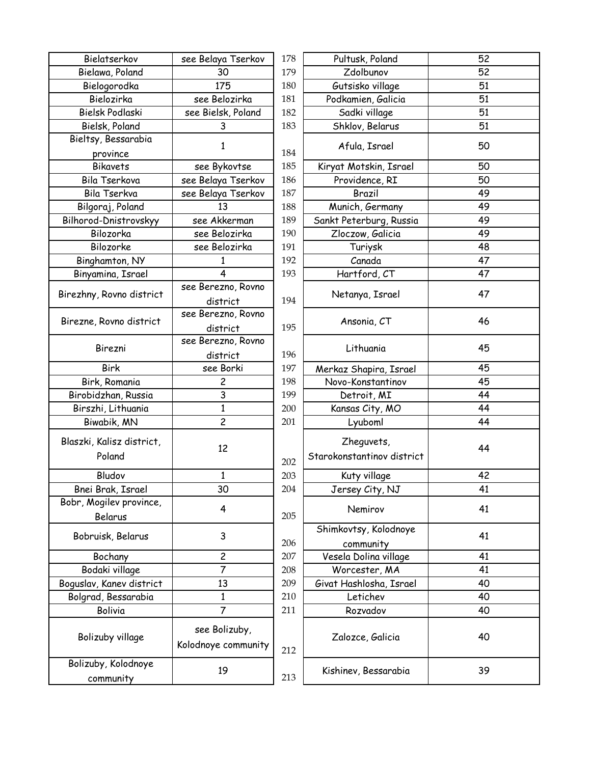| Bielatserkov | see Belaya Tserkov |
|---|---|
| Bielawa, Poland | 30 |
| Bielogorodka | 175 |
| Bielozirka | see Belozirka |
| Bielsk Podlaski | see Bielsk, Poland |
| Bielsk, Poland | 3 |
| Bieltsy, Bessarabia province | 1 |
| Bikavets | see Bykovtse |
| Bila Tserkova | see Belaya Tserkov |
| Bila Tserkva | see Belaya Tserkov |
| Bilgoraj, Poland | 13 |
| Bilhorod-Dnistrovskyy | see Akkerman |
| Bilozorka | see Belozirka |
| Bilozorke | see Belozirka |
| Binghamton, NY | 1 |
| Binyamina, Israel | 4 |
| Birezhny, Rovno district | see Berezno, Rovno district |
| Birezne, Rovno district | see Berezno, Rovno district |
| Birezni | see Berezno, Rovno district |
| Birk | see Borki |
| Birk, Romania | 2 |
| Birobidzhan, Russia | 3 |
| Birszhi, Lithuania | 1 |
| Biwabik, MN | 2 |
| Blaszki, Kalisz district, Poland | 12 |
| Bludov | 1 |
| Bnei Brak, Israel | 30 |
| Bobr, Mogilev province, Belarus | 4 |
| Bobruisk, Belarus | 3 |
| Bochany | 2 |
| Bodaki village | 7 |
| Boguslav, Kanev district | 13 |
| Bolgrad, Bessarabia | 1 |
| Bolivia | 7 |
| Bolizuby village | see Bolizuby, Kolodnoye community |
| Bolizuby, Kolodnoye community | 19 |

| 178 | Pultusk, Poland | 52 |
|---|---|---|
| 179 | Zdolbunov | 52 |
| 180 | Gutsisko village | 51 |
| 181 | Podkamien, Galicia | 51 |
| 182 | Sadki village | 51 |
| 183 | Shklov, Belarus | 51 |
| 184 | Afula, Israel | 50 |
| 185 | Kiryat Motskin, Israel | 50 |
| 186 | Providence, RI | 50 |
| 187 | Brazil | 49 |
| 188 | Munich, Germany | 49 |
| 189 | Sankt Peterburg, Russia | 49 |
| 190 | Zloczow, Galicia | 49 |
| 191 | Turiysk | 48 |
| 192 | Canada | 47 |
| 193 | Hartford, CT | 47 |
| 194 | Netanya, Israel | 47 |
| 195 | Ansonia, CT | 46 |
| 196 | Lithuania | 45 |
| 197 | Merkaz Shapira, Israel | 45 |
| 198 | Novo-Konstantinov | 45 |
| 199 | Detroit, MI | 44 |
| 200 | Kansas City, MO | 44 |
| 201 | Lyuboml | 44 |
| 202 | Zheguvets, Starokonstantinov district | 44 |
| 203 | Kuty village | 42 |
| 204 | Jersey City, NJ | 41 |
| 205 | Nemirov | 41 |
| 206 | Shimkovtsy, Kolodnoye community | 41 |
| 207 | Vesela Dolina village | 41 |
| 208 | Worcester, MA | 41 |
| 209 | Givat Hashlosha, Israel | 40 |
| 210 | Letichev | 40 |
| 211 | Rozvadov | 40 |
| 212 | Zalozce, Galicia | 40 |
| 213 | Kishinev, Bessarabia | 39 |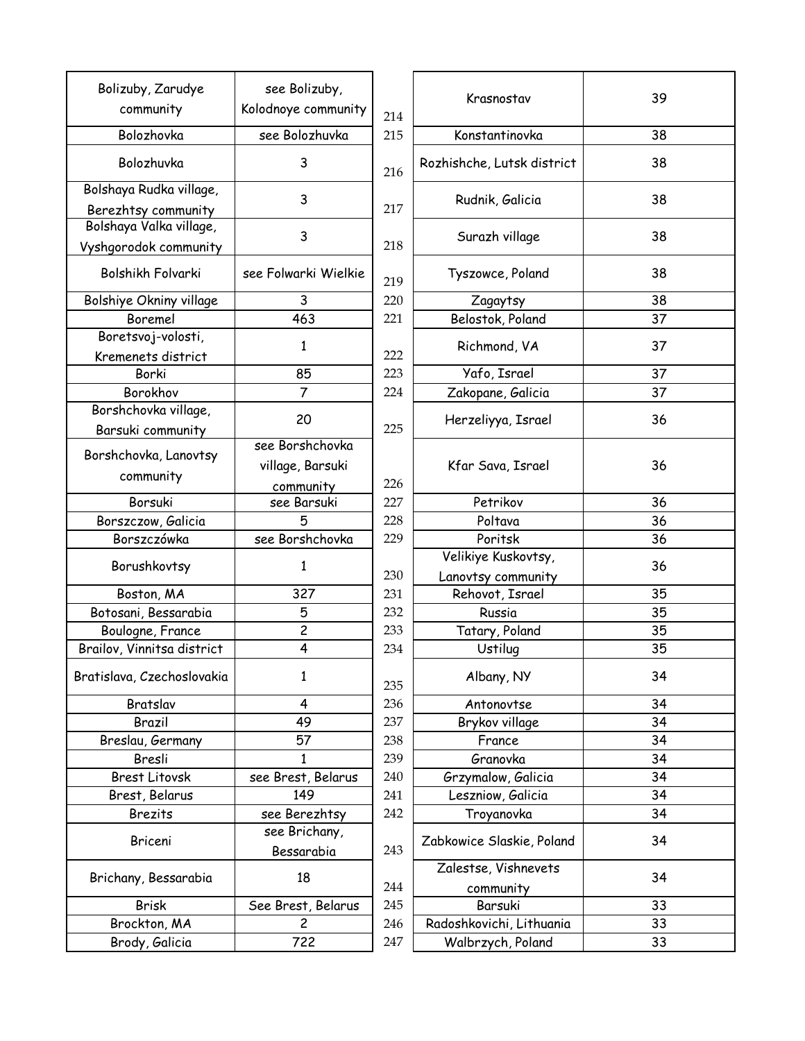| | |
|---|---|
| Bolizuby, Zarudye community | see Bolizuby, Kolodnoye community |
| Bolozhovka | see Bolozhuvka |
| Bolozhuvka | 3 |
| Bolshaya Rudka village, Berezhtsy community | 3 |
| Bolshaya Valka village, Vyshgorodok community | 3 |
| Bolshikh Folvarki | see Folwarki Wielkie |
| Bolshiye Okniny village | 3 |
| Boremel | 463 |
| Boretsvoj-volosti, Kremenets district | 1 |
| Borki | 85 |
| Borokhov | 7 |
| Borshchovka village, Barsuki community | 20 |
| Borshchovka, Lanovtsy community | see Borshchovka village, Barsuki community |
| Borsuki | see Barsuki |
| Borszczow, Galicia | 5 |
| Borszczówka | see Borshchovka |
| Borushkovtsy | 1 |
| Boston, MA | 327 |
| Botosani, Bessarabia | 5 |
| Boulogne, France | 2 |
| Brailov, Vinnitsa district | 4 |
| Bratislava, Czechoslovakia | 1 |
| Bratslav | 4 |
| Brazil | 49 |
| Breslau, Germany | 57 |
| Bresli | 1 |
| Brest Litovsk | see Brest, Belarus |
| Brest, Belarus | 149 |
| Brezits | see Berezhtsy |
| Briceni | see Brichany, Bessarabia |
| Brichany, Bessarabia | 18 |
| Brisk | See Brest, Belarus |
| Brockton, MA | 2 |
| Brody, Galicia | 722 |

| | | |
|---|---|---|
| 214 | Krasnostav | 39 |
| 215 | Konstantinovka | 38 |
| 216 | Rozhishche, Lutsk district | 38 |
| 217 | Rudnik, Galicia | 38 |
| 218 | Surazh village | 38 |
| 219 | Tyszowce, Poland | 38 |
| 220 | Zagaytsy | 38 |
| 221 | Belostok, Poland | 37 |
| 222 | Richmond, VA | 37 |
| 223 | Yafo, Israel | 37 |
| 224 | Zakopane, Galicia | 37 |
| 225 | Herzeliyya, Israel | 36 |
| 226 | Kfar Sava, Israel | 36 |
| 227 | Petrikov | 36 |
| 228 | Poltava | 36 |
| 229 | Poritsk | 36 |
| 230 | Velikiye Kuskovtsy, Lanovtsy community | 36 |
| 231 | Rehovot, Israel | 35 |
| 232 | Russia | 35 |
| 233 | Tatary, Poland | 35 |
| 234 | Ustilug | 35 |
| 235 | Albany, NY | 34 |
| 236 | Antonovtse | 34 |
| 237 | Brykov village | 34 |
| 238 | France | 34 |
| 239 | Granovka | 34 |
| 240 | Grzymalow, Galicia | 34 |
| 241 | Leszniow, Galicia | 34 |
| 242 | Troyanovka | 34 |
| 243 | Zabkowice Slaskie, Poland | 34 |
| 244 | Zalestse, Vishnevets community | 34 |
| 245 | Barsuki | 33 |
| 246 | Radoshkovichi, Lithuania | 33 |
| 247 | Walbrzych, Poland | 33 |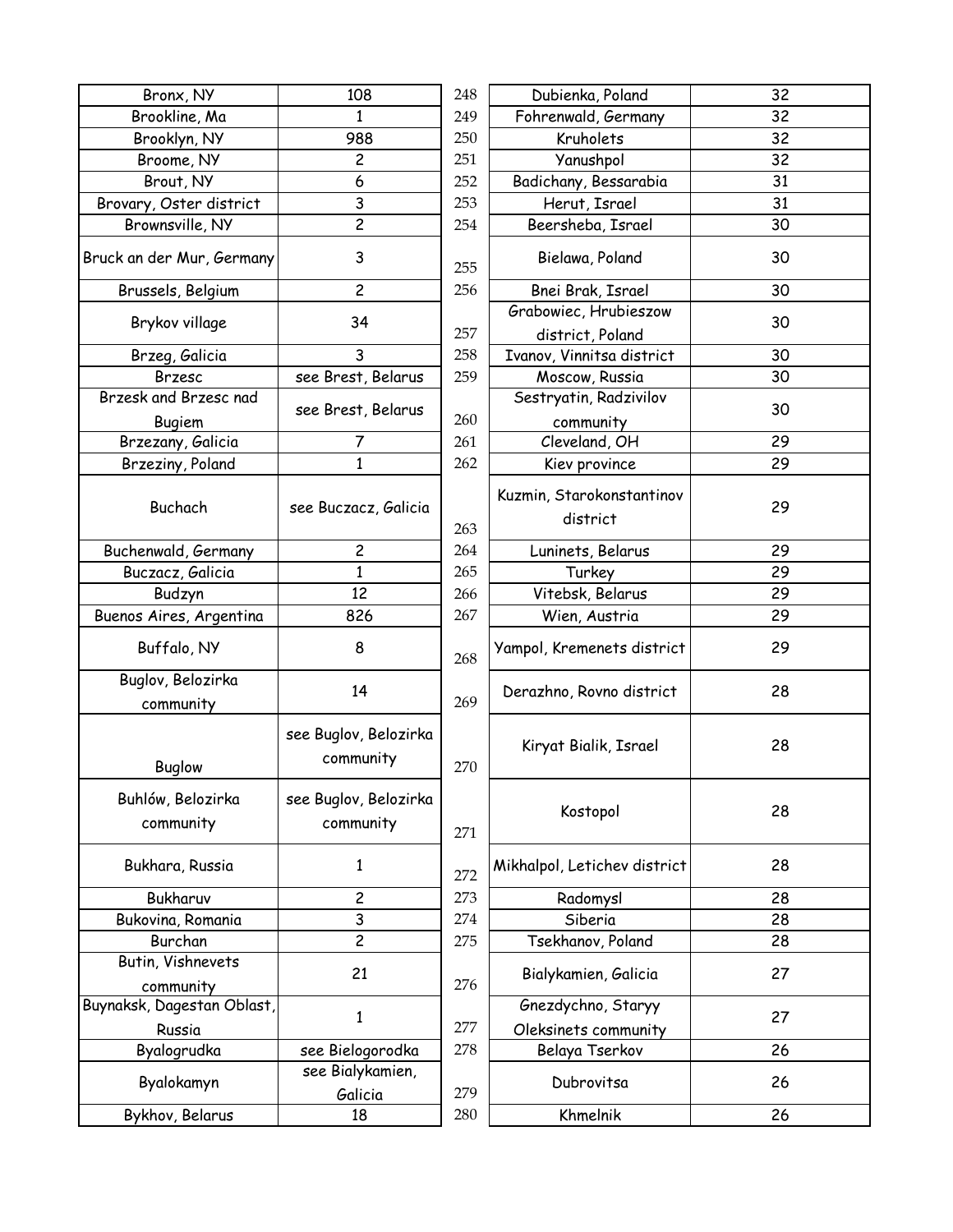| Bronx, NY | 108 |
|---|---|
| Brookline, Ma | 1 |
| Brooklyn, NY | 988 |
| Broome, NY | 2 |
| Brout, NY | 6 |
| Brovary, Oster district | 3 |
| Brownsville, NY | 2 |
| Bruck an der Mur, Germany | 3 |
| Brussels, Belgium | 2 |
| Brykov village | 34 |
| Brzeg, Galicia | 3 |
| Brzesc | see Brest, Belarus |
| Brzesk and Brzesc nad Bugiem | see Brest, Belarus |
| Brzezany, Galicia | 7 |
| Brzeziny, Poland | 1 |
| Buchach | see Buczacz, Galicia |
| Buchenwald, Germany | 2 |
| Buczacz, Galicia | 1 |
| Budzyn | 12 |
| Buenos Aires, Argentina | 826 |
| Buffalo, NY | 8 |
| Buglov, Belozirka community | 14 |
| Buglow | see Buglov, Belozirka community |
| Buhlów, Belozirka community | see Buglov, Belozirka community |
| Bukhara, Russia | 1 |
| Bukharuv | 2 |
| Bukovina, Romania | 3 |
| Burchan | 2 |
| Butin, Vishnevets community | 21 |
| Buynaksk, Dagestan Oblast, Russia | 1 |
| Byalogrudka | see Bielogorodka |
| Byalokamyn | see Bialykamien, Galicia |
| Bykhov, Belarus | 18 |

| 248 | Dubienka, Poland | 32 |
|---|---|---|
| 249 | Fohrenwald, Germany | 32 |
| 250 | Kruholets | 32 |
| 251 | Yanushpol | 32 |
| 252 | Badichany, Bessarabia | 31 |
| 253 | Herut, Israel | 31 |
| 254 | Beersheba, Israel | 30 |
| 255 | Bielawa, Poland | 30 |
| 256 | Bnei Brak, Israel | 30 |
| 257 | Grabowiec, Hrubieszow district, Poland | 30 |
| 258 | Ivanov, Vinnitsa district | 30 |
| 259 | Moscow, Russia | 30 |
| 260 | Sestryatin, Radzivilov community | 30 |
| 261 | Cleveland, OH | 29 |
| 262 | Kiev province | 29 |
| 263 | Kuzmin, Starokonstantinov district | 29 |
| 264 | Luninets, Belarus | 29 |
| 265 | Turkey | 29 |
| 266 | Vitebsk, Belarus | 29 |
| 267 | Wien, Austria | 29 |
| 268 | Yampol, Kremenets district | 29 |
| 269 | Derazhno, Rovno district | 28 |
| 270 | Kiryat Bialik, Israel | 28 |
| 271 | Kostopol | 28 |
| 272 | Mikhalpol, Letichev district | 28 |
| 273 | Radomysl | 28 |
| 274 | Siberia | 28 |
| 275 | Tsekhanov, Poland | 28 |
| 276 | Bialykamien, Galicia | 27 |
| 277 | Gnezdychno, Staryy Oleksinets community | 27 |
| 278 | Belaya Tserkov | 26 |
| 279 | Dubrovitsa | 26 |
| 280 | Khmelnik | 26 |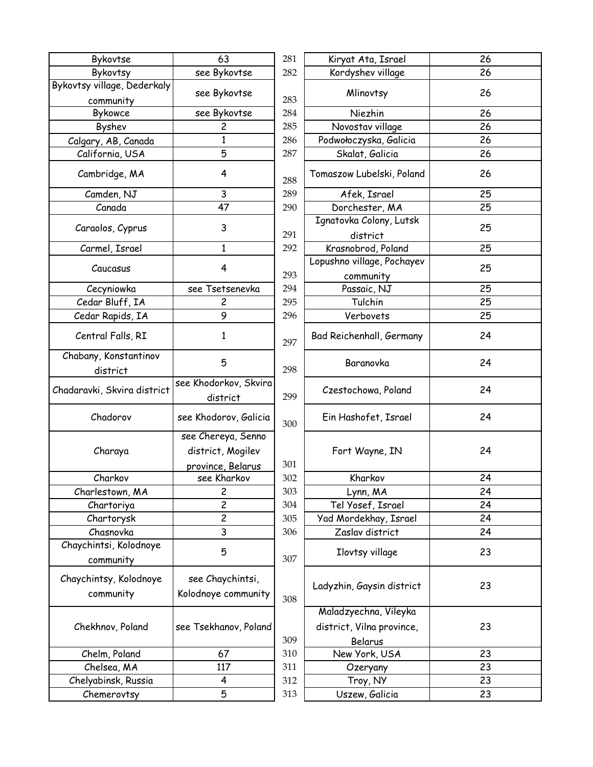| Bykovtse | 63 |
|---|---|
| Bykovtsy | see Bykovtse |
| Bykovtsy village, Dederkaly community | see Bykovtse |
| Bykowce | see Bykovtse |
| Byshev | 2 |
| Calgary, AB, Canada | 1 |
| California, USA | 5 |
| Cambridge, MA | 4 |
| Camden, NJ | 3 |
| Canada | 47 |
| Caraolos, Cyprus | 3 |
| Carmel, Israel | 1 |
| Caucasus | 4 |
| Cecyniowka | see Tsetsenevka |
| Cedar Bluff, IA | 2 |
| Cedar Rapids, IA | 9 |
| Central Falls, RI | 1 |
| Chabany, Konstantinov district | 5 |
| Chadaravki, Skvira district | see Khodorkov, Skvira district |
| Chadorov | see Khodorov, Galicia |
| Charaya | see Chereya, Senno district, Mogilev province, Belarus |
| Charkov | see Kharkov |
| Charlestown, MA | 2 |
| Chartoriya | 2 |
| Chartorysk | 2 |
| Chasnovka | 3 |
| Chaychintsi, Kolodnoye community | 5 |
| Chaychintsy, Kolodnoye community | see Chaychintsi, Kolodnoye community |
| Chekhnov, Poland | see Tsekhanov, Poland |
| Chelm, Poland | 67 |
| Chelsea, MA | 117 |
| Chelyabinsk, Russia | 4 |
| Chemerovtsy | 5 |

| # | Place | Count |
|---|---|---|
| 281 | Kiryat Ata, Israel | 26 |
| 282 | Kordyshev village | 26 |
| 283 | Mlinovtsy | 26 |
| 284 | Niezhin | 26 |
| 285 | Novostav village | 26 |
| 286 | Podwołoczyska, Galicia | 26 |
| 287 | Skalat, Galicia | 26 |
| 288 | Tomaszow Lubelski, Poland | 26 |
| 289 | Afek, Israel | 25 |
| 290 | Dorchester, MA | 25 |
| 291 | Ignatovka Colony, Lutsk district | 25 |
| 292 | Krasnobrod, Poland | 25 |
| 293 | Lopushno village, Pochayev community | 25 |
| 294 | Passaic, NJ | 25 |
| 295 | Tulchin | 25 |
| 296 | Verbovets | 25 |
| 297 | Bad Reichenhall, Germany | 24 |
| 298 | Baranovka | 24 |
| 299 | Czestochowa, Poland | 24 |
| 300 | Ein Hashofet, Israel | 24 |
| 301 | Fort Wayne, IN | 24 |
| 302 | Kharkov | 24 |
| 303 | Lynn, MA | 24 |
| 304 | Tel Yosef, Israel | 24 |
| 305 | Yad Mordekhay, Israel | 24 |
| 306 | Zaslav district | 24 |
| 307 | Ilovtsy village | 23 |
| 308 | Ladyzhin, Gaysin district | 23 |
| 309 | Maladzyechna, Vileyka district, Vilna province, Belarus | 23 |
| 310 | New York, USA | 23 |
| 311 | Ozeryany | 23 |
| 312 | Troy, NY | 23 |
| 313 | Uszew, Galicia | 23 |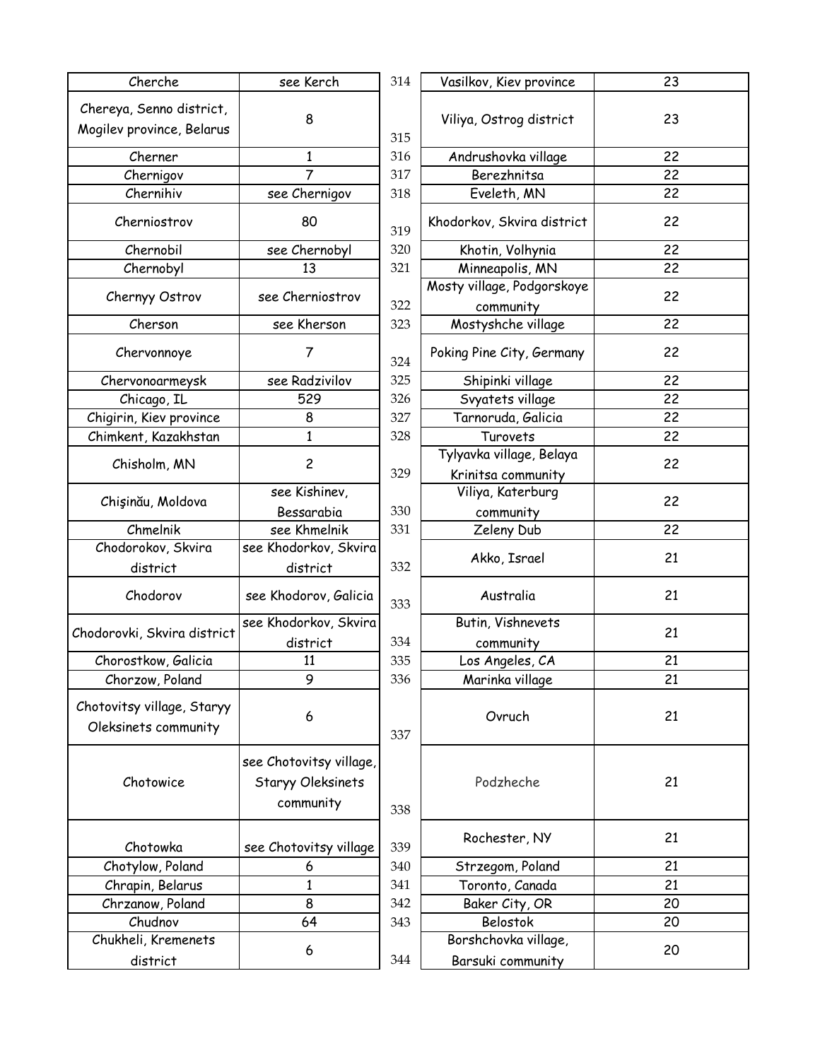| Cherche | see Kerch |
| --- | --- |
| Chereya, Senno district, Mogilev province, Belarus | 8 |
| Cherner | 1 |
| Chernigov | 7 |
| Chernihiv | see Chernigov |
| Cherniostrov | 80 |
| Chernobil | see Chernobyl |
| Chernobyl | 13 |
| Chernyy Ostrov | see Cherniostrov |
| Cherson | see Kherson |
| Chervonnoye | 7 |
| Chervonoarmeysk | see Radzivilov |
| Chicago, IL | 529 |
| Chigirin, Kiev province | 8 |
| Chimkent, Kazakhstan | 1 |
| Chisholm, MN | 2 |
| Chişinău, Moldova | see Kishinev, Bessarabia |
| Chmelnik | see Khmelnik |
| Chodorokov, Skvira district | see Khodorkov, Skvira district |
| Chodorov | see Khodorov, Galicia |
| Chodorovki, Skvira district | see Khodorkov, Skvira district |
| Chorostkow, Galicia | 11 |
| Chorzow, Poland | 9 |
| Chotovitsy village, Staryy Oleksinets community | 6 |
| Chotowice | see Chotovitsy village, Staryy Oleksinets community |
| Chotowka | see Chotovitsy village |
| Chotylow, Poland | 6 |
| Chrapin, Belarus | 1 |
| Chrzanow, Poland | 8 |
| Chudnov | 64 |
| Chukheli, Kremenets district | 6 |

| | | |
| --- | --- | --- |
| 314 | Vasilkov, Kiev province | 23 |
| 315 | Viliya, Ostrog district | 23 |
| 316 | Andrushovka village | 22 |
| 317 | Berezhnitsa | 22 |
| 318 | Eveleth, MN | 22 |
| 319 | Khodorkov, Skvira district | 22 |
| 320 | Khotin, Volhynia | 22 |
| 321 | Minneapolis, MN | 22 |
| 322 | Mosty village, Podgorskoye community | 22 |
| 323 | Mostyshche village | 22 |
| 324 | Poking Pine City, Germany | 22 |
| 325 | Shipinki village | 22 |
| 326 | Svyatets village | 22 |
| 327 | Tarnoruda, Galicia | 22 |
| 328 | Turovets | 22 |
| 329 | Tylyavka village, Belaya Krinitsa community | 22 |
| 330 | Viliya, Katerburg community | 22 |
| 331 | Zeleny Dub | 22 |
| 332 | Akko, Israel | 21 |
| 333 | Australia | 21 |
| 334 | Butin, Vishnevets community | 21 |
| 335 | Los Angeles, CA | 21 |
| 336 | Marinka village | 21 |
| 337 | Ovruch | 21 |
| 338 | Podzheche | 21 |
| 339 | Rochester, NY | 21 |
| 340 | Strzegom, Poland | 21 |
| 341 | Toronto, Canada | 21 |
| 342 | Baker City, OR | 20 |
| 343 | Belostok | 20 |
| 344 | Borshchovka village, Barsuki community | 20 |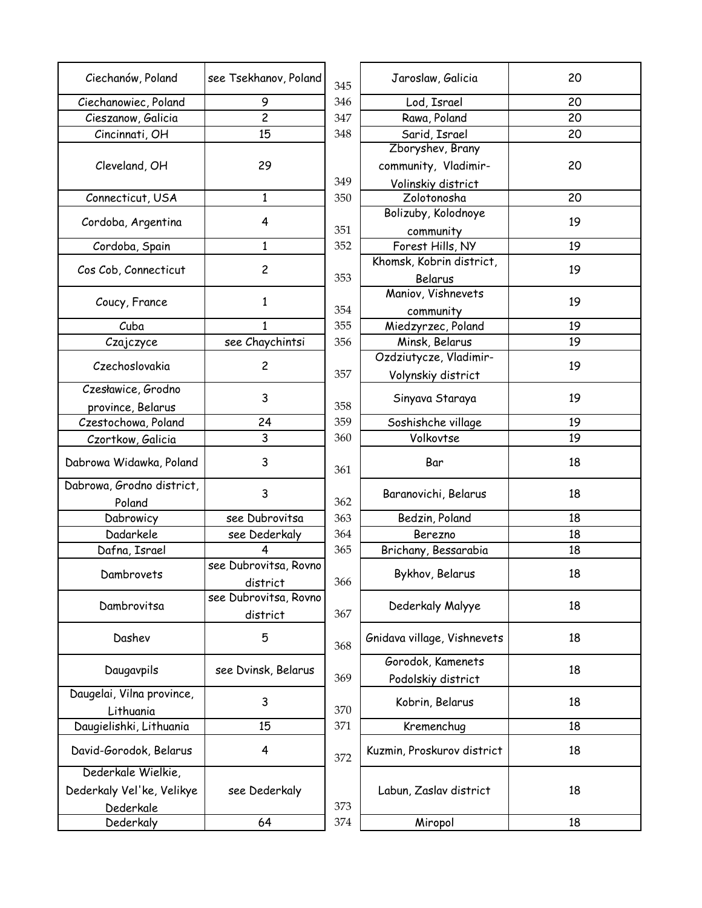| Ciechanów, Poland | see Tsekhanov, Poland |
|---|---|
| Ciechanowiec, Poland | 9 |
| Cieszanow, Galicia | 2 |
| Cincinnati, OH | 15 |
| Cleveland, OH | 29 |
| Connecticut, USA | 1 |
| Cordoba, Argentina | 4 |
| Cordoba, Spain | 1 |
| Cos Cob, Connecticut | 2 |
| Coucy, France | 1 |
| Cuba | 1 |
| Czajczyce | see Chaychintsi |
| Czechoslovakia | 2 |
| Czesławice, Grodno province, Belarus | 3 |
| Czestochowa, Poland | 24 |
| Czortkow, Galicia | 3 |
| Dabrowa Widawka, Poland | 3 |
| Dabrowa, Grodno district, Poland | 3 |
| Dabrowicy | see Dubrovitsa |
| Dadarkele | see Dederkaly |
| Dafna, Israel | 4 |
| Dambrovets | see Dubrovitsa, Rovno district |
| Dambrovitsa | see Dubrovitsa, Rovno district |
| Dashev | 5 |
| Daugavpils | see Dvinsk, Belarus |
| Daugelai, Vilna province, Lithuania | 3 |
| Daugielishki, Lithuania | 15 |
| David-Gorodok, Belarus | 4 |
| Dederkale Wielkie, Dederkaly Vel'ke, Velikye Dederkale | see Dederkaly |
| Dederkaly | 64 |

| # | Place | Count |
|---|---|---|
| 345 | Jaroslaw, Galicia | 20 |
| 346 | Lod, Israel | 20 |
| 347 | Rawa, Poland | 20 |
| 348 | Sarid, Israel | 20 |
| 349 | Zboryshev, Brany community, Vladimir-Volinskiy district | 20 |
| 350 | Zolotonosha | 20 |
| 351 | Bolizuby, Kolodnoye community | 19 |
| 352 | Forest Hills, NY | 19 |
| 353 | Khomsk, Kobrin district, Belarus | 19 |
| 354 | Maniov, Vishnevets community | 19 |
| 355 | Miedzyrzec, Poland | 19 |
| 356 | Minsk, Belarus | 19 |
| 357 | Ozdziutycze, Vladimir-Volynskiy district | 19 |
| 358 | Sinyava Staraya | 19 |
| 359 | Soshishche village | 19 |
| 360 | Volkovtse | 19 |
| 361 | Bar | 18 |
| 362 | Baranovichi, Belarus | 18 |
| 363 | Bedzin, Poland | 18 |
| 364 | Berezno | 18 |
| 365 | Brichany, Bessarabia | 18 |
| 366 | Bykhov, Belarus | 18 |
| 367 | Dederkaly Malyye | 18 |
| 368 | Gnidava village, Vishnevets | 18 |
| 369 | Gorodok, Kamenets Podolskiy district | 18 |
| 370 | Kobrin, Belarus | 18 |
| 371 | Kremenchug | 18 |
| 372 | Kuzmin, Proskurov district | 18 |
| 373 | Labun, Zaslav district | 18 |
| 374 | Miropol | 18 |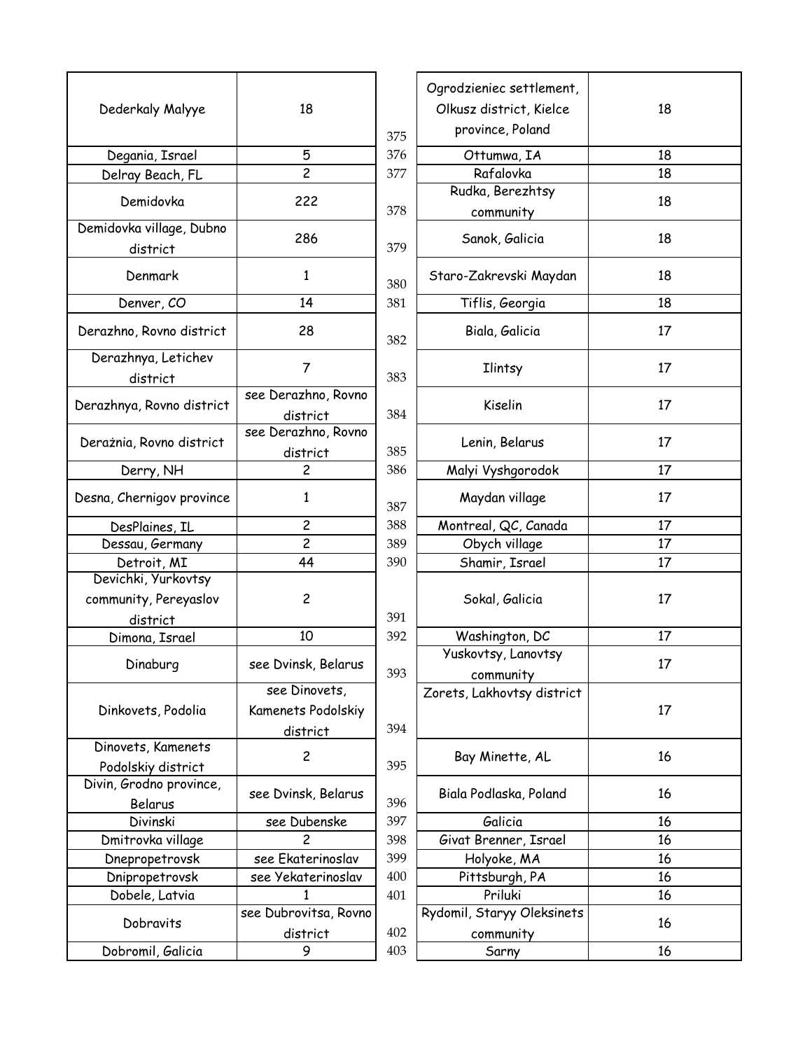| Dederkaly Malyye | 18 |
|---|---|
| Degania, Israel | 5 |
| Delray Beach, FL | 2 |
| Demidovka | 222 |
| Demidovka village, Dubno district | 286 |
| Denmark | 1 |
| Denver, CO | 14 |
| Derazhno, Rovno district | 28 |
| Derazhnya, Letichev district | 7 |
| Derazhnya, Rovno district | see Derazhno, Rovno district |
| Deražnia, Rovno district | see Derazhno, Rovno district |
| Derry, NH | 2 |
| Desna, Chernigov province | 1 |
| DesPlaines, IL | 2 |
| Dessau, Germany | 2 |
| Detroit, MI | 44 |
| Devichki, Yurkovtsy community, Pereyaslov district | 2 |
| Dimona, Israel | 10 |
| Dinaburg | see Dvinsk, Belarus |
| Dinkovets, Podolia | see Dinovets, Kamenets Podolskiy district |
| Dinovets, Kamenets Podolskiy district | 2 |
| Divin, Grodno province, Belarus | see Dvinsk, Belarus |
| Divinski | see Dubenske |
| Dmitrovka village | 2 |
| Dnepropetrovsk | see Ekaterinoslav |
| Dnipropetrovsk | see Yekaterinoslav |
| Dobele, Latvia | 1 |
| Dobravits | see Dubrovitsa, Rovno district |
| Dobromil, Galicia | 9 |

| # | Place | Count |
|---|---|---|
| 375 | Ogrodzieniec settlement, Olkusz district, Kielce province, Poland | 18 |
| 376 | Ottumwa, IA | 18 |
| 377 | Rafalovka | 18 |
| 378 | Rudka, Berezhtsy community | 18 |
| 379 | Sanok, Galicia | 18 |
| 380 | Staro-Zakrevski Maydan | 18 |
| 381 | Tiflis, Georgia | 18 |
| 382 | Biala, Galicia | 17 |
| 383 | Ilintsy | 17 |
| 384 | Kiselin | 17 |
| 385 | Lenin, Belarus | 17 |
| 386 | Malyi Vyshgorodok | 17 |
| 387 | Maydan village | 17 |
| 388 | Montreal, QC, Canada | 17 |
| 389 | Obych village | 17 |
| 390 | Shamir, Israel | 17 |
| 391 | Sokal, Galicia | 17 |
| 392 | Washington, DC | 17 |
| 393 | Yuskovtsy, Lanovtsy community | 17 |
| 394 | Zorets, Lakhovtsy district | 17 |
| 395 | Bay Minette, AL | 16 |
| 396 | Biala Podlaska, Poland | 16 |
| 397 | Galicia | 16 |
| 398 | Givat Brenner, Israel | 16 |
| 399 | Holyoke, MA | 16 |
| 400 | Pittsburgh, PA | 16 |
| 401 | Priluki | 16 |
| 402 | Rydomil, Staryy Oleksinets community | 16 |
| 403 | Sarny | 16 |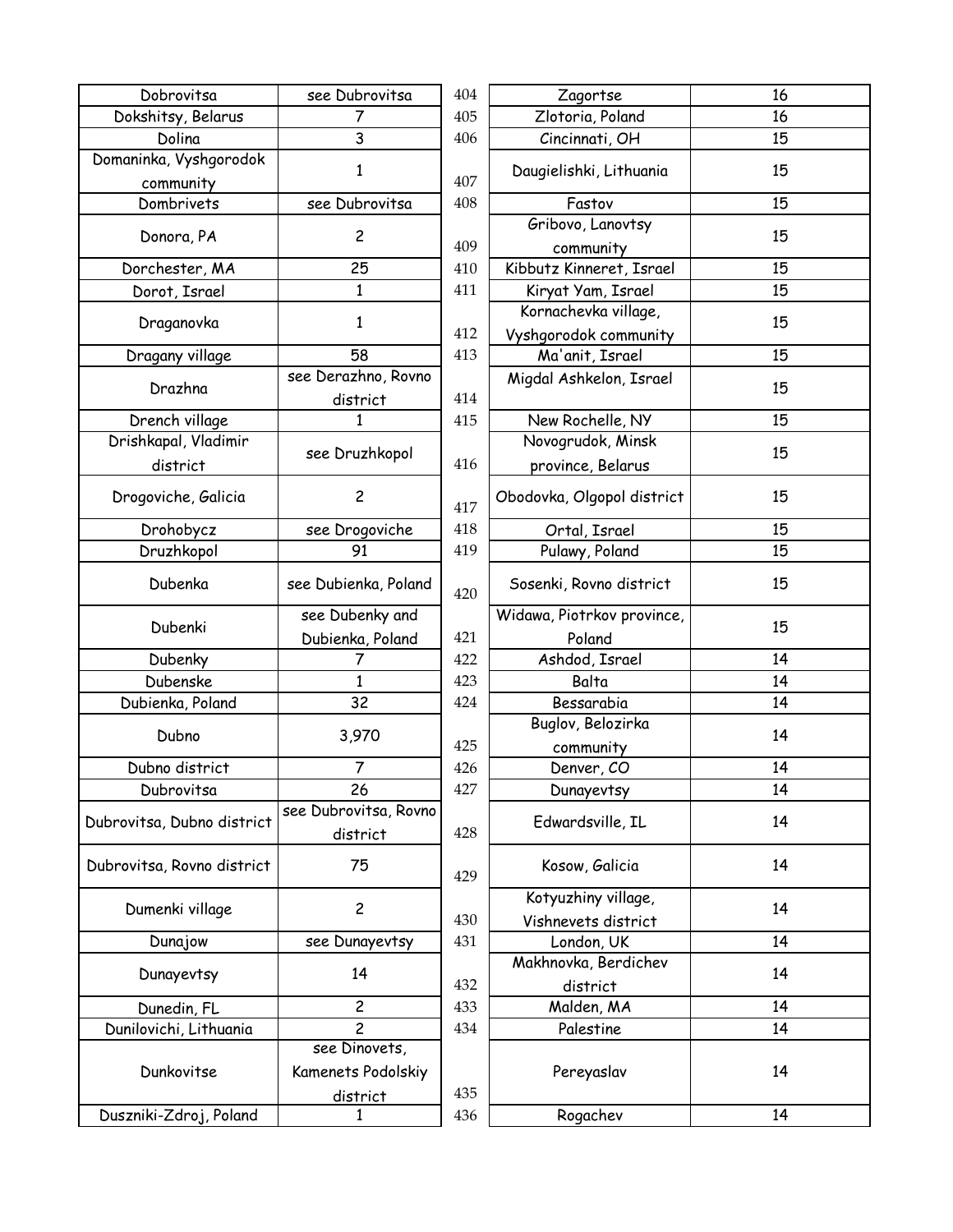| | |
|---|---|
| Dobrovitsa | see Dubrovitsa |
| Dokshitsy, Belarus | 7 |
| Dolina | 3 |
| Domaninka, Vyshgorodok community | 1 |
| Dombrivets | see Dubrovitsa |
| Donora, PA | 2 |
| Dorchester, MA | 25 |
| Dorot, Israel | 1 |
| Draganovka | 1 |
| Dragany village | 58 |
| Drazhna | see Derazhno, Rovno district |
| Drench village | 1 |
| Drishkapal, Vladimir district | see Druzhkopol |
| Drogoviche, Galicia | 2 |
| Drohobycz | see Drogoviche |
| Druzhkopol | 91 |
| Dubenka | see Dubienka, Poland |
| Dubenki | see Dubenky and Dubienka, Poland |
| Dubenky | 7 |
| Dubenske | 1 |
| Dubienka, Poland | 32 |
| Dubno | 3,970 |
| Dubno district | 7 |
| Dubrovitsa | 26 |
| Dubrovitsa, Dubno district | see Dubrovitsa, Rovno district |
| Dubrovitsa, Rovno district | 75 |
| Dumenki village | 2 |
| Dunajow | see Dunayevtsy |
| Dunayevtsy | 14 |
| Dunedin, FL | 2 |
| Dunilovichi, Lithuania | 2 |
| Dunkovitse | see Dinovets, Kamenets Podolskiy district |
| Duszniki-Zdroj, Poland | 1 |

| # | | |
|---|---|---|
| 404 | Zagortse | 16 |
| 405 | Zlotoria, Poland | 16 |
| 406 | Cincinnati, OH | 15 |
| 407 | Daugielishki, Lithuania | 15 |
| 408 | Fastov | 15 |
| 409 | Gribovo, Lanovtsy community | 15 |
| 410 | Kibbutz Kinneret, Israel | 15 |
| 411 | Kiryat Yam, Israel | 15 |
| 412 | Kornachevka village, Vyshgorodok community | 15 |
| 413 | Ma'anit, Israel | 15 |
| 414 | Migdal Ashkelon, Israel | 15 |
| 415 | New Rochelle, NY | 15 |
| 416 | Novogrudok, Minsk province, Belarus | 15 |
| 417 | Obodovka, Olgopol district | 15 |
| 418 | Ortal, Israel | 15 |
| 419 | Pulawy, Poland | 15 |
| 420 | Sosenki, Rovno district | 15 |
| 421 | Widawa, Piotrkov province, Poland | 15 |
| 422 | Ashdod, Israel | 14 |
| 423 | Balta | 14 |
| 424 | Bessarabia | 14 |
| 425 | Buglov, Belozirka community | 14 |
| 426 | Denver, CO | 14 |
| 427 | Dunayevtsy | 14 |
| 428 | Edwardsville, IL | 14 |
| 429 | Kosow, Galicia | 14 |
| 430 | Kotyuzhiny village, Vishnevets district | 14 |
| 431 | London, UK | 14 |
| 432 | Makhnovka, Berdichev district | 14 |
| 433 | Malden, MA | 14 |
| 434 | Palestine | 14 |
| 435 | Pereyaslav | 14 |
| 436 | Rogachev | 14 |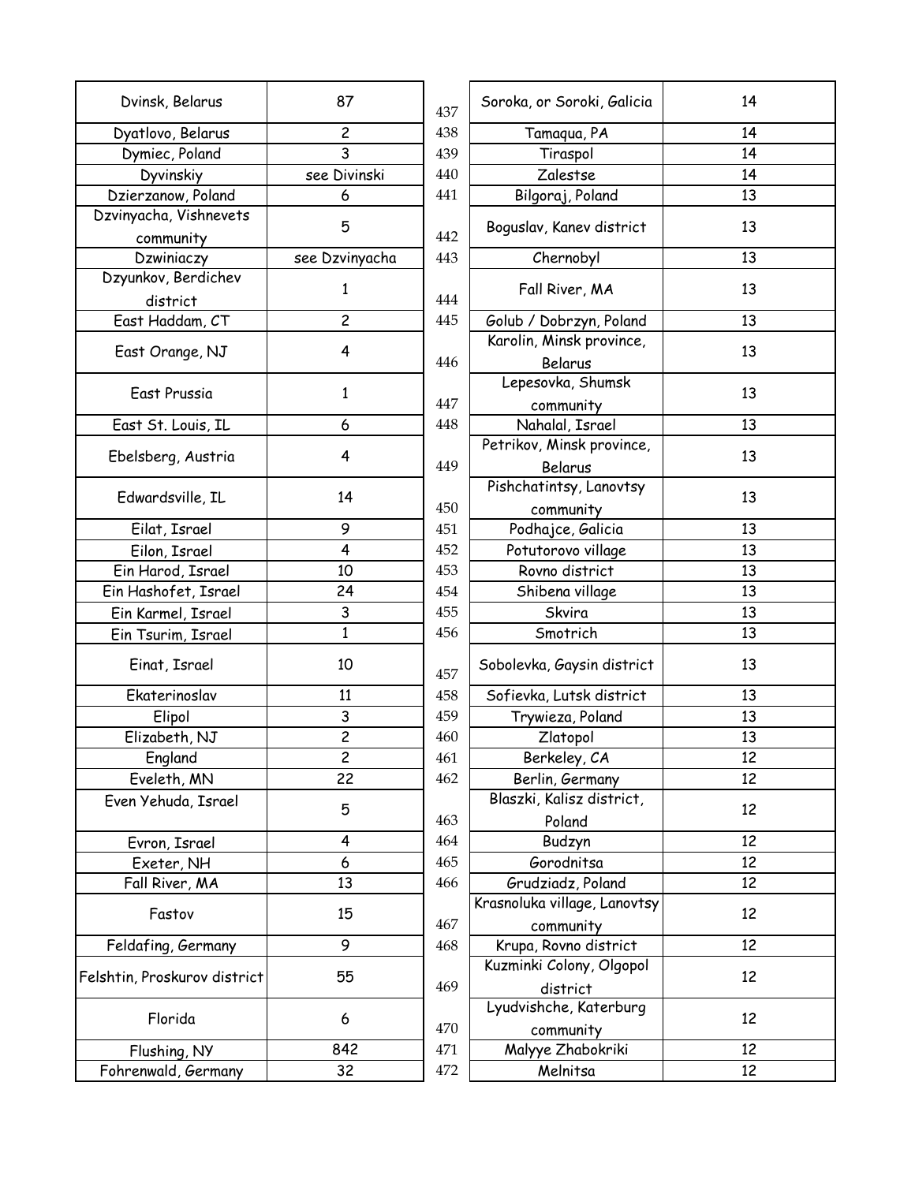| | |
|---|---|
| Dvinsk, Belarus | 87 |
| Dyatlovo, Belarus | 2 |
| Dymiec, Poland | 3 |
| Dyvinskiy | see Divinski |
| Dzierzanow, Poland | 6 |
| Dzvinyacha, Vishnevets community | 5 |
| Dzwiniaczy | see Dzvinyacha |
| Dzyunkov, Berdichev district | 1 |
| East Haddam, CT | 2 |
| East Orange, NJ | 4 |
| East Prussia | 1 |
| East St. Louis, IL | 6 |
| Ebelsberg, Austria | 4 |
| Edwardsville, IL | 14 |
| Eilat, Israel | 9 |
| Eilon, Israel | 4 |
| Ein Harod, Israel | 10 |
| Ein Hashofet, Israel | 24 |
| Ein Karmel, Israel | 3 |
| Ein Tsurim, Israel | 1 |
| Einat, Israel | 10 |
| Ekaterinoslav | 11 |
| Elipol | 3 |
| Elizabeth, NJ | 2 |
| England | 2 |
| Eveleth, MN | 22 |
| Even Yehuda, Israel | 5 |
| Evron, Israel | 4 |
| Exeter, NH | 6 |
| Fall River, MA | 13 |
| Fastov | 15 |
| Feldafing, Germany | 9 |
| Felshtin, Proskurov district | 55 |
| Florida | 6 |
| Flushing, NY | 842 |
| Fohrenwald, Germany | 32 |

| | | |
|---|---|---|
| 437 | Soroka, or Soroki, Galicia | 14 |
| 438 | Tamaqua, PA | 14 |
| 439 | Tiraspol | 14 |
| 440 | Zalestse | 14 |
| 441 | Bilgoraj, Poland | 13 |
| 442 | Boguslav, Kanev district | 13 |
| 443 | Chernobyl | 13 |
| 444 | Fall River, MA | 13 |
| 445 | Golub / Dobrzyn, Poland | 13 |
| 446 | Karolin, Minsk province, Belarus | 13 |
| 447 | Lepesovka, Shumsk community | 13 |
| 448 | Nahalal, Israel | 13 |
| 449 | Petrikov, Minsk province, Belarus | 13 |
| 450 | Pishchatintsy, Lanovtsy community | 13 |
| 451 | Podhajce, Galicia | 13 |
| 452 | Potutorovo village | 13 |
| 453 | Rovno district | 13 |
| 454 | Shibena village | 13 |
| 455 | Skvira | 13 |
| 456 | Smotrich | 13 |
| 457 | Sobolevka, Gaysin district | 13 |
| 458 | Sofievka, Lutsk district | 13 |
| 459 | Trywieza, Poland | 13 |
| 460 | Zlatopol | 13 |
| 461 | Berkeley, CA | 12 |
| 462 | Berlin, Germany | 12 |
| 463 | Blaszki, Kalisz district, Poland | 12 |
| 464 | Budzyn | 12 |
| 465 | Gorodnitsa | 12 |
| 466 | Grudziadz, Poland | 12 |
| 467 | Krasnoluka village, Lanovtsy community | 12 |
| 468 | Krupa, Rovno district | 12 |
| 469 | Kuzminki Colony, Olgopol district | 12 |
| 470 | Lyudvishche, Katerburg community | 12 |
| 471 | Malyye Zhabokriki | 12 |
| 472 | Melnitsa | 12 |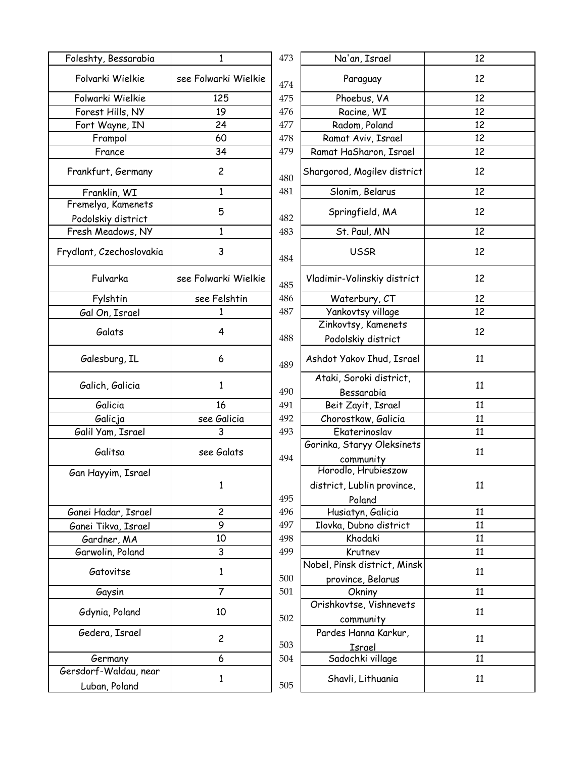| Foleshty, Bessarabia | 1 |
| --- | --- |
| Folvarki Wielkie | see Folwarki Wielkie |
| Folwarki Wielkie | 125 |
| Forest Hills, NY | 19 |
| Fort Wayne, IN | 24 |
| Frampol | 60 |
| France | 34 |
| Frankfurt, Germany | 2 |
| Franklin, WI | 1 |
| Fremelya, Kamenets Podolskiy district | 5 |
| Fresh Meadows, NY | 1 |
| Frydlant, Czechoslovakia | 3 |
| Fulvarka | see Folwarki Wielkie |
| Fylshtin | see Felshtin |
| Gal On, Israel | 1 |
| Galats | 4 |
| Galesburg, IL | 6 |
| Galich, Galicia | 1 |
| Galicia | 16 |
| Galicja | see Galicia |
| Galil Yam, Israel | 3 |
| Galitsa | see Galats |
| Gan Hayyim, Israel | 1 |
| Ganei Hadar, Israel | 2 |
| Ganei Tikva, Israel | 9 |
| Gardner, MA | 10 |
| Garwolin, Poland | 3 |
| Gatovitse | 1 |
| Gaysin | 7 |
| Gdynia, Poland | 10 |
| Gedera, Israel | 2 |
| Germany | 6 |
| Gersdorf-Waldau, near Luban, Poland | 1 |

| | | |
| --- | --- | --- |
| 473 | Na'an, Israel | 12 |
| 474 | Paraguay | 12 |
| 475 | Phoebus, VA | 12 |
| 476 | Racine, WI | 12 |
| 477 | Radom, Poland | 12 |
| 478 | Ramat Aviv, Israel | 12 |
| 479 | Ramat HaSharon, Israel | 12 |
| 480 | Shargorod, Mogilev district | 12 |
| 481 | Slonim, Belarus | 12 |
| 482 | Springfield, MA | 12 |
| 483 | St. Paul, MN | 12 |
| 484 | USSR | 12 |
| 485 | Vladimir-Volinskiy district | 12 |
| 486 | Waterbury, CT | 12 |
| 487 | Yankovtsy village | 12 |
| 488 | Zinkovtsy, Kamenets Podolskiy district | 12 |
| 489 | Ashdot Yakov Ihud, Israel | 11 |
| 490 | Ataki, Soroki district, Bessarabia | 11 |
| 491 | Beit Zayit, Israel | 11 |
| 492 | Chorostkow, Galicia | 11 |
| 493 | Ekaterinoslav | 11 |
| 494 | Gorinka, Staryy Oleksinets community | 11 |
| 495 | Horodlo, Hrubieszow district, Lublin province, Poland | 11 |
| 496 | Husiatyn, Galicia | 11 |
| 497 | Ilovka, Dubno district | 11 |
| 498 | Khodaki | 11 |
| 499 | Krutnev | 11 |
| 500 | Nobel, Pinsk district, Minsk province, Belarus | 11 |
| 501 | Okniny | 11 |
| 502 | Orishkovtse, Vishnevets community | 11 |
| 503 | Pardes Hanna Karkur, Israel | 11 |
| 504 | Sadochki village | 11 |
| 505 | Shavli, Lithuania | 11 |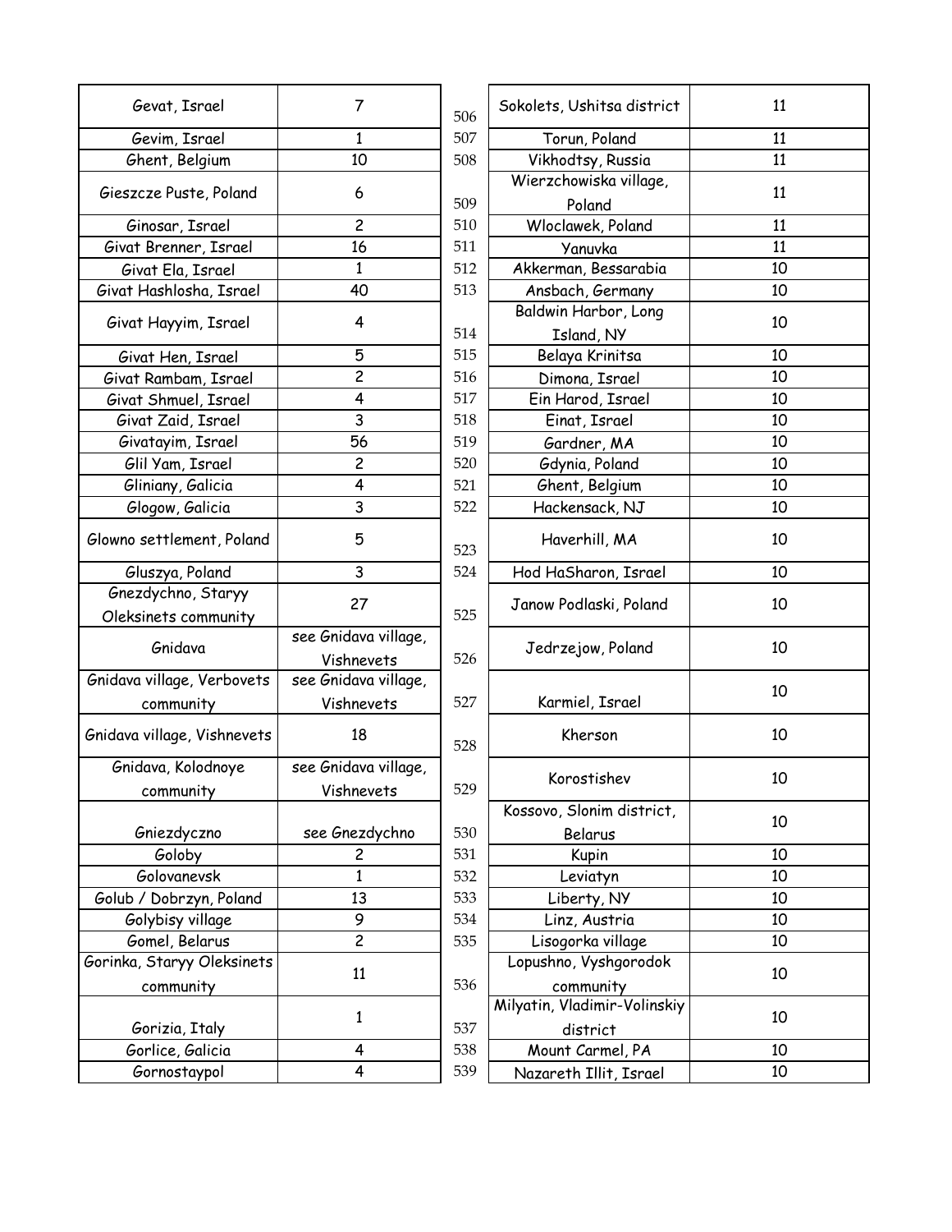| | |
|---|---|
| Gevat, Israel | 7 |
| Gevim, Israel | 1 |
| Ghent, Belgium | 10 |
| Gieszcze Puste, Poland | 6 |
| Ginosar, Israel | 2 |
| Givat Brenner, Israel | 16 |
| Givat Ela, Israel | 1 |
| Givat Hashlosha, Israel | 40 |
| Givat Hayyim, Israel | 4 |
| Givat Hen, Israel | 5 |
| Givat Rambam, Israel | 2 |
| Givat Shmuel, Israel | 4 |
| Givat Zaid, Israel | 3 |
| Givatayim, Israel | 56 |
| Glil Yam, Israel | 2 |
| Gliniany, Galicia | 4 |
| Glogow, Galicia | 3 |
| Glowno settlement, Poland | 5 |
| Gluszya, Poland | 3 |
| Gnezdychno, Staryy Oleksinets community | 27 |
| Gnidava | see Gnidava village, Vishnevets |
| Gnidava village, Verbovets community | see Gnidava village, Vishnevets |
| Gnidava village, Vishnevets | 18 |
| Gnidava, Kolodnoye community | see Gnidava village, Vishnevets |
| Gniezdyczno | see Gnezdychno |
| Goloby | 2 |
| Golovanevsk | 1 |
| Golub / Dobrzyn, Poland | 13 |
| Golybisy village | 9 |
| Gomel, Belarus | 2 |
| Gorinka, Staryy Oleksinets community | 11 |
| Gorizia, Italy | 1 |
| Gorlice, Galicia | 4 |
| Gornostaypol | 4 |

| | | |
|---|---|---|
| 506 | Sokolets, Ushitsa district | 11 |
| 507 | Torun, Poland | 11 |
| 508 | Vikhodtsy, Russia | 11 |
| 509 | Wierzchowiska village, Poland | 11 |
| 510 | Wloclawek, Poland | 11 |
| 511 | Yanuvka | 11 |
| 512 | Akkerman, Bessarabia | 10 |
| 513 | Ansbach, Germany | 10 |
| 514 | Baldwin Harbor, Long Island, NY | 10 |
| 515 | Belaya Krinitsa | 10 |
| 516 | Dimona, Israel | 10 |
| 517 | Ein Harod, Israel | 10 |
| 518 | Einat, Israel | 10 |
| 519 | Gardner, MA | 10 |
| 520 | Gdynia, Poland | 10 |
| 521 | Ghent, Belgium | 10 |
| 522 | Hackensack, NJ | 10 |
| 523 | Haverhill, MA | 10 |
| 524 | Hod HaSharon, Israel | 10 |
| 525 | Janow Podlaski, Poland | 10 |
| 526 | Jedrzejow, Poland | 10 |
| 527 | Karmiel, Israel | 10 |
| 528 | Kherson | 10 |
| 529 | Korostishev | 10 |
| 530 | Kossovo, Slonim district, Belarus | 10 |
| 531 | Kupin | 10 |
| 532 | Leviatyn | 10 |
| 533 | Liberty, NY | 10 |
| 534 | Linz, Austria | 10 |
| 535 | Lisogorka village | 10 |
| 536 | Lopushno, Vyshgorodok community | 10 |
| 537 | Milyatin, Vladimir-Volinskiy district | 10 |
| 538 | Mount Carmel, PA | 10 |
| 539 | Nazareth Illit, Israel | 10 |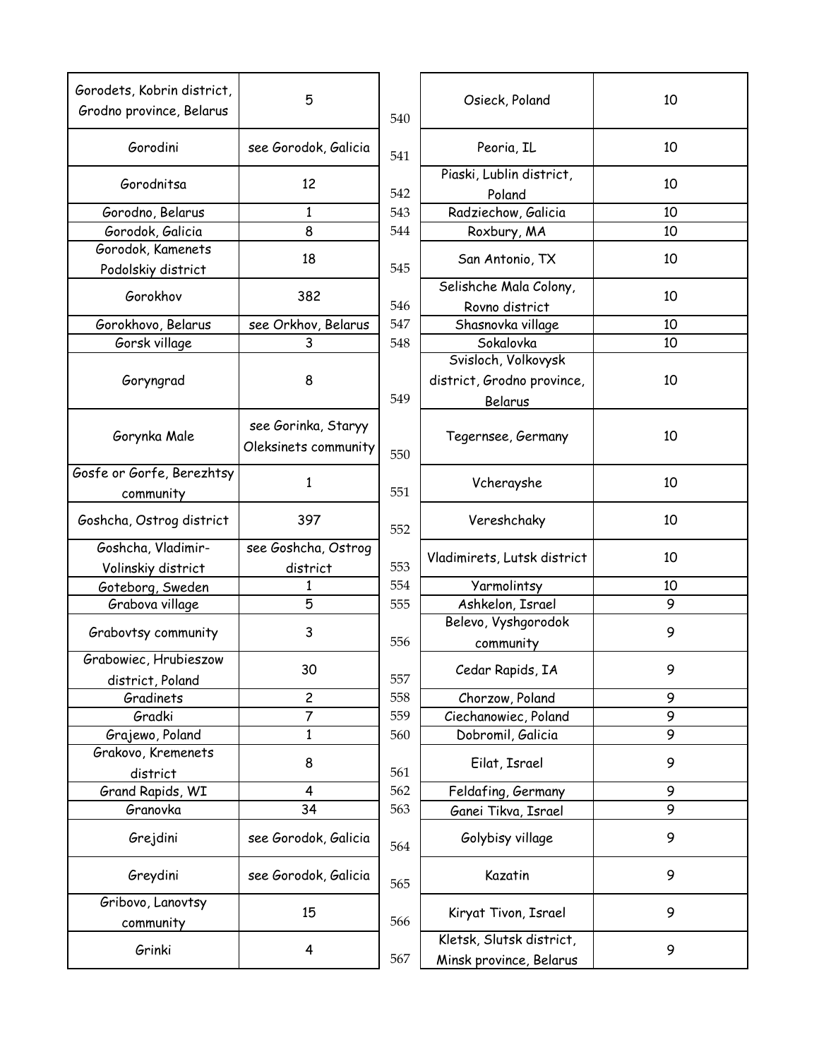| Gorodets, Kobrin district, Grodno province, Belarus | 5 |
|---|---|
| Gorodini | see Gorodok, Galicia |
| Gorodnitsa | 12 |
| Gorodno, Belarus | 1 |
| Gorodok, Galicia | 8 |
| Gorodok, Kamenets Podolskiy district | 18 |
| Gorokhov | 382 |
| Gorokhovo, Belarus | see Orkhov, Belarus |
| Gorsk village | 3 |
| Goryngrad | 8 |
| Gorynka Male | see Gorinka, Staryy Oleksinets community |
| Gosfe or Gorfe, Berezhtsy community | 1 |
| Goshcha, Ostrog district | 397 |
| Goshcha, Vladimir-Volinskiy district | see Goshcha, Ostrog district |
| Goteborg, Sweden | 1 |
| Grabova village | 5 |
| Grabovtsy community | 3 |
| Grabowiec, Hrubieszow district, Poland | 30 |
| Gradinets | 2 |
| Gradki | 7 |
| Grajewo, Poland | 1 |
| Grakovo, Kremenets district | 8 |
| Grand Rapids, WI | 4 |
| Granovka | 34 |
| Grejdini | see Gorodok, Galicia |
| Greydini | see Gorodok, Galicia |
| Gribovo, Lanovtsy community | 15 |
| Grinki | 4 |

| # | Place | Count |
|---|---|---|
| 540 | Osieck, Poland | 10 |
| 541 | Peoria, IL | 10 |
| 542 | Piaski, Lublin district, Poland | 10 |
| 543 | Radziechow, Galicia | 10 |
| 544 | Roxbury, MA | 10 |
| 545 | San Antonio, TX | 10 |
| 546 | Selishche Mala Colony, Rovno district | 10 |
| 547 | Shasnovka village | 10 |
| 548 | Sokalovka | 10 |
| 549 | Svisloch, Volkovysk district, Grodno province, Belarus | 10 |
| 550 | Tegernsee, Germany | 10 |
| 551 | Vcherayshe | 10 |
| 552 | Vereshchaky | 10 |
| 553 | Vladimirets, Lutsk district | 10 |
| 554 | Yarmolintsy | 10 |
| 555 | Ashkelon, Israel | 9 |
| 556 | Belevo, Vyshgorodok community | 9 |
| 557 | Cedar Rapids, IA | 9 |
| 558 | Chorzow, Poland | 9 |
| 559 | Ciechanowiec, Poland | 9 |
| 560 | Dobromil, Galicia | 9 |
| 561 | Eilat, Israel | 9 |
| 562 | Feldafing, Germany | 9 |
| 563 | Ganei Tikva, Israel | 9 |
| 564 | Golybisy village | 9 |
| 565 | Kazatin | 9 |
| 566 | Kiryat Tivon, Israel | 9 |
| 567 | Kletsk, Slutsk district, Minsk province, Belarus | 9 |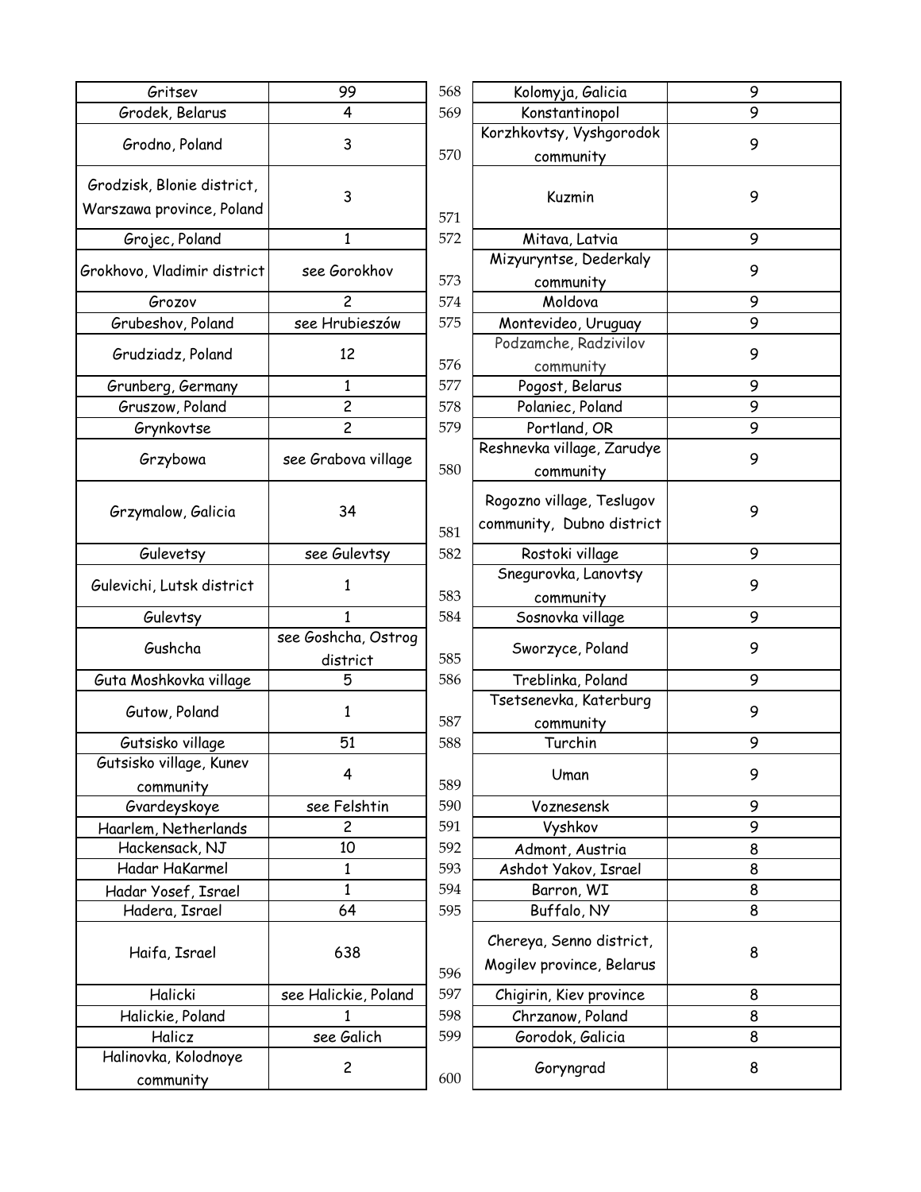| | |
|---|---|
| Gritsev | 99 |
| Grodek, Belarus | 4 |
| Grodno, Poland | 3 |
| Grodzisk, Blonie district, Warszawa province, Poland | 3 |
| Grojec, Poland | 1 |
| Grokhovo, Vladimir district | see Gorokhov |
| Grozov | 2 |
| Grubeshov, Poland | see Hrubieszów |
| Grudziadz, Poland | 12 |
| Grunberg, Germany | 1 |
| Gruszow, Poland | 2 |
| Grynkovtse | 2 |
| Grzybowa | see Grabova village |
| Grzymalow, Galicia | 34 |
| Gulevetsy | see Gulevtsy |
| Gulevichi, Lutsk district | 1 |
| Gulevtsy | 1 |
| Gushcha | see Goshcha, Ostrog district |
| Guta Moshkovka village | 5 |
| Gutow, Poland | 1 |
| Gutsisko village | 51 |
| Gutsisko village, Kunev community | 4 |
| Gvardeyskoye | see Felshtin |
| Haarlem, Netherlands | 2 |
| Hackensack, NJ | 10 |
| Hadar HaKarmel | 1 |
| Hadar Yosef, Israel | 1 |
| Hadera, Israel | 64 |
| Haifa, Israel | 638 |
| Halicki | see Halickie, Poland |
| Halickie, Poland | 1 |
| Halicz | see Galich |
| Halinovka, Kolodnoye community | 2 |

| | | |
|---|---|---|
| 568 | Kolomyja, Galicia | 9 |
| 569 | Konstantinopol | 9 |
| 570 | Korzhkovtsy, Vyshgorodok community | 9 |
| 571 | Kuzmin | 9 |
| 572 | Mitava, Latvia | 9 |
| 573 | Mizyuryntse, Dederkaly community | 9 |
| 574 | Moldova | 9 |
| 575 | Montevideo, Uruguay | 9 |
| 576 | Podzamche, Radzivilov community | 9 |
| 577 | Pogost, Belarus | 9 |
| 578 | Polaniec, Poland | 9 |
| 579 | Portland, OR | 9 |
| 580 | Reshnevka village, Zarudye community | 9 |
| 581 | Rogozno village, Teslugov community, Dubno district | 9 |
| 582 | Rostoki village | 9 |
| 583 | Snegurovka, Lanovtsy community | 9 |
| 584 | Sosnovka village | 9 |
| 585 | Sworzyce, Poland | 9 |
| 586 | Treblinka, Poland | 9 |
| 587 | Tsetsenevka, Katerburg community | 9 |
| 588 | Turchin | 9 |
| 589 | Uman | 9 |
| 590 | Voznesensk | 9 |
| 591 | Vyshkov | 9 |
| 592 | Admont, Austria | 8 |
| 593 | Ashdot Yakov, Israel | 8 |
| 594 | Barron, WI | 8 |
| 595 | Buffalo, NY | 8 |
| 596 | Chereya, Senno district, Mogilev province, Belarus | 8 |
| 597 | Chigirin, Kiev province | 8 |
| 598 | Chrzanow, Poland | 8 |
| 599 | Gorodok, Galicia | 8 |
| 600 | Goryngrad | 8 |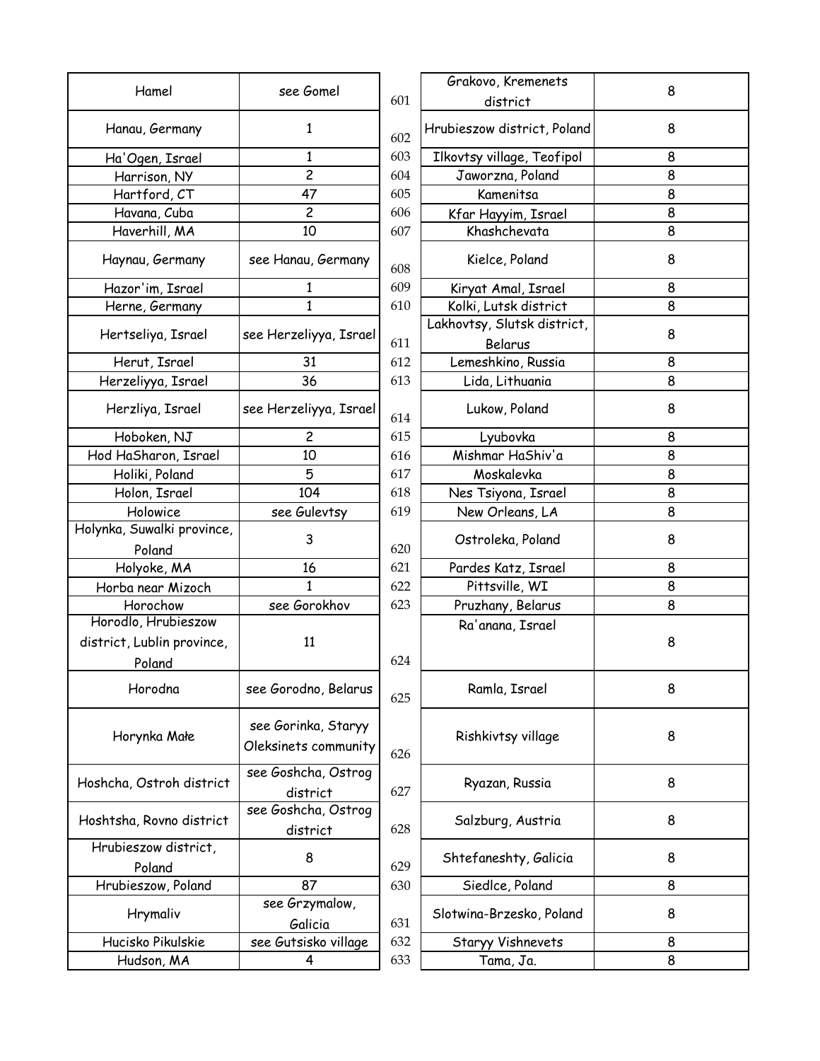| Hamel | see Gomel |
|---|---|
| Hanau, Germany | 1 |
| Ha'Ogen, Israel | 1 |
| Harrison, NY | 2 |
| Hartford, CT | 47 |
| Havana, Cuba | 2 |
| Haverhill, MA | 10 |
| Haynau, Germany | see Hanau, Germany |
| Hazor'im, Israel | 1 |
| Herne, Germany | 1 |
| Hertseliya, Israel | see Herzeliyya, Israel |
| Herut, Israel | 31 |
| Herzeliyya, Israel | 36 |
| Herzliya, Israel | see Herzeliyya, Israel |
| Hoboken, NJ | 2 |
| Hod HaSharon, Israel | 10 |
| Holiki, Poland | 5 |
| Holon, Israel | 104 |
| Holowice | see Gulevtsy |
| Holynka, Suwalki province, Poland | 3 |
| Holyoke, MA | 16 |
| Horba near Mizoch | 1 |
| Horochow | see Gorokhov |
| Horodlo, Hrubieszow district, Lublin province, Poland | 11 |
| Horodna | see Gorodno, Belarus |
| Horynka Małe | see Gorinka, Staryy Oleksinets community |
| Hoshcha, Ostroh district | see Goshcha, Ostrog district |
| Hoshtsha, Rovno district | see Goshcha, Ostrog district |
| Hrubieszow district, Poland | 8 |
| Hrubieszow, Poland | 87 |
| Hrymaliv | see Grzymalow, Galicia |
| Hucisko Pikulskie | see Gutsisko village |
| Hudson, MA | 4 |

| | | |
|---|---|---|
| 601 | Grakovo, Kremenets district | 8 |
| 602 | Hrubieszow district, Poland | 8 |
| 603 | Ilkovtsy village, Teofipol | 8 |
| 604 | Jaworzna, Poland | 8 |
| 605 | Kamenitsa | 8 |
| 606 | Kfar Hayyim, Israel | 8 |
| 607 | Khashchevata | 8 |
| 608 | Kielce, Poland | 8 |
| 609 | Kiryat Amal, Israel | 8 |
| 610 | Kolki, Lutsk district | 8 |
| 611 | Lakhovtsy, Slutsk district, Belarus | 8 |
| 612 | Lemeshkino, Russia | 8 |
| 613 | Lida, Lithuania | 8 |
| 614 | Lukow, Poland | 8 |
| 615 | Lyubovka | 8 |
| 616 | Mishmar HaShiv'a | 8 |
| 617 | Moskalevka | 8 |
| 618 | Nes Tsiyona, Israel | 8 |
| 619 | New Orleans, LA | 8 |
| 620 | Ostroleka, Poland | 8 |
| 621 | Pardes Katz, Israel | 8 |
| 622 | Pittsville, WI | 8 |
| 623 | Pruzhany, Belarus | 8 |
| 624 | Ra'anana, Israel | 8 |
| 625 | Ramla, Israel | 8 |
| 626 | Rishkivtsy village | 8 |
| 627 | Ryazan, Russia | 8 |
| 628 | Salzburg, Austria | 8 |
| 629 | Shtefaneshty, Galicia | 8 |
| 630 | Siedlce, Poland | 8 |
| 631 | Slotwina-Brzesko, Poland | 8 |
| 632 | Staryy Vishnevets | 8 |
| 633 | Tama, Ja. | 8 |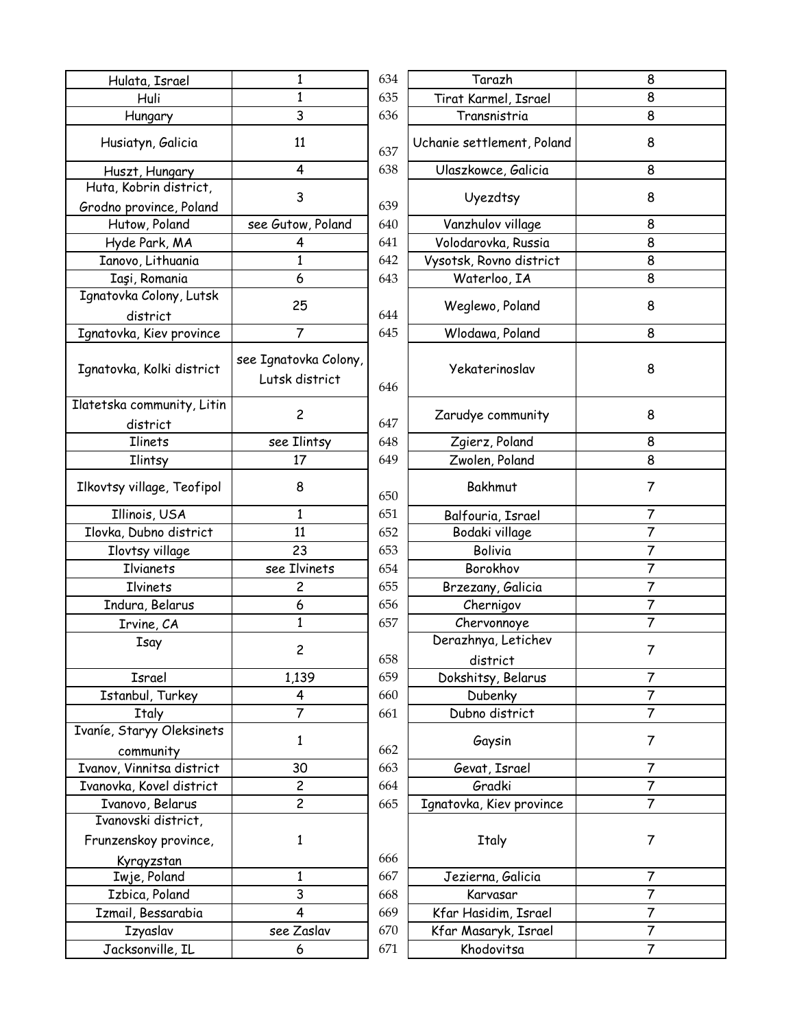| | |
|---|---|
| Hulata, Israel | 1 |
| Huli | 1 |
| Hungary | 3 |
| Husiatyn, Galicia | 11 |
| Huszt, Hungary | 4 |
| Huta, Kobrin district, Grodno province, Poland | 3 |
| Hutow, Poland | see Gutow, Poland |
| Hyde Park, MA | 4 |
| Ianovo, Lithuania | 1 |
| Iaşi, Romania | 6 |
| Ignatovka Colony, Lutsk district | 25 |
| Ignatovka, Kiev province | 7 |
| Ignatovka, Kolki district | see Ignatovka Colony, Lutsk district |
| Ilatetska community, Litin district | 2 |
| Ilinets | see Ilintsy |
| Ilintsy | 17 |
| Ilkovtsy village, Teofipol | 8 |
| Illinois, USA | 1 |
| Ilovka, Dubno district | 11 |
| Ilovtsy village | 23 |
| Ilvianets | see Ilvinets |
| Ilvinets | 2 |
| Indura, Belarus | 6 |
| Irvine, CA | 1 |
| Isay | 2 |
| Israel | 1,139 |
| Istanbul, Turkey | 4 |
| Italy | 7 |
| Ivaníe, Staryy Oleksinets community | 1 |
| Ivanov, Vinnitsa district | 30 |
| Ivanovka, Kovel district | 2 |
| Ivanovo, Belarus | 2 |
| Ivanovski district, Frunzenskoy province, Kyrgyzstan | 1 |
| Iwje, Poland | 1 |
| Izbica, Poland | 3 |
| Izmail, Bessarabia | 4 |
| Izyaslav | see Zaslav |
| Jacksonville, IL | 6 |

| # | | |
|---|---|---|
| 634 | Tarazh | 8 |
| 635 | Tirat Karmel, Israel | 8 |
| 636 | Transnistria | 8 |
| 637 | Uchanie settlement, Poland | 8 |
| 638 | Ulaszkowce, Galicia | 8 |
| 639 | Uyezdtsy | 8 |
| 640 | Vanzhulov village | 8 |
| 641 | Volodarovka, Russia | 8 |
| 642 | Vysotsk, Rovno district | 8 |
| 643 | Waterloo, IA | 8 |
| 644 | Weglewo, Poland | 8 |
| 645 | Wlodawa, Poland | 8 |
| 646 | Yekaterinoslav | 8 |
| 647 | Zarudye community | 8 |
| 648 | Zgierz, Poland | 8 |
| 649 | Zwolen, Poland | 8 |
| 650 | Bakhmut | 7 |
| 651 | Balfouria, Israel | 7 |
| 652 | Bodaki village | 7 |
| 653 | Bolivia | 7 |
| 654 | Borokhov | 7 |
| 655 | Brzezany, Galicia | 7 |
| 656 | Chernigov | 7 |
| 657 | Chervonnoye | 7 |
| 658 | Derazhnya, Letichev district | 7 |
| 659 | Dokshitsy, Belarus | 7 |
| 660 | Dubenky | 7 |
| 661 | Dubno district | 7 |
| 662 | Gaysin | 7 |
| 663 | Gevat, Israel | 7 |
| 664 | Gradki | 7 |
| 665 | Ignatovka, Kiev province | 7 |
| 666 | Italy | 7 |
| 667 | Jezierna, Galicia | 7 |
| 668 | Karvasar | 7 |
| 669 | Kfar Hasidim, Israel | 7 |
| 670 | Kfar Masaryk, Israel | 7 |
| 671 | Khodovitsa | 7 |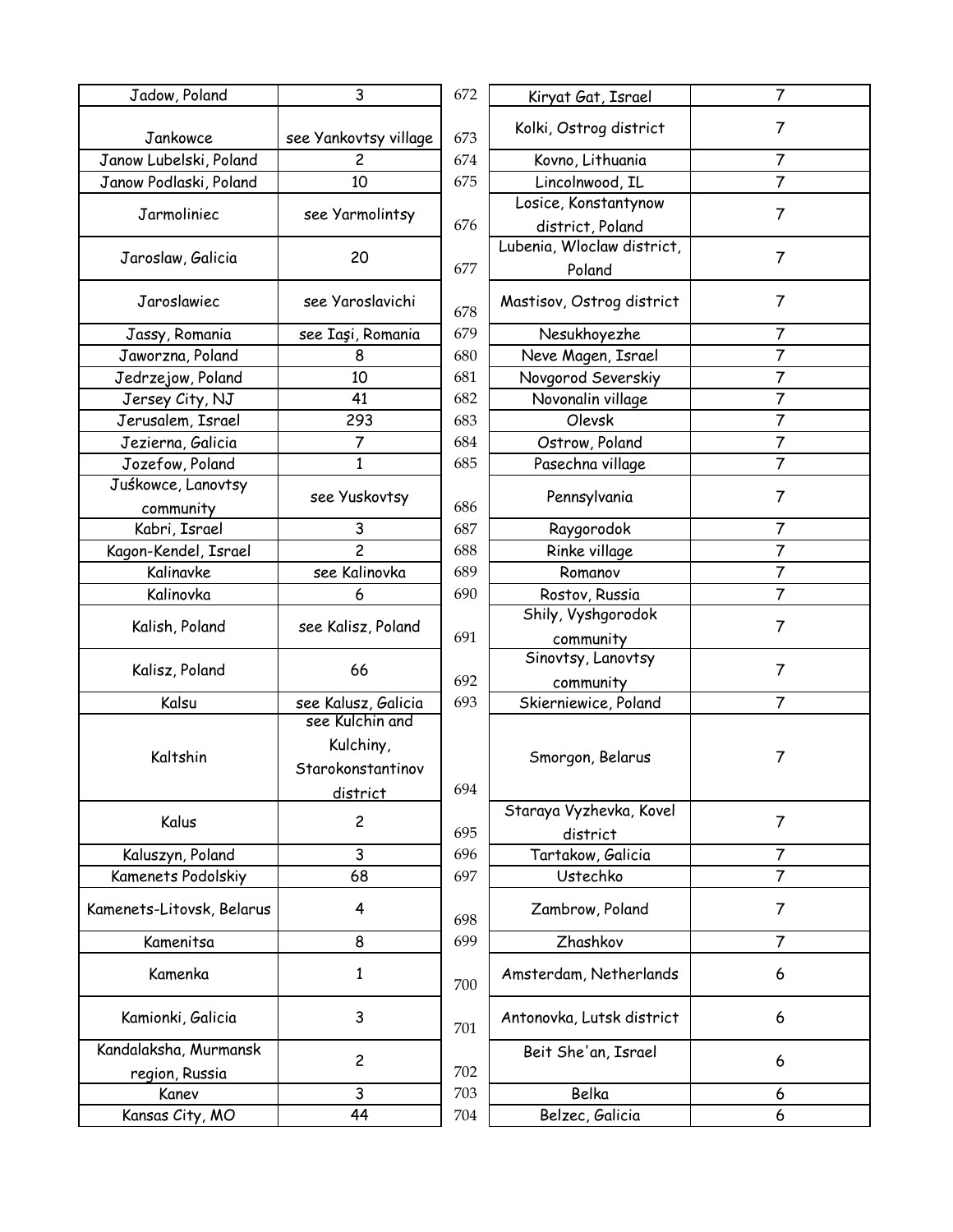| Jadow, Poland | 3 |
| --- | --- |
| Jankowce | see Yankovtsy village |
| Janow Lubelski, Poland | 2 |
| Janow Podlaski, Poland | 10 |
| Jarmoliniec | see Yarmolintsy |
| Jaroslaw, Galicia | 20 |
| Jaroslawiec | see Yaroslavichi |
| Jassy, Romania | see Iaşi, Romania |
| Jaworzna, Poland | 8 |
| Jedrzejow, Poland | 10 |
| Jersey City, NJ | 41 |
| Jerusalem, Israel | 293 |
| Jezierna, Galicia | 7 |
| Jozefow, Poland | 1 |
| Juśkowce, Lanovtsy community | see Yuskovtsy |
| Kabri, Israel | 3 |
| Kagon-Kendel, Israel | 2 |
| Kalinavke | see Kalinovka |
| Kalinovka | 6 |
| Kalish, Poland | see Kalisz, Poland |
| Kalisz, Poland | 66 |
| Kalsu | see Kalusz, Galicia |
| Kaltshin | see Kulchin and Kulchiny, Starokonstantinov district |
| Kalus | 2 |
| Kaluszyn, Poland | 3 |
| Kamenets Podolskiy | 68 |
| Kamenets-Litovsk, Belarus | 4 |
| Kamenitsa | 8 |
| Kamenka | 1 |
| Kamionki, Galicia | 3 |
| Kandalaksha, Murmansk region, Russia | 2 |
| Kanev | 3 |
| Kansas City, MO | 44 |

| # | Place | Count |
| --- | --- | --- |
| 672 | Kiryat Gat, Israel | 7 |
| 673 | Kolki, Ostrog district | 7 |
| 674 | Kovno, Lithuania | 7 |
| 675 | Lincolnwood, IL | 7 |
| 676 | Losice, Konstantynow district, Poland | 7 |
| 677 | Lubenia, Wloclaw district, Poland | 7 |
| 678 | Mastisov, Ostrog district | 7 |
| 679 | Nesukhoyezhe | 7 |
| 680 | Neve Magen, Israel | 7 |
| 681 | Novgorod Severskiy | 7 |
| 682 | Novonalin village | 7 |
| 683 | Olevsk | 7 |
| 684 | Ostrow, Poland | 7 |
| 685 | Pasechna village | 7 |
| 686 | Pennsylvania | 7 |
| 687 | Raygorodok | 7 |
| 688 | Rinke village | 7 |
| 689 | Romanov | 7 |
| 690 | Rostov, Russia | 7 |
| 691 | Shily, Vyshgorodok community | 7 |
| 692 | Sinovtsy, Lanovtsy community | 7 |
| 693 | Skierniewice, Poland | 7 |
| 694 | Smorgon, Belarus | 7 |
| 695 | Staraya Vyzhevka, Kovel district | 7 |
| 696 | Tartakow, Galicia | 7 |
| 697 | Ustechko | 7 |
| 698 | Zambrow, Poland | 7 |
| 699 | Zhashkov | 7 |
| 700 | Amsterdam, Netherlands | 6 |
| 701 | Antonovka, Lutsk district | 6 |
| 702 | Beit She'an, Israel | 6 |
| 703 | Belka | 6 |
| 704 | Belzec, Galicia | 6 |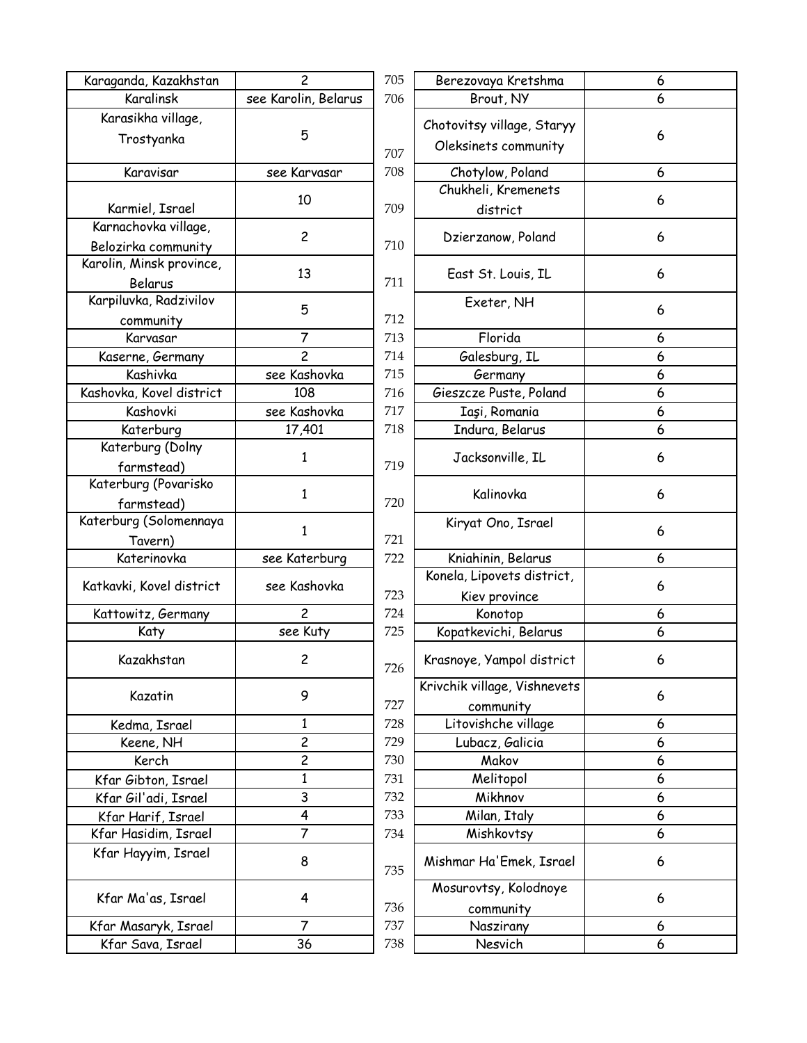| Karaganda, Kazakhstan | 2 |
|---|---|
| Karalinsk | see Karolin, Belarus |
| Karasikha village, Trostyanka | 5 |
| Karavisar | see Karvasar |
| Karmiel, Israel | 10 |
| Karnachovka village, Belozirka community | 2 |
| Karolin, Minsk province, Belarus | 13 |
| Karpiluvka, Radzivilov community | 5 |
| Karvasar | 7 |
| Kaserne, Germany | 2 |
| Kashivka | see Kashovka |
| Kashovka, Kovel district | 108 |
| Kashovki | see Kashovka |
| Katerburg | 17,401 |
| Katerburg (Dolny farmstead) | 1 |
| Katerburg (Povarisko farmstead) | 1 |
| Katerburg (Solomennaya Tavern) | 1 |
| Katerinovka | see Katerburg |
| Katkavki, Kovel district | see Kashovka |
| Kattowitz, Germany | 2 |
| Katy | see Kuty |
| Kazakhstan | 2 |
| Kazatin | 9 |
| Kedma, Israel | 1 |
| Keene, NH | 2 |
| Kerch | 2 |
| Kfar Gibton, Israel | 1 |
| Kfar Gil'adi, Israel | 3 |
| Kfar Harif, Israel | 4 |
| Kfar Hasidim, Israel | 7 |
| Kfar Hayyim, Israel | 8 |
| Kfar Ma'as, Israel | 4 |
| Kfar Masaryk, Israel | 7 |
| Kfar Sava, Israel | 36 |

| | | |
|---|---|---|
| 705 | Berezovaya Kretshma | 6 |
| 706 | Brout, NY | 6 |
| 707 | Chotovitsy village, Staryy Oleksinets community | 6 |
| 708 | Chotylow, Poland | 6 |
| 709 | Chukheli, Kremenets district | 6 |
| 710 | Dzierzanow, Poland | 6 |
| 711 | East St. Louis, IL | 6 |
| 712 | Exeter, NH | 6 |
| 713 | Florida | 6 |
| 714 | Galesburg, IL | 6 |
| 715 | Germany | 6 |
| 716 | Gieszcze Puste, Poland | 6 |
| 717 | Iaşi, Romania | 6 |
| 718 | Indura, Belarus | 6 |
| 719 | Jacksonville, IL | 6 |
| 720 | Kalinovka | 6 |
| 721 | Kiryat Ono, Israel | 6 |
| 722 | Kniahinin, Belarus | 6 |
| 723 | Konela, Lipovets district, Kiev province | 6 |
| 724 | Konotop | 6 |
| 725 | Kopatkevichi, Belarus | 6 |
| 726 | Krasnoye, Yampol district | 6 |
| 727 | Krivchik village, Vishnevets community | 6 |
| 728 | Litovishche village | 6 |
| 729 | Lubacz, Galicia | 6 |
| 730 | Makov | 6 |
| 731 | Melitopol | 6 |
| 732 | Mikhnov | 6 |
| 733 | Milan, Italy | 6 |
| 734 | Mishkovtsy | 6 |
| 735 | Mishmar Ha'Emek, Israel | 6 |
| 736 | Mosurovtsy, Kolodnoye community | 6 |
| 737 | Naszirany | 6 |
| 738 | Nesvich | 6 |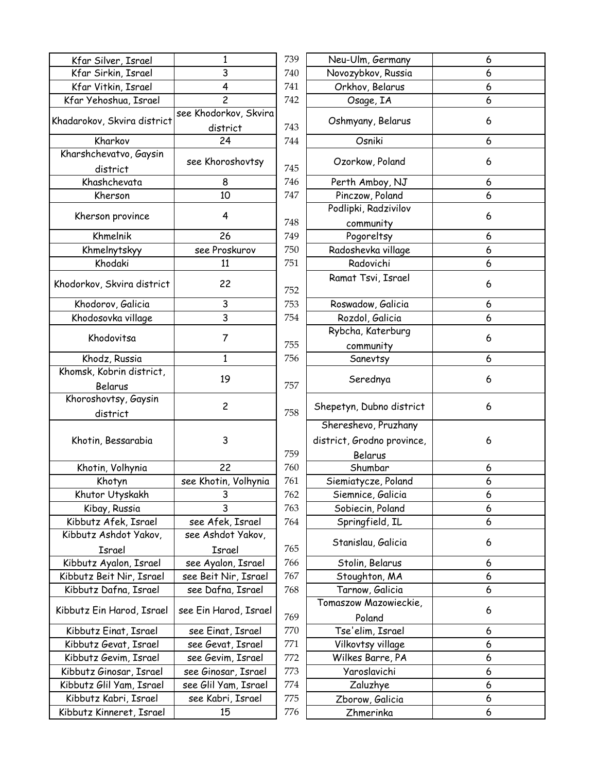| | |
|---|---|
| Kfar Silver, Israel | 1 |
| Kfar Sirkin, Israel | 3 |
| Kfar Vitkin, Israel | 4 |
| Kfar Yehoshua, Israel | 2 |
| Khadarokov, Skvira district | see Khodorkov, Skvira district |
| Kharkov | 24 |
| Kharshchevatvo, Gaysin district | see Khoroshovtsy |
| Khashchevata | 8 |
| Kherson | 10 |
| Kherson province | 4 |
| Khmelnik | 26 |
| Khmelnytskyy | see Proskurov |
| Khodaki | 11 |
| Khodorkov, Skvira district | 22 |
| Khodorov, Galicia | 3 |
| Khodosovka village | 3 |
| Khodovitsa | 7 |
| Khodz, Russia | 1 |
| Khomsk, Kobrin district, Belarus | 19 |
| Khoroshovtsy, Gaysin district | 2 |
| Khotin, Bessarabia | 3 |
| Khotin, Volhynia | 22 |
| Khotyn | see Khotin, Volhynia |
| Khutor Utyskakh | 3 |
| Kibay, Russia | 3 |
| Kibbutz Afek, Israel | see Afek, Israel |
| Kibbutz Ashdot Yakov, Israel | see Ashdot Yakov, Israel |
| Kibbutz Ayalon, Israel | see Ayalon, Israel |
| Kibbutz Beit Nir, Israel | see Beit Nir, Israel |
| Kibbutz Dafna, Israel | see Dafna, Israel |
| Kibbutz Ein Harod, Israel | see Ein Harod, Israel |
| Kibbutz Einat, Israel | see Einat, Israel |
| Kibbutz Gevat, Israel | see Gevat, Israel |
| Kibbutz Gevim, Israel | see Gevim, Israel |
| Kibbutz Ginosar, Israel | see Ginosar, Israel |
| Kibbutz Glil Yam, Israel | see Glil Yam, Israel |
| Kibbutz Kabri, Israel | see Kabri, Israel |
| Kibbutz Kinneret, Israel | 15 |

| | | |
|---|---|---|
| 739 | Neu-Ulm, Germany | 6 |
| 740 | Novozybkov, Russia | 6 |
| 741 | Orkhov, Belarus | 6 |
| 742 | Osage, IA | 6 |
| 743 | Oshmyany, Belarus | 6 |
| 744 | Osniki | 6 |
| 745 | Ozorkow, Poland | 6 |
| 746 | Perth Amboy, NJ | 6 |
| 747 | Pinczow, Poland | 6 |
| 748 | Podlipki, Radzivilov community | 6 |
| 749 | Pogoreltsy | 6 |
| 750 | Radoshevka village | 6 |
| 751 | Radovichi | 6 |
| 752 | Ramat Tsvi, Israel | 6 |
| 753 | Roswadow, Galicia | 6 |
| 754 | Rozdol, Galicia | 6 |
| 755 | Rybcha, Katerburg community | 6 |
| 756 | Sanevtsy | 6 |
| 757 | Serednya | 6 |
| 758 | Shepetyn, Dubno district | 6 |
| 759 | Shereshevo, Pruzhany district, Grodno province, Belarus | 6 |
| 760 | Shumbar | 6 |
| 761 | Siemiatycze, Poland | 6 |
| 762 | Siemnice, Galicia | 6 |
| 763 | Sobiecin, Poland | 6 |
| 764 | Springfield, IL | 6 |
| 765 | Stanislau, Galicia | 6 |
| 766 | Stolin, Belarus | 6 |
| 767 | Stoughton, MA | 6 |
| 768 | Tarnow, Galicia | 6 |
| 769 | Tomaszow Mazowieckie, Poland | 6 |
| 770 | Tse'elim, Israel | 6 |
| 771 | Vilkovtsy village | 6 |
| 772 | Wilkes Barre, PA | 6 |
| 773 | Yaroslavichi | 6 |
| 774 | Zaluzhye | 6 |
| 775 | Zborow, Galicia | 6 |
| 776 | Zhmerinka | 6 |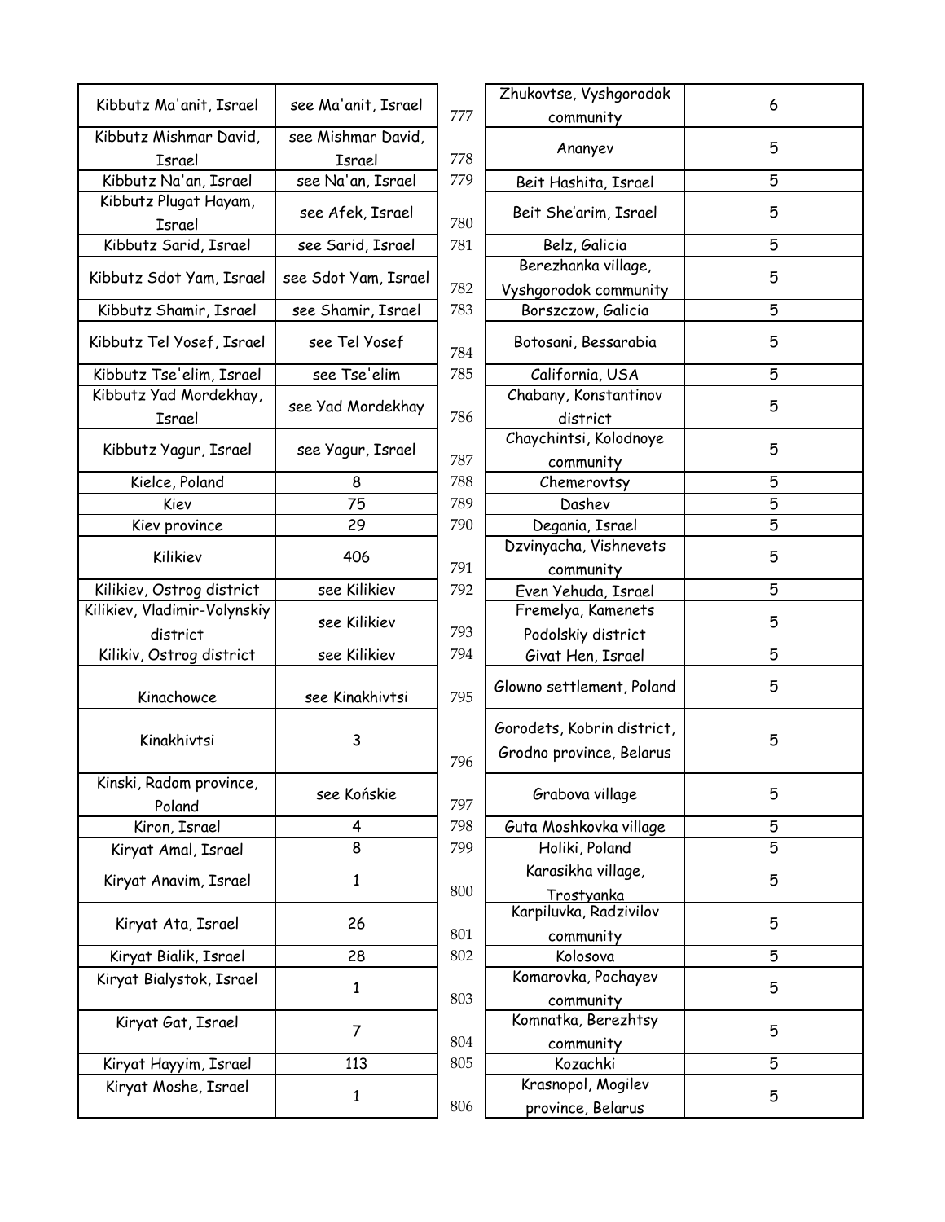| Kibbutz Ma'anit, Israel | see Ma'anit, Israel |
|---|---|
| Kibbutz Mishmar David, Israel | see Mishmar David, Israel |
| Kibbutz Na'an, Israel | see Na'an, Israel |
| Kibbutz Plugat Hayam, Israel | see Afek, Israel |
| Kibbutz Sarid, Israel | see Sarid, Israel |
| Kibbutz Sdot Yam, Israel | see Sdot Yam, Israel |
| Kibbutz Shamir, Israel | see Shamir, Israel |
| Kibbutz Tel Yosef, Israel | see Tel Yosef |
| Kibbutz Tse'elim, Israel | see Tse'elim |
| Kibbutz Yad Mordekhay, Israel | see Yad Mordekhay |
| Kibbutz Yagur, Israel | see Yagur, Israel |
| Kielce, Poland | 8 |
| Kiev | 75 |
| Kiev province | 29 |
| Kilikiev | 406 |
| Kilikiev, Ostrog district | see Kilikiev |
| Kilikiev, Vladimir-Volynskiy district | see Kilikiev |
| Kilikiv, Ostrog district | see Kilikiev |
| Kinachowce | see Kinakhivtsi |
| Kinakhivtsi | 3 |
| Kinski, Radom province, Poland | see Końskie |
| Kiron, Israel | 4 |
| Kiryat Amal, Israel | 8 |
| Kiryat Anavim, Israel | 1 |
| Kiryat Ata, Israel | 26 |
| Kiryat Bialik, Israel | 28 |
| Kiryat Bialystok, Israel | 1 |
| Kiryat Gat, Israel | 7 |
| Kiryat Hayyim, Israel | 113 |
| Kiryat Moshe, Israel | 1 |

| | | |
|---|---|---|
| 777 | Zhukovtse, Vyshgorodok community | 6 |
| 778 | Ananyev | 5 |
| 779 | Beit Hashita, Israel | 5 |
| 780 | Beit She'arim, Israel | 5 |
| 781 | Belz, Galicia | 5 |
| 782 | Berezhanka village, Vyshgorodok community | 5 |
| 783 | Borszczow, Galicia | 5 |
| 784 | Botosani, Bessarabia | 5 |
| 785 | California, USA | 5 |
| 786 | Chabany, Konstantinov district | 5 |
| 787 | Chaychintsi, Kolodnoye community | 5 |
| 788 | Chemerovtsy | 5 |
| 789 | Dashev | 5 |
| 790 | Degania, Israel | 5 |
| 791 | Dzvinyacha, Vishnevets community | 5 |
| 792 | Even Yehuda, Israel | 5 |
| 793 | Fremelya, Kamenets Podolskiy district | 5 |
| 794 | Givat Hen, Israel | 5 |
| 795 | Glowno settlement, Poland | 5 |
| 796 | Gorodets, Kobrin district, Grodno province, Belarus | 5 |
| 797 | Grabova village | 5 |
| 798 | Guta Moshkovka village | 5 |
| 799 | Holiki, Poland | 5 |
| 800 | Karasikha village, Trostyanka | 5 |
| 801 | Karpiluvka, Radzivilov community | 5 |
| 802 | Kolosova | 5 |
| 803 | Komarovka, Pochayev community | 5 |
| 804 | Komnatka, Berezhtsy community | 5 |
| 805 | Kozachki | 5 |
| 806 | Krasnopol, Mogilev province, Belarus | 5 |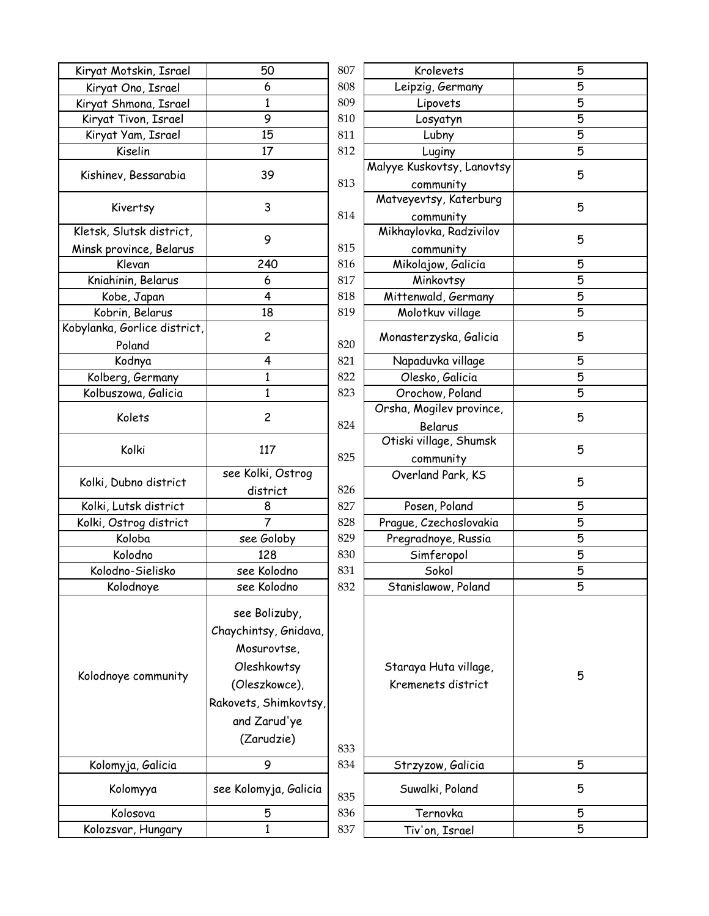| Kiryat Motskin, Israel | 50 |
|---|---|
| Kiryat Ono, Israel | 6 |
| Kiryat Shmona, Israel | 1 |
| Kiryat Tivon, Israel | 9 |
| Kiryat Yam, Israel | 15 |
| Kiselin | 17 |
| Kishinev, Bessarabia | 39 |
| Kivertsy | 3 |
| Kletsk, Slutsk district, Minsk province, Belarus | 9 |
| Klevan | 240 |
| Kniahinin, Belarus | 6 |
| Kobe, Japan | 4 |
| Kobrin, Belarus | 18 |
| Kobylanka, Gorlice district, Poland | 2 |
| Kodnya | 4 |
| Kolberg, Germany | 1 |
| Kolbuszowa, Galicia | 1 |
| Kolets | 2 |
| Kolki | 117 |
| Kolki, Dubno district | see Kolki, Ostrog district |
| Kolki, Lutsk district | 8 |
| Kolki, Ostrog district | 7 |
| Koloba | see Goloby |
| Kolodno | 128 |
| Kolodno-Sielisko | see Kolodno |
| Kolodnoye | see Kolodno |
| Kolodnoye community | see Bolizuby, Chaychintsy, Gnidava, Mosurovtse, Oleshkowtsy (Oleszkowce), Rakovets, Shimkovtsy, and Zarud'ye (Zarudzie) |
| Kolomyja, Galicia | 9 |
| Kolomyya | see Kolomyja, Galicia |
| Kolosova | 5 |
| Kolozsvar, Hungary | 1 |

| | | |
|---|---|---|
| 807 | Krolevets | 5 |
| 808 | Leipzig, Germany | 5 |
| 809 | Lipovets | 5 |
| 810 | Losyatyn | 5 |
| 811 | Lubny | 5 |
| 812 | Luginy | 5 |
| 813 | Malyye Kuskovtsy, Lanovtsy community | 5 |
| 814 | Matveyevtsy, Katerburg community | 5 |
| 815 | Mikhaylovka, Radzivilov community | 5 |
| 816 | Mikolajow, Galicia | 5 |
| 817 | Minkovtsy | 5 |
| 818 | Mittenwald, Germany | 5 |
| 819 | Molotkuv village | 5 |
| 820 | Monasterzyska, Galicia | 5 |
| 821 | Napaduvka village | 5 |
| 822 | Olesko, Galicia | 5 |
| 823 | Orochow, Poland | 5 |
| 824 | Orsha, Mogilev province, Belarus | 5 |
| 825 | Otiski village, Shumsk community | 5 |
| 826 | Overland Park, KS | 5 |
| 827 | Posen, Poland | 5 |
| 828 | Prague, Czechoslovakia | 5 |
| 829 | Pregradnoye, Russia | 5 |
| 830 | Simferopol | 5 |
| 831 | Sokol | 5 |
| 832 | Stanislawow, Poland | 5 |
| 833 | Staraya Huta village, Kremenets district | 5 |
| 834 | Strzyzow, Galicia | 5 |
| 835 | Suwalki, Poland | 5 |
| 836 | Ternovka | 5 |
| 837 | Tiv'on, Israel | 5 |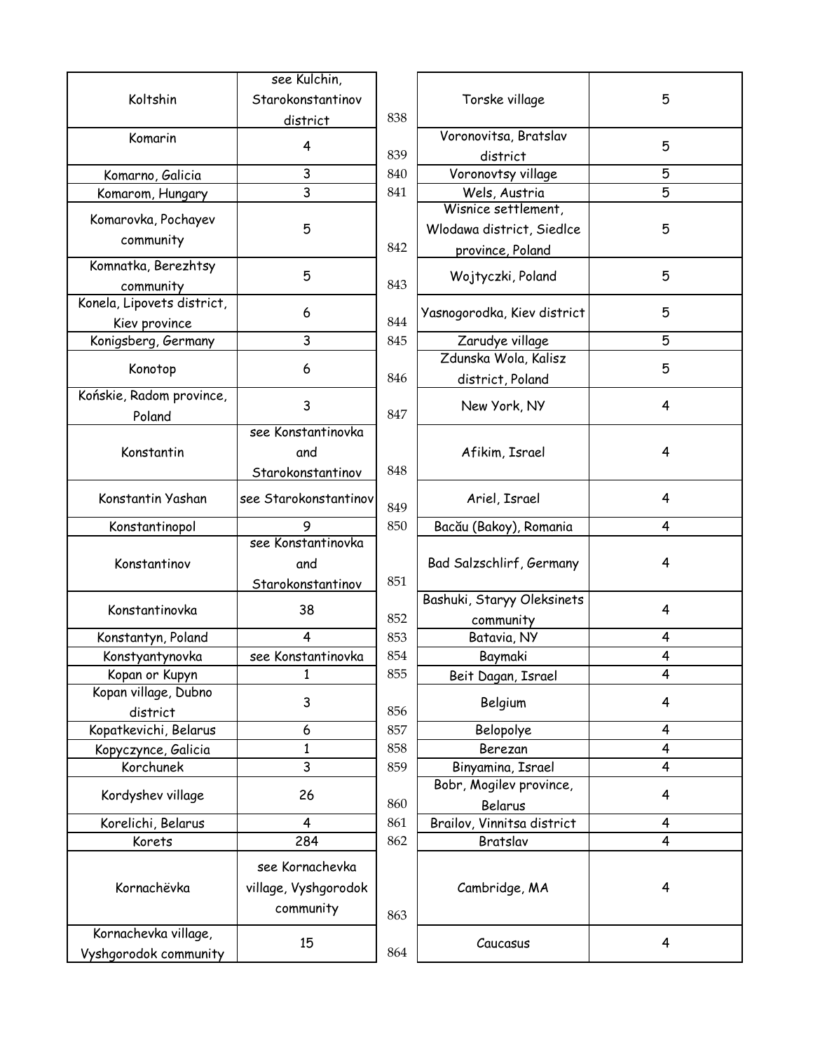| | | | | |
|---|---|---|---|---|
| Koltshin | see Kulchin, Starokonstantinov district | 838 | Torske village | 5 |
| Komarin | 4 | 839 | Voronovitsa, Bratslav district | 5 |
| Komarno, Galicia | 3 | 840 | Voronovtsy village | 5 |
| Komarom, Hungary | 3 | 841 | Wels, Austria | 5 |
| Komarovka, Pochayev community | 5 | 842 | Wisnice settlement, Wlodawa district, Siedlce province, Poland | 5 |
| Komnatka, Berezhtsy community | 5 | 843 | Wojtyczki, Poland | 5 |
| Konela, Lipovets district, Kiev province | 6 | 844 | Yasnogorodka, Kiev district | 5 |
| Konigsberg, Germany | 3 | 845 | Zarudye village | 5 |
| Konotop | 6 | 846 | Zdunska Wola, Kalisz district, Poland | 5 |
| Końskie, Radom province, Poland | 3 | 847 | New York, NY | 4 |
| Konstantin | see Konstantinovka and Starokonstantinov | 848 | Afikim, Israel | 4 |
| Konstantin Yashan | see Starokonstantinov | 849 | Ariel, Israel | 4 |
| Konstantinopol | 9 | 850 | Bacău (Bakoy), Romania | 4 |
| Konstantinov | see Konstantinovka and Starokonstantinov | 851 | Bad Salzschlirf, Germany | 4 |
| Konstantinovka | 38 | 852 | Bashuki, Staryy Oleksinets community | 4 |
| Konstantyn, Poland | 4 | 853 | Batavia, NY | 4 |
| Konstyantynovka | see Konstantinovka | 854 | Baymaki | 4 |
| Kopan or Kupyn | 1 | 855 | Beit Dagan, Israel | 4 |
| Kopan village, Dubno district | 3 | 856 | Belgium | 4 |
| Kopatkevichi, Belarus | 6 | 857 | Belopolye | 4 |
| Kopyczynce, Galicia | 1 | 858 | Berezan | 4 |
| Korchunek | 3 | 859 | Binyamina, Israel | 4 |
| Kordyshev village | 26 | 860 | Bobr, Mogilev province, Belarus | 4 |
| Korelichi, Belarus | 4 | 861 | Brailov, Vinnitsa district | 4 |
| Korets | 284 | 862 | Bratslav | 4 |
| Kornachëvka | see Kornachevka village, Vyshgorodok community | 863 | Cambridge, MA | 4 |
| Kornachevka village, Vyshgorodok community | 15 | 864 | Caucasus | 4 |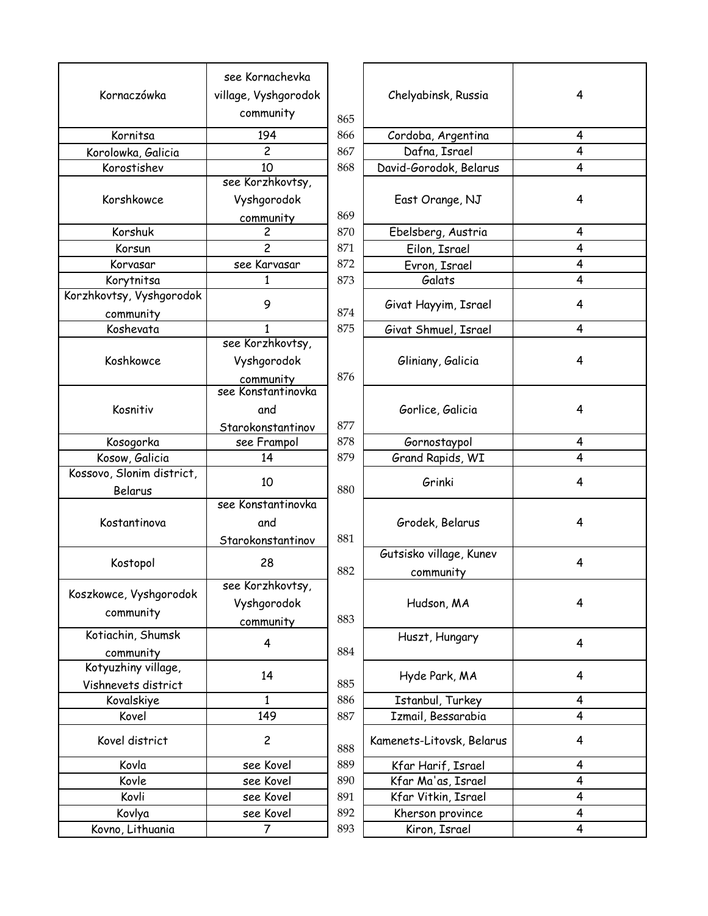| | |
|---|---|
| Kornaczówka | see Kornachevka village, Vyshgorodok community |
| Kornitsa | 194 |
| Korolowka, Galicia | 2 |
| Korostishev | 10 |
| Korshkowce | see Korzhkovtsy, Vyshgorodok community |
| Korshuk | 2 |
| Korsun | 2 |
| Korvasar | see Karvasar |
| Korytnitsa | 1 |
| Korzhkovtsy, Vyshgorodok community | 9 |
| Koshevata | 1 |
| Koshkowce | see Korzhkovtsy, Vyshgorodok community |
| Kosnitiv | see Konstantinovka and Starokonstantinov |
| Kosogorka | see Frampol |
| Kosow, Galicia | 14 |
| Kossovo, Slonim district, Belarus | 10 |
| Kostantinova | see Konstantinovka and Starokonstantinov |
| Kostopol | 28 |
| Koszkowce, Vyshgorodok community | see Korzhkovtsy, Vyshgorodok community |
| Kotiachin, Shumsk community | 4 |
| Kotyuzhiny village, Vishnevets district | 14 |
| Kovalskiye | 1 |
| Kovel | 149 |
| Kovel district | 2 |
| Kovla | see Kovel |
| Kovle | see Kovel |
| Kovli | see Kovel |
| Kovlya | see Kovel |
| Kovno, Lithuania | 7 |

| | | |
|---|---|---|
| 865 | Chelyabinsk, Russia | 4 |
| 866 | Cordoba, Argentina | 4 |
| 867 | Dafna, Israel | 4 |
| 868 | David-Gorodok, Belarus | 4 |
| 869 | East Orange, NJ | 4 |
| 870 | Ebelsberg, Austria | 4 |
| 871 | Eilon, Israel | 4 |
| 872 | Evron, Israel | 4 |
| 873 | Galats | 4 |
| 874 | Givat Hayyim, Israel | 4 |
| 875 | Givat Shmuel, Israel | 4 |
| 876 | Gliniany, Galicia | 4 |
| 877 | Gorlice, Galicia | 4 |
| 878 | Gornostaypol | 4 |
| 879 | Grand Rapids, WI | 4 |
| 880 | Grinki | 4 |
| 881 | Grodek, Belarus | 4 |
| 882 | Gutsisko village, Kunev community | 4 |
| 883 | Hudson, MA | 4 |
| 884 | Huszt, Hungary | 4 |
| 885 | Hyde Park, MA | 4 |
| 886 | Istanbul, Turkey | 4 |
| 887 | Izmail, Bessarabia | 4 |
| 888 | Kamenets-Litovsk, Belarus | 4 |
| 889 | Kfar Harif, Israel | 4 |
| 890 | Kfar Ma'as, Israel | 4 |
| 891 | Kfar Vitkin, Israel | 4 |
| 892 | Kherson province | 4 |
| 893 | Kiron, Israel | 4 |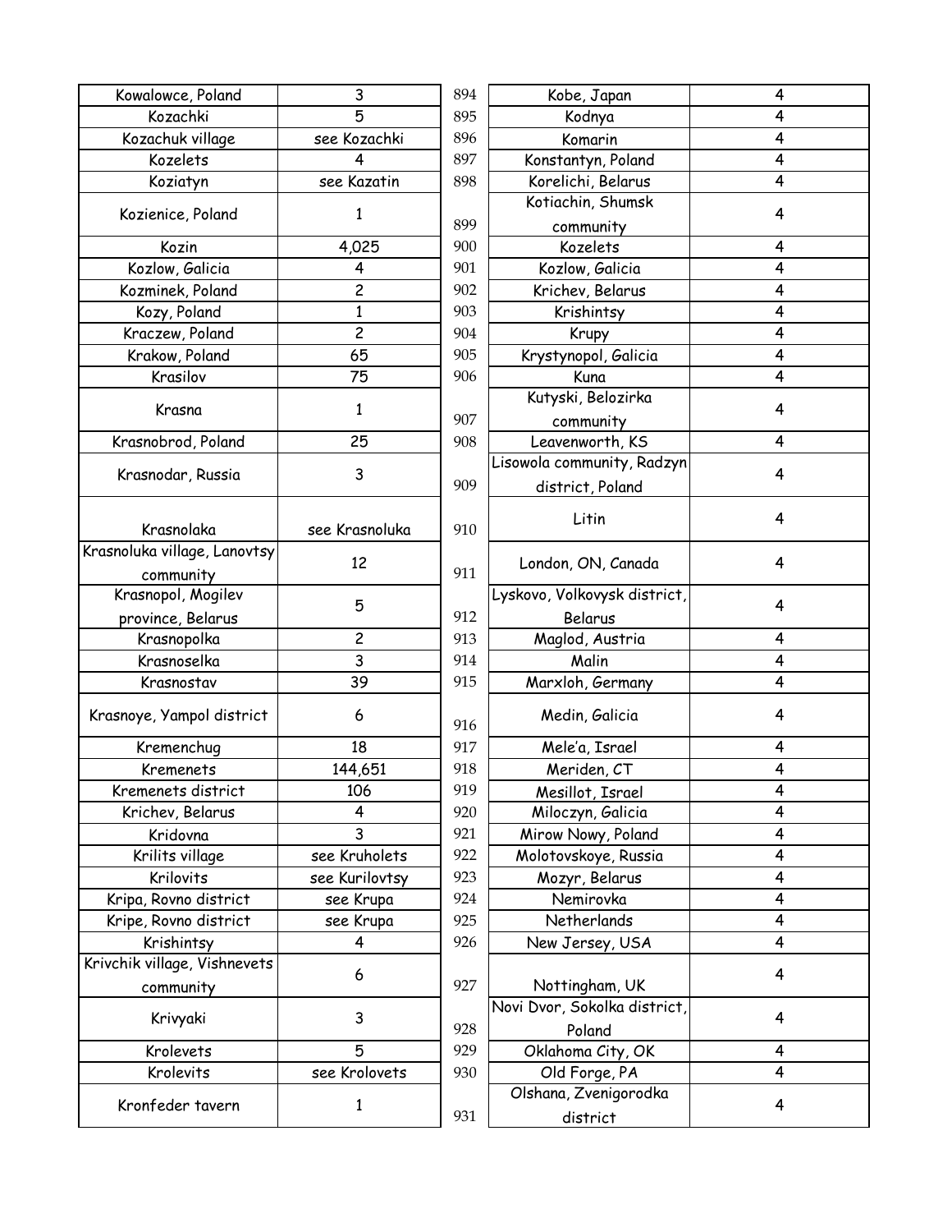| | |
|---|---|
| Kowalowce, Poland | 3 |
| Kozachki | 5 |
| Kozachuk village | see Kozachki |
| Kozelets | 4 |
| Koziatyn | see Kazatin |
| Kozienice, Poland | 1 |
| Kozin | 4,025 |
| Kozlow, Galicia | 4 |
| Kozminek, Poland | 2 |
| Kozy, Poland | 1 |
| Kraczew, Poland | 2 |
| Krakow, Poland | 65 |
| Krasilov | 75 |
| Krasna | 1 |
| Krasnobrod, Poland | 25 |
| Krasnodar, Russia | 3 |
| Krasnolaka | see Krasnoluka |
| Krasnoluka village, Lanovtsy community | 12 |
| Krasnopol, Mogilev province, Belarus | 5 |
| Krasnopolka | 2 |
| Krasnoselka | 3 |
| Krasnostav | 39 |
| Krasnoye, Yampol district | 6 |
| Kremenchug | 18 |
| Kremenets | 144,651 |
| Kremenets district | 106 |
| Krichev, Belarus | 4 |
| Kridovna | 3 |
| Krilits village | see Kruholets |
| Krilovits | see Kurilovtsy |
| Kripa, Rovno district | see Krupa |
| Kripe, Rovno district | see Krupa |
| Krishintsy | 4 |
| Krivchik village, Vishnevets community | 6 |
| Krivyaki | 3 |
| Krolevets | 5 |
| Krolevits | see Krolovets |
| Kronfeder tavern | 1 |

| | | |
|---|---|---|
| 894 | Kobe, Japan | 4 |
| 895 | Kodnya | 4 |
| 896 | Komarin | 4 |
| 897 | Konstantyn, Poland | 4 |
| 898 | Korelichi, Belarus | 4 |
| 899 | Kotiachin, Shumsk community | 4 |
| 900 | Kozelets | 4 |
| 901 | Kozlow, Galicia | 4 |
| 902 | Krichev, Belarus | 4 |
| 903 | Krishintsy | 4 |
| 904 | Krupy | 4 |
| 905 | Krystynopol, Galicia | 4 |
| 906 | Kuna | 4 |
| 907 | Kutyski, Belozirka community | 4 |
| 908 | Leavenworth, KS | 4 |
| 909 | Lisowola community, Radzyn district, Poland | 4 |
| 910 | Litin | 4 |
| 911 | London, ON, Canada | 4 |
| 912 | Lyskovo, Volkovysk district, Belarus | 4 |
| 913 | Maglod, Austria | 4 |
| 914 | Malin | 4 |
| 915 | Marxloh, Germany | 4 |
| 916 | Medin, Galicia | 4 |
| 917 | Mele'a, Israel | 4 |
| 918 | Meriden, CT | 4 |
| 919 | Mesillot, Israel | 4 |
| 920 | Miloczyn, Galicia | 4 |
| 921 | Mirow Nowy, Poland | 4 |
| 922 | Molotovskoye, Russia | 4 |
| 923 | Mozyr, Belarus | 4 |
| 924 | Nemirovka | 4 |
| 925 | Netherlands | 4 |
| 926 | New Jersey, USA | 4 |
| 927 | Nottingham, UK | 4 |
| 928 | Novi Dvor, Sokolka district, Poland | 4 |
| 929 | Oklahoma City, OK | 4 |
| 930 | Old Forge, PA | 4 |
| 931 | Olshana, Zvenigorodka district | 4 |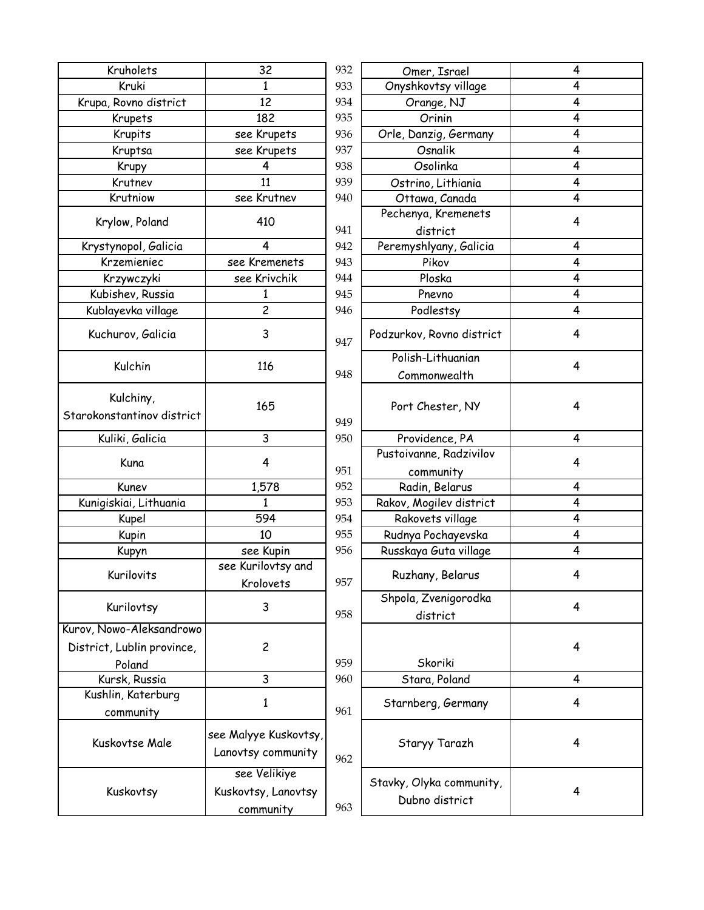| Kruholets | 32 | 932 | Omer, Israel | 4 |
|---|---|---|---|---|
| Kruki | 1 | 933 | Onyshkovtsy village | 4 |
| Krupa, Rovno district | 12 | 934 | Orange, NJ | 4 |
| Krupets | 182 | 935 | Orinin | 4 |
| Krupits | see Krupets | 936 | Orle, Danzig, Germany | 4 |
| Kruptsa | see Krupets | 937 | Osnalik | 4 |
| Krupy | 4 | 938 | Osolinka | 4 |
| Krutnev | 11 | 939 | Ostrino, Lithiania | 4 |
| Krutniow | see Krutnev | 940 | Ottawa, Canada | 4 |
| Krylow, Poland | 410 | 941 | Pechenya, Kremenets district | 4 |
| Krystynopol, Galicia | 4 | 942 | Peremyshlyany, Galicia | 4 |
| Krzemieniec | see Kremenets | 943 | Pikov | 4 |
| Krzywczyki | see Krivchik | 944 | Ploska | 4 |
| Kubishev, Russia | 1 | 945 | Pnevno | 4 |
| Kublayevka village | 2 | 946 | Podlestsy | 4 |
| Kuchurov, Galicia | 3 | 947 | Podzurkov, Rovno district | 4 |
| Kulchin | 116 | 948 | Polish-Lithuanian Commonwealth | 4 |
| Kulchiny, Starokonstantinov district | 165 | 949 | Port Chester, NY | 4 |
| Kuliki, Galicia | 3 | 950 | Providence, PA | 4 |
| Kuna | 4 | 951 | Pustoivanne, Radzivilov community | 4 |
| Kunev | 1,578 | 952 | Radin, Belarus | 4 |
| Kunigiskiai, Lithuania | 1 | 953 | Rakov, Mogilev district | 4 |
| Kupel | 594 | 954 | Rakovets village | 4 |
| Kupin | 10 | 955 | Rudnya Pochayevska | 4 |
| Kupyn | see Kupin | 956 | Russkaya Guta village | 4 |
| Kurilovits | see Kurilovtsy and Krolovets | 957 | Ruzhany, Belarus | 4 |
| Kurilovtsy | 3 | 958 | Shpola, Zvenigorodka district | 4 |
| Kurov, Nowo-Aleksandrowo District, Lublin province, Poland | 2 | 959 | Skoriki | 4 |
| Kursk, Russia | 3 | 960 | Stara, Poland | 4 |
| Kushlin, Katerburg community | 1 | 961 | Starnberg, Germany | 4 |
| Kuskovtse Male | see Malyye Kuskovtsy, Lanovtsy community | 962 | Staryy Tarazh | 4 |
| Kuskovtsy | see Velikiye Kuskovtsy, Lanovtsy community | 963 | Stavky, Olyka community, Dubno district | 4 |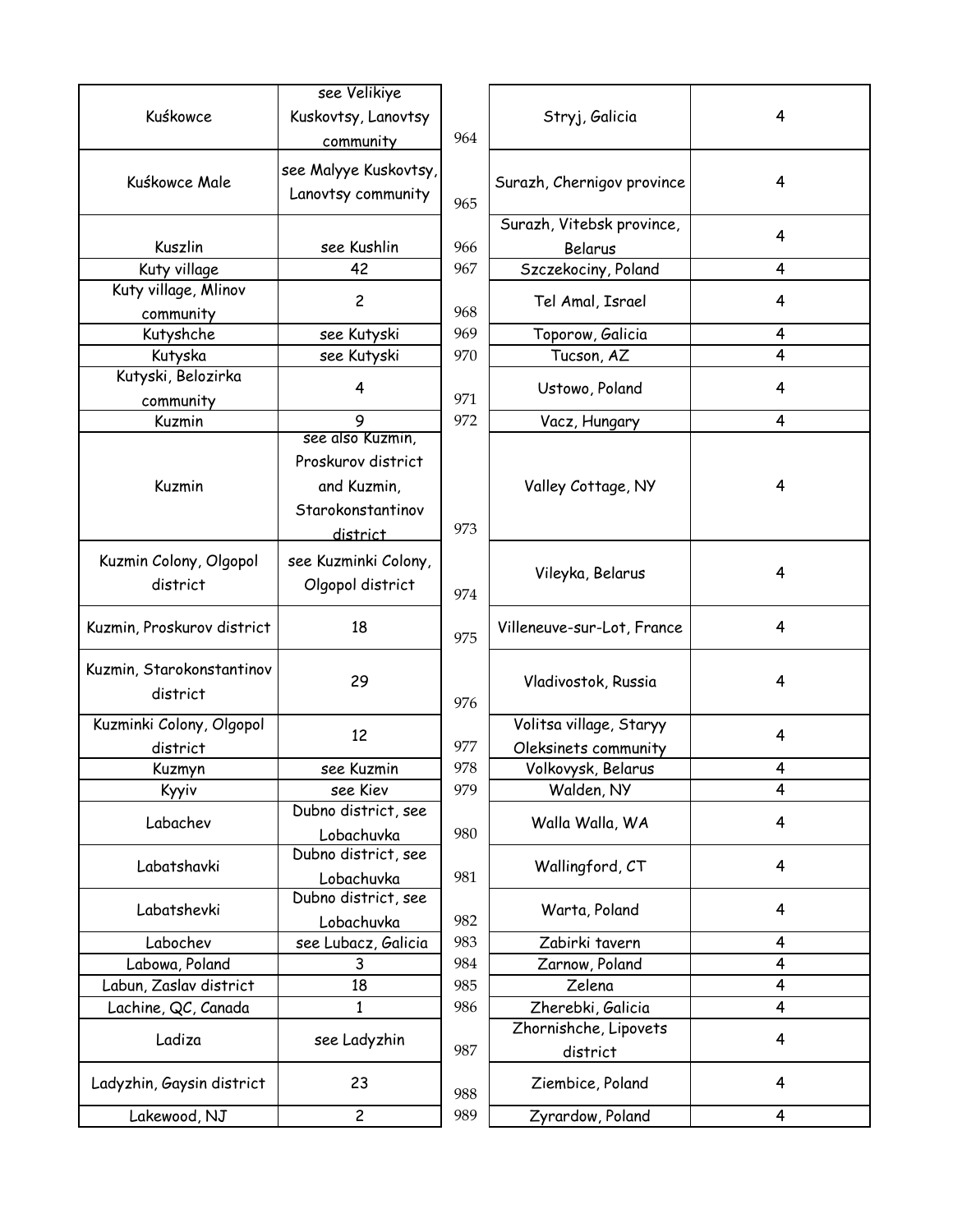| | |
|---|---|
| Kuśkowce | see Velikiye Kuskovtsy, Lanovtsy community |
| Kuśkowce Male | see Malyye Kuskovtsy, Lanovtsy community |
| Kuszlin | see Kushlin |
| Kuty village | 42 |
| Kuty village, Mlinov community | 2 |
| Kutyshche | see Kutyski |
| Kutyska | see Kutyski |
| Kutyski, Belozirka community | 4 |
| Kuzmin | 9 |
| Kuzmin | see also Kuzmin, Proskurov district and Kuzmin, Starokonstantinov district |
| Kuzmin Colony, Olgopol district | see Kuzminki Colony, Olgopol district |
| Kuzmin, Proskurov district | 18 |
| Kuzmin, Starokonstantinov district | 29 |
| Kuzminki Colony, Olgopol district | 12 |
| Kuzmyn | see Kuzmin |
| Kyyiv | see Kiev |
| Labachev | Dubno district, see Lobachuvka |
| Labatshavki | Dubno district, see Lobachuvka |
| Labatshevki | Dubno district, see Lobachuvka |
| Labochev | see Lubacz, Galicia |
| Labowa, Poland | 3 |
| Labun, Zaslav district | 18 |
| Lachine, QC, Canada | 1 |
| Ladiza | see Ladyzhin |
| Ladyzhin, Gaysin district | 23 |
| Lakewood, NJ | 2 |

| | | |
|---|---|---|
| 964 | Stryj, Galicia | 4 |
| 965 | Surazh, Chernigov province | 4 |
| 966 | Surazh, Vitebsk province, Belarus | 4 |
| 967 | Szczekociny, Poland | 4 |
| 968 | Tel Amal, Israel | 4 |
| 969 | Toporow, Galicia | 4 |
| 970 | Tucson, AZ | 4 |
| 971 | Ustowo, Poland | 4 |
| 972 | Vacz, Hungary | 4 |
| 973 | Valley Cottage, NY | 4 |
| 974 | Vileyka, Belarus | 4 |
| 975 | Villeneuve-sur-Lot, France | 4 |
| 976 | Vladivostok, Russia | 4 |
| 977 | Volitsa village, Staryy Oleksinets community | 4 |
| 978 | Volkovysk, Belarus | 4 |
| 979 | Walden, NY | 4 |
| 980 | Walla Walla, WA | 4 |
| 981 | Wallingford, CT | 4 |
| 982 | Warta, Poland | 4 |
| 983 | Zabirki tavern | 4 |
| 984 | Zarnow, Poland | 4 |
| 985 | Zelena | 4 |
| 986 | Zherebki, Galicia | 4 |
| 987 | Zhornishche, Lipovets district | 4 |
| 988 | Ziembice, Poland | 4 |
| 989 | Zyrardow, Poland | 4 |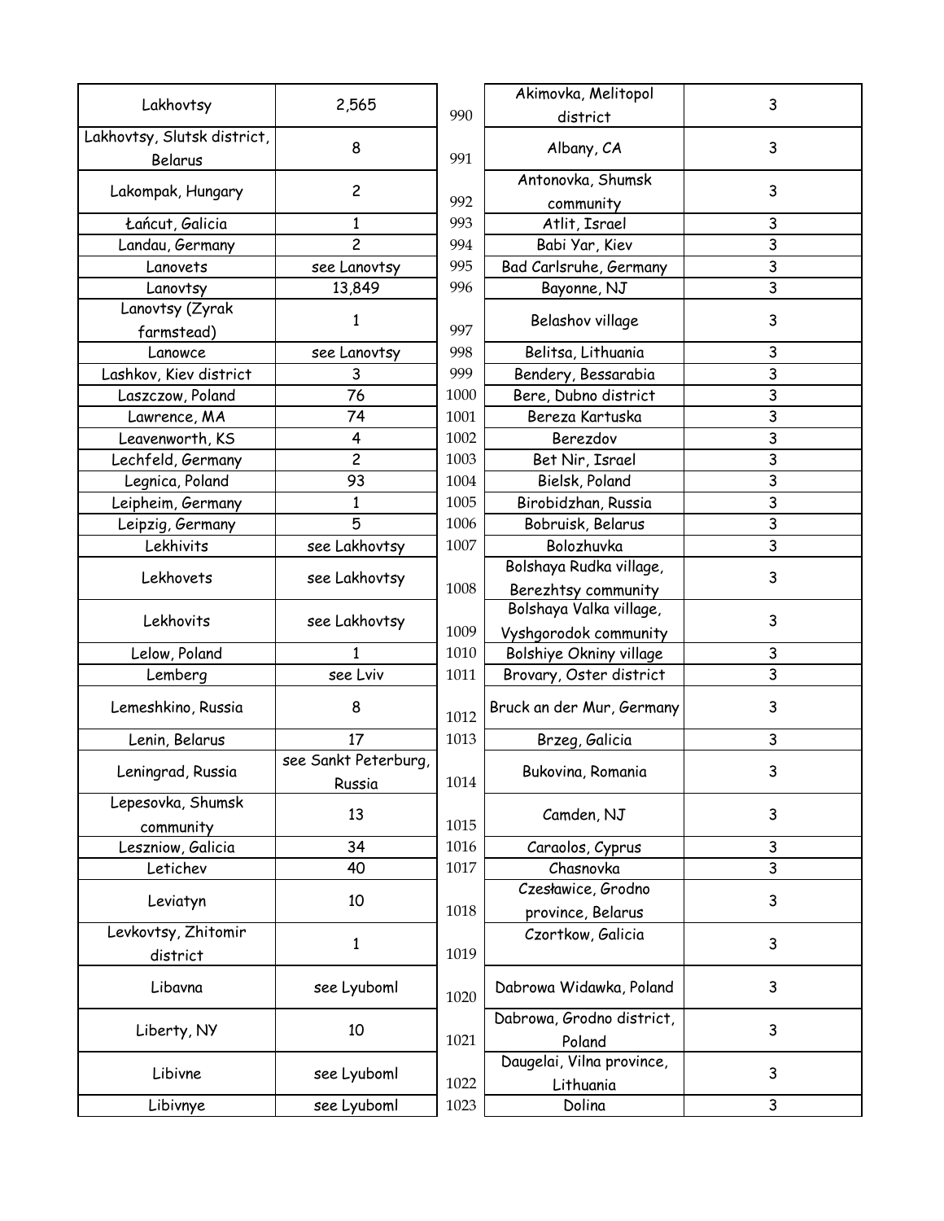| | |
|---|---|
| Lakhovtsy | 2,565 |
| Lakhovtsy, Slutsk district, Belarus | 8 |
| Lakompak, Hungary | 2 |
| Łańcut, Galicia | 1 |
| Landau, Germany | 2 |
| Lanovets | see Lanovtsy |
| Lanovtsy | 13,849 |
| Lanovtsy (Zyrak farmstead) | 1 |
| Lanowce | see Lanovtsy |
| Lashkov, Kiev district | 3 |
| Laszczow, Poland | 76 |
| Lawrence, MA | 74 |
| Leavenworth, KS | 4 |
| Lechfeld, Germany | 2 |
| Legnica, Poland | 93 |
| Leipheim, Germany | 1 |
| Leipzig, Germany | 5 |
| Lekhivits | see Lakhovtsy |
| Lekhovets | see Lakhovtsy |
| Lekhovits | see Lakhovtsy |
| Lelow, Poland | 1 |
| Lemberg | see Lviv |
| Lemeshkino, Russia | 8 |
| Lenin, Belarus | 17 |
| Leningrad, Russia | see Sankt Peterburg, Russia |
| Lepesovka, Shumsk community | 13 |
| Leszniow, Galicia | 34 |
| Letichev | 40 |
| Leviatyn | 10 |
| Levkovtsy, Zhitomir district | 1 |
| Libavna | see Lyuboml |
| Liberty, NY | 10 |
| Libivne | see Lyuboml |
| Libivnye | see Lyuboml |

| | | |
|---|---|---|
| 990 | Akimovka, Melitopol district | 3 |
| 991 | Albany, CA | 3 |
| 992 | Antonovka, Shumsk community | 3 |
| 993 | Atlit, Israel | 3 |
| 994 | Babi Yar, Kiev | 3 |
| 995 | Bad Carlsruhe, Germany | 3 |
| 996 | Bayonne, NJ | 3 |
| 997 | Belashov village | 3 |
| 998 | Belitsa, Lithuania | 3 |
| 999 | Bendery, Bessarabia | 3 |
| 1000 | Bere, Dubno district | 3 |
| 1001 | Bereza Kartuska | 3 |
| 1002 | Berezdov | 3 |
| 1003 | Bet Nir, Israel | 3 |
| 1004 | Bielsk, Poland | 3 |
| 1005 | Birobidzhan, Russia | 3 |
| 1006 | Bobruisk, Belarus | 3 |
| 1007 | Bolozhuvka | 3 |
| 1008 | Bolshaya Rudka village, Berezhtsy community | 3 |
| 1009 | Bolshaya Valka village, Vyshgorodok community | 3 |
| 1010 | Bolshiye Okniny village | 3 |
| 1011 | Brovary, Oster district | 3 |
| 1012 | Bruck an der Mur, Germany | 3 |
| 1013 | Brzeg, Galicia | 3 |
| 1014 | Bukovina, Romania | 3 |
| 1015 | Camden, NJ | 3 |
| 1016 | Caraolos, Cyprus | 3 |
| 1017 | Chasnovka | 3 |
| 1018 | Czesławice, Grodno province, Belarus | 3 |
| 1019 | Czortkow, Galicia | 3 |
| 1020 | Dabrowa Widawka, Poland | 3 |
| 1021 | Dabrowa, Grodno district, Poland | 3 |
| 1022 | Daugelai, Vilna province, Lithuania | 3 |
| 1023 | Dolina | 3 |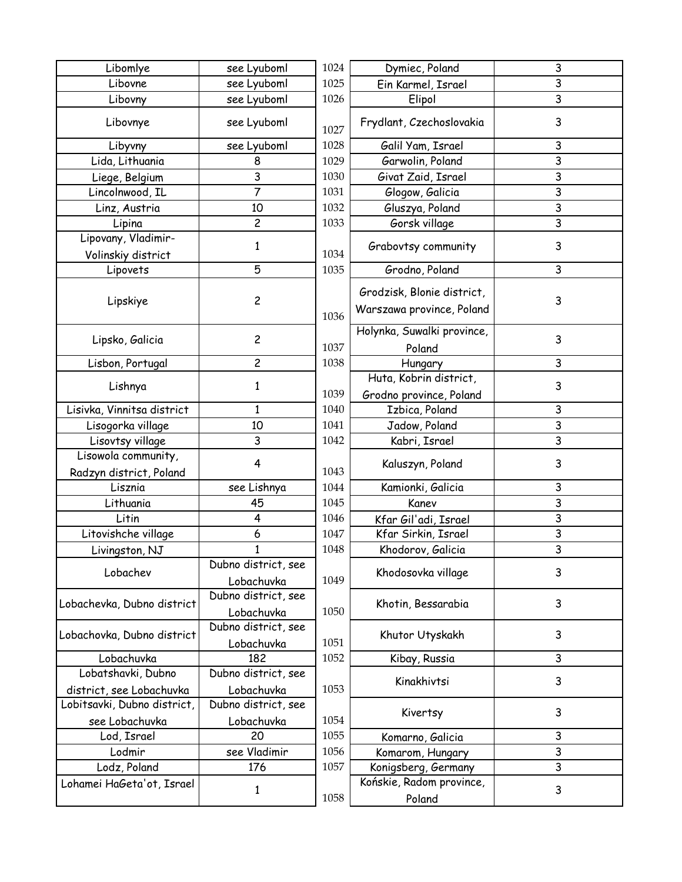| Libomlye | see Lyuboml | 1024 | Dymiec, Poland | 3 |
|---|---|---|---|---|
| Libovne | see Lyuboml | 1025 | Ein Karmel, Israel | 3 |
| Libovny | see Lyuboml | 1026 | Elipol | 3 |
| Libovnye | see Lyuboml | 1027 | Frydlant, Czechoslovakia | 3 |
| Libyvny | see Lyuboml | 1028 | Galil Yam, Israel | 3 |
| Lida, Lithuania | 8 | 1029 | Garwolin, Poland | 3 |
| Liege, Belgium | 3 | 1030 | Givat Zaid, Israel | 3 |
| Lincolnwood, IL | 7 | 1031 | Glogow, Galicia | 3 |
| Linz, Austria | 10 | 1032 | Gluszya, Poland | 3 |
| Lipina | 2 | 1033 | Gorsk village | 3 |
| Lipovany, Vladimir-Volinskiy district | 1 | 1034 | Grabovtsy community | 3 |
| Lipovets | 5 | 1035 | Grodno, Poland | 3 |
| Lipskiye | 2 | 1036 | Grodzisk, Blonie district, Warszawa province, Poland | 3 |
| Lipsko, Galicia | 2 | 1037 | Holynka, Suwalki province, Poland | 3 |
| Lisbon, Portugal | 2 | 1038 | Hungary | 3 |
| Lishnya | 1 | 1039 | Huta, Kobrin district, Grodno province, Poland | 3 |
| Lisivka, Vinnitsa district | 1 | 1040 | Izbica, Poland | 3 |
| Lisogorka village | 10 | 1041 | Jadow, Poland | 3 |
| Lisovtsy village | 3 | 1042 | Kabri, Israel | 3 |
| Lisowola community, Radzyn district, Poland | 4 | 1043 | Kaluszyn, Poland | 3 |
| Lisznia | see Lishnya | 1044 | Kamionki, Galicia | 3 |
| Lithuania | 45 | 1045 | Kanev | 3 |
| Litin | 4 | 1046 | Kfar Gil'adi, Israel | 3 |
| Litovishche village | 6 | 1047 | Kfar Sirkin, Israel | 3 |
| Livingston, NJ | 1 | 1048 | Khodorov, Galicia | 3 |
| Lobachev | Dubno district, see Lobachuvka | 1049 | Khodosovka village | 3 |
| Lobachevka, Dubno district | Dubno district, see Lobachuvka | 1050 | Khotin, Bessarabia | 3 |
| Lobachovka, Dubno district | Dubno district, see Lobachuvka | 1051 | Khutor Utyskakh | 3 |
| Lobachuvka | 182 | 1052 | Kibay, Russia | 3 |
| Lobatshavki, Dubno district, see Lobachuvka | Dubno district, see Lobachuvka | 1053 | Kinakhivtsi | 3 |
| Lobitsavki, Dubno district, see Lobachuvka | Dubno district, see Lobachuvka | 1054 | Kivertsy | 3 |
| Lod, Israel | 20 | 1055 | Komarno, Galicia | 3 |
| Lodmir | see Vladimir | 1056 | Komarom, Hungary | 3 |
| Lodz, Poland | 176 | 1057 | Konigsberg, Germany | 3 |
| Lohamei HaGeta'ot, Israel | 1 | 1058 | Końskie, Radom province, Poland | 3 |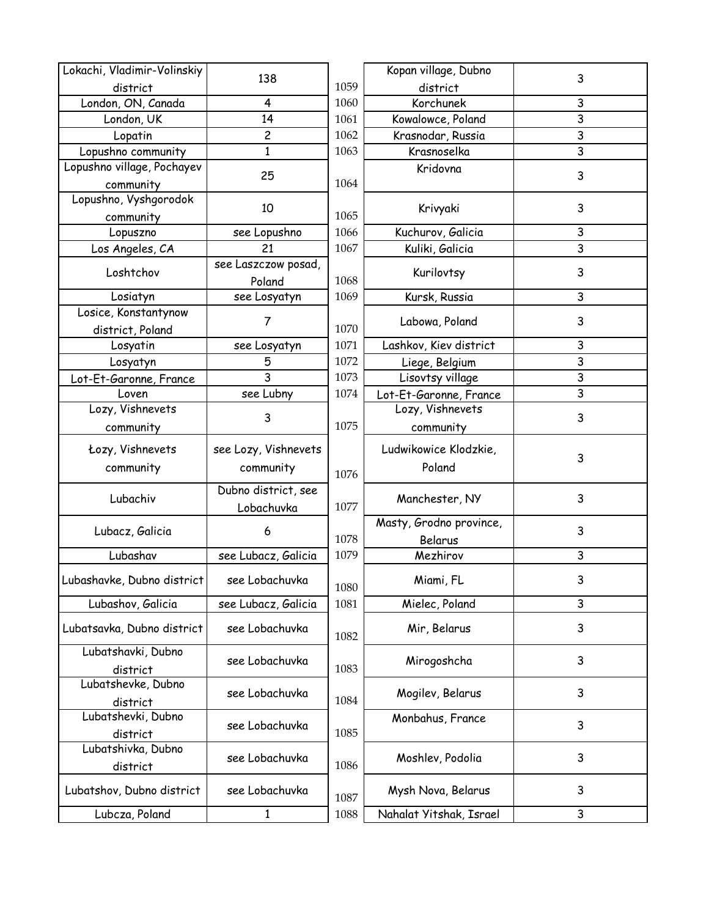| | |
|---|---|
| Lokachi, Vladimir-Volinskiy district | 138 |
| London, ON, Canada | 4 |
| London, UK | 14 |
| Lopatin | 2 |
| Lopushno community | 1 |
| Lopushno village, Pochayev community | 25 |
| Lopushno, Vyshgorodok community | 10 |
| Lopuszno | see Lopushno |
| Los Angeles, CA | 21 |
| Loshtchov | see Laszczow posad, Poland |
| Losiatyn | see Losyatyn |
| Losice, Konstantynow district, Poland | 7 |
| Losyatin | see Losyatyn |
| Losyatyn | 5 |
| Lot-Et-Garonne, France | 3 |
| Loven | see Lubny |
| Lozy, Vishnevets community | 3 |
| Łozy, Vishnevets community | see Lozy, Vishnevets community |
| Lubachiv | Dubno district, see Lobachuvka |
| Lubacz, Galicia | 6 |
| Lubashav | see Lubacz, Galicia |
| Lubashavke, Dubno district | see Lobachuvka |
| Lubashov, Galicia | see Lubacz, Galicia |
| Lubatsavka, Dubno district | see Lobachuvka |
| Lubatshavki, Dubno district | see Lobachuvka |
| Lubatshevke, Dubno district | see Lobachuvka |
| Lubatshevki, Dubno district | see Lobachuvka |
| Lubatshivka, Dubno district | see Lobachuvka |
| Lubatshov, Dubno district | see Lobachuvka |
| Lubcza, Poland | 1 |

| | | |
|---|---|---|
| 1059 | Kopan village, Dubno district | 3 |
| 1060 | Korchunek | 3 |
| 1061 | Kowalowce, Poland | 3 |
| 1062 | Krasnodar, Russia | 3 |
| 1063 | Krasnoselka | 3 |
| 1064 | Kridovna | 3 |
| 1065 | Krivyaki | 3 |
| 1066 | Kuchurov, Galicia | 3 |
| 1067 | Kuliki, Galicia | 3 |
| 1068 | Kurilovtsy | 3 |
| 1069 | Kursk, Russia | 3 |
| 1070 | Labowa, Poland | 3 |
| 1071 | Lashkov, Kiev district | 3 |
| 1072 | Liege, Belgium | 3 |
| 1073 | Lisovtsy village | 3 |
| 1074 | Lot-Et-Garonne, France | 3 |
| 1075 | Lozy, Vishnevets community | 3 |
| 1076 | Ludwikowice Klodzkie, Poland | 3 |
| 1077 | Manchester, NY | 3 |
| 1078 | Masty, Grodno province, Belarus | 3 |
| 1079 | Mezhirov | 3 |
| 1080 | Miami, FL | 3 |
| 1081 | Mielec, Poland | 3 |
| 1082 | Mir, Belarus | 3 |
| 1083 | Mirogoshcha | 3 |
| 1084 | Mogilev, Belarus | 3 |
| 1085 | Monbahus, France | 3 |
| 1086 | Moshlev, Podolia | 3 |
| 1087 | Mysh Nova, Belarus | 3 |
| 1088 | Nahalat Yitshak, Israel | 3 |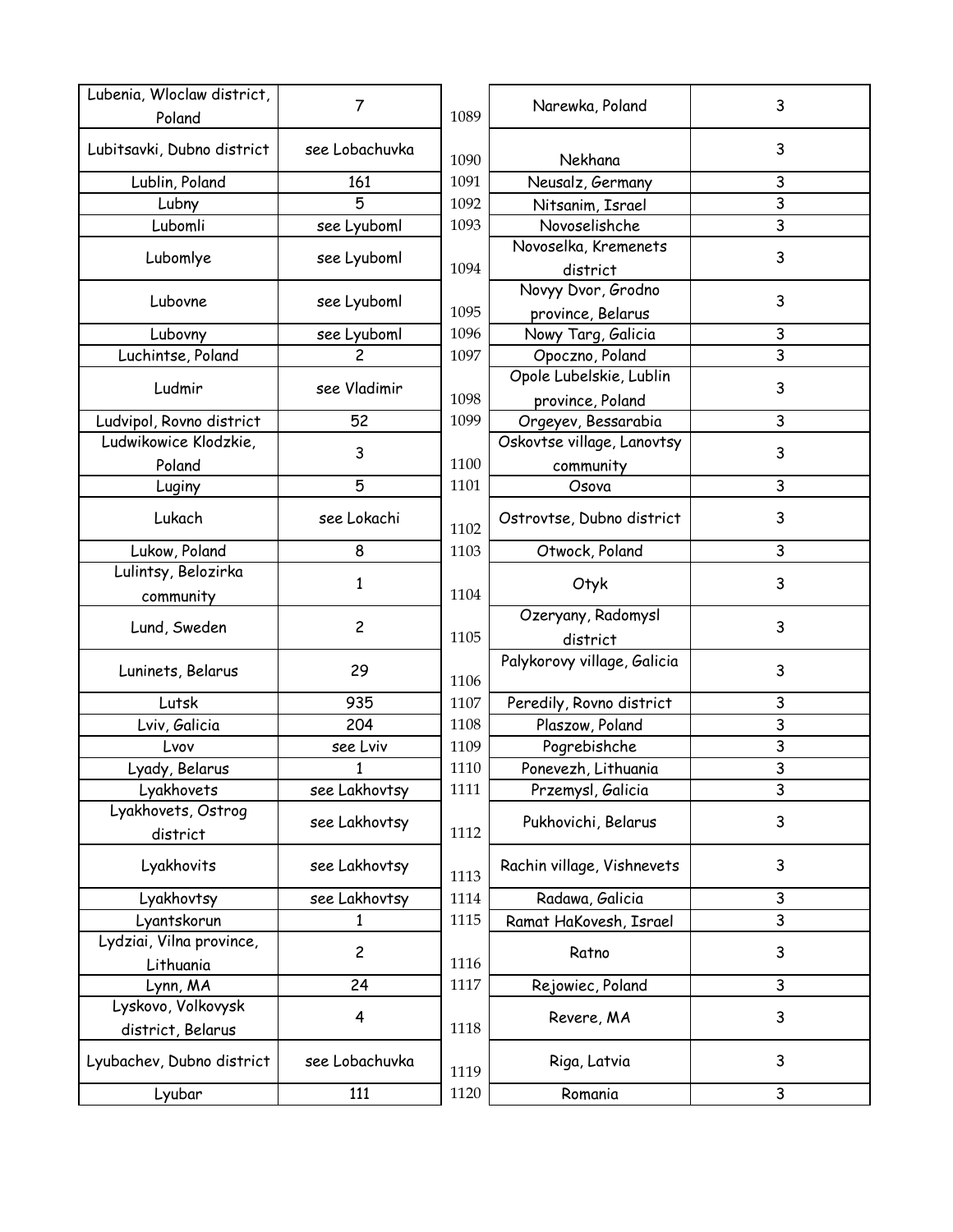| | |
|---|---|
| Lubenia, Wloclaw district, Poland | 7 |
| Lubitsavki, Dubno district | see Lobachuvka |
| Lublin, Poland | 161 |
| Lubny | 5 |
| Lubomli | see Lyuboml |
| Lubomlye | see Lyuboml |
| Lubovne | see Lyuboml |
| Lubovny | see Lyuboml |
| Luchintse, Poland | 2 |
| Ludmir | see Vladimir |
| Ludvipol, Rovno district | 52 |
| Ludwikowice Klodzkie, Poland | 3 |
| Luginy | 5 |
| Lukach | see Lokachi |
| Lukow, Poland | 8 |
| Lulintsy, Belozirka community | 1 |
| Lund, Sweden | 2 |
| Luninets, Belarus | 29 |
| Lutsk | 935 |
| Lviv, Galicia | 204 |
| Lvov | see Lviv |
| Lyady, Belarus | 1 |
| Lyakhovets | see Lakhovtsy |
| Lyakhovets, Ostrog district | see Lakhovtsy |
| Lyakhovits | see Lakhovtsy |
| Lyakhovtsy | see Lakhovtsy |
| Lyantskorun | 1 |
| Lydziai, Vilna province, Lithuania | 2 |
| Lynn, MA | 24 |
| Lyskovo, Volkovysk district, Belarus | 4 |
| Lyubachev, Dubno district | see Lobachuvka |
| Lyubar | 111 |

| | | |
|---|---|---|
| 1089 | Narewka, Poland | 3 |
| 1090 | Nekhana | 3 |
| 1091 | Neusalz, Germany | 3 |
| 1092 | Nitsanim, Israel | 3 |
| 1093 | Novoselishche | 3 |
| 1094 | Novoselka, Kremenets district | 3 |
| 1095 | Novyy Dvor, Grodno province, Belarus | 3 |
| 1096 | Nowy Targ, Galicia | 3 |
| 1097 | Opoczno, Poland | 3 |
| 1098 | Opole Lubelskie, Lublin province, Poland | 3 |
| 1099 | Orgeyev, Bessarabia | 3 |
| 1100 | Oskovtse village, Lanovtsy community | 3 |
| 1101 | Osova | 3 |
| 1102 | Ostrovtse, Dubno district | 3 |
| 1103 | Otwock, Poland | 3 |
| 1104 | Otyk | 3 |
| 1105 | Ozeryany, Radomysl district | 3 |
| 1106 | Palykorovy village, Galicia | 3 |
| 1107 | Peredily, Rovno district | 3 |
| 1108 | Plaszow, Poland | 3 |
| 1109 | Pogrebishche | 3 |
| 1110 | Ponevezh, Lithuania | 3 |
| 1111 | Przemysl, Galicia | 3 |
| 1112 | Pukhovichi, Belarus | 3 |
| 1113 | Rachin village, Vishnevets | 3 |
| 1114 | Radawa, Galicia | 3 |
| 1115 | Ramat HaKovesh, Israel | 3 |
| 1116 | Ratno | 3 |
| 1117 | Rejowiec, Poland | 3 |
| 1118 | Revere, MA | 3 |
| 1119 | Riga, Latvia | 3 |
| 1120 | Romania | 3 |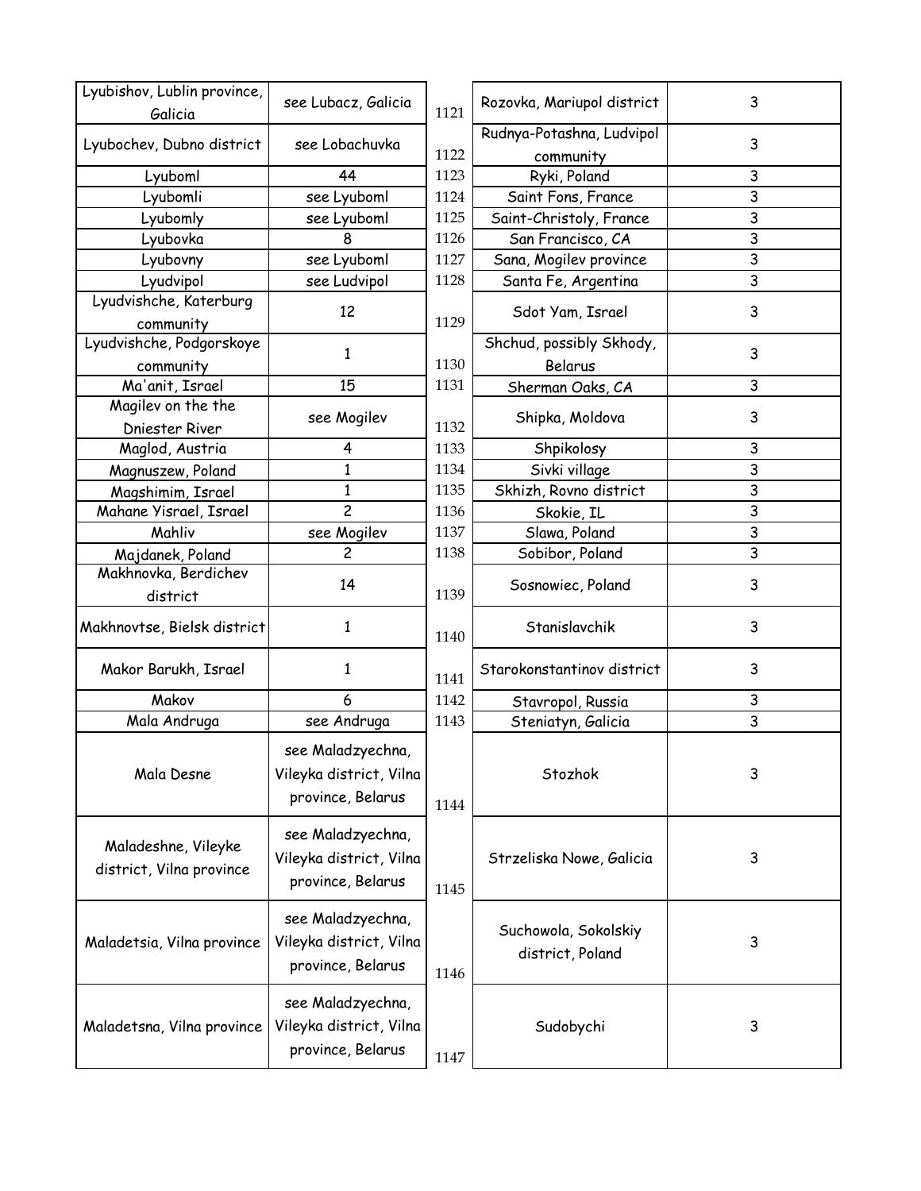| | | |
|---|---|---|
| Lyubishov, Lublin province, Galicia | see Lubacz, Galicia | 1121 |
| Lyubochev, Dubno district | see Lobachuvka | 1122 |
| Lyuboml | 44 | 1123 |
| Lyubomli | see Lyuboml | 1124 |
| Lyubomly | see Lyuboml | 1125 |
| Lyubovka | 8 | 1126 |
| Lyubovny | see Lyuboml | 1127 |
| Lyudvipol | see Ludvipol | 1128 |
| Lyudvishche, Katerburg community | 12 | 1129 |
| Lyudvishche, Podgorskoye community | 1 | 1130 |
| Ma'anit, Israel | 15 | 1131 |
| Magilev on the the Dniester River | see Mogilev | 1132 |
| Maglod, Austria | 4 | 1133 |
| Magnuszew, Poland | 1 | 1134 |
| Magshimim, Israel | 1 | 1135 |
| Mahane Yisrael, Israel | 2 | 1136 |
| Mahliv | see Mogilev | 1137 |
| Majdanek, Poland | 2 | 1138 |
| Makhnovka, Berdichev district | 14 | 1139 |
| Makhnovtse, Bielsk district | 1 | 1140 |
| Makor Barukh, Israel | 1 | 1141 |
| Makov | 6 | 1142 |
| Mala Andruga | see Andruga | 1143 |
| Mala Desne | see Maladzyechna, Vileyka district, Vilna province, Belarus | 1144 |
| Maladeshne, Vileyke district, Vilna province | see Maladzyechna, Vileyka district, Vilna province, Belarus | 1145 |
| Maladetsia, Vilna province | see Maladzyechna, Vileyka district, Vilna province, Belarus | 1146 |
| Maladetsna, Vilna province | see Maladzyechna, Vileyka district, Vilna province, Belarus | 1147 |

| | |
|---|---|
| Rozovka, Mariupol district | 3 |
| Rudnya-Potashna, Ludvipol community | 3 |
| Ryki, Poland | 3 |
| Saint Fons, France | 3 |
| Saint-Christoly, France | 3 |
| San Francisco, CA | 3 |
| Sana, Mogilev province | 3 |
| Santa Fe, Argentina | 3 |
| Sdot Yam, Israel | 3 |
| Shchud, possibly Skhody, Belarus | 3 |
| Sherman Oaks, CA | 3 |
| Shipka, Moldova | 3 |
| Shpikolosy | 3 |
| Sivki village | 3 |
| Skhizh, Rovno district | 3 |
| Skokie, IL | 3 |
| Slawa, Poland | 3 |
| Sobibor, Poland | 3 |
| Sosnowiec, Poland | 3 |
| Stanislavchik | 3 |
| Starokonstantinov district | 3 |
| Stavropol, Russia | 3 |
| Steniatyn, Galicia | 3 |
| Stozhok | 3 |
| Strzeliska Nowe, Galicia | 3 |
| Suchowola, Sokolskiy district, Poland | 3 |
| Sudobychi | 3 |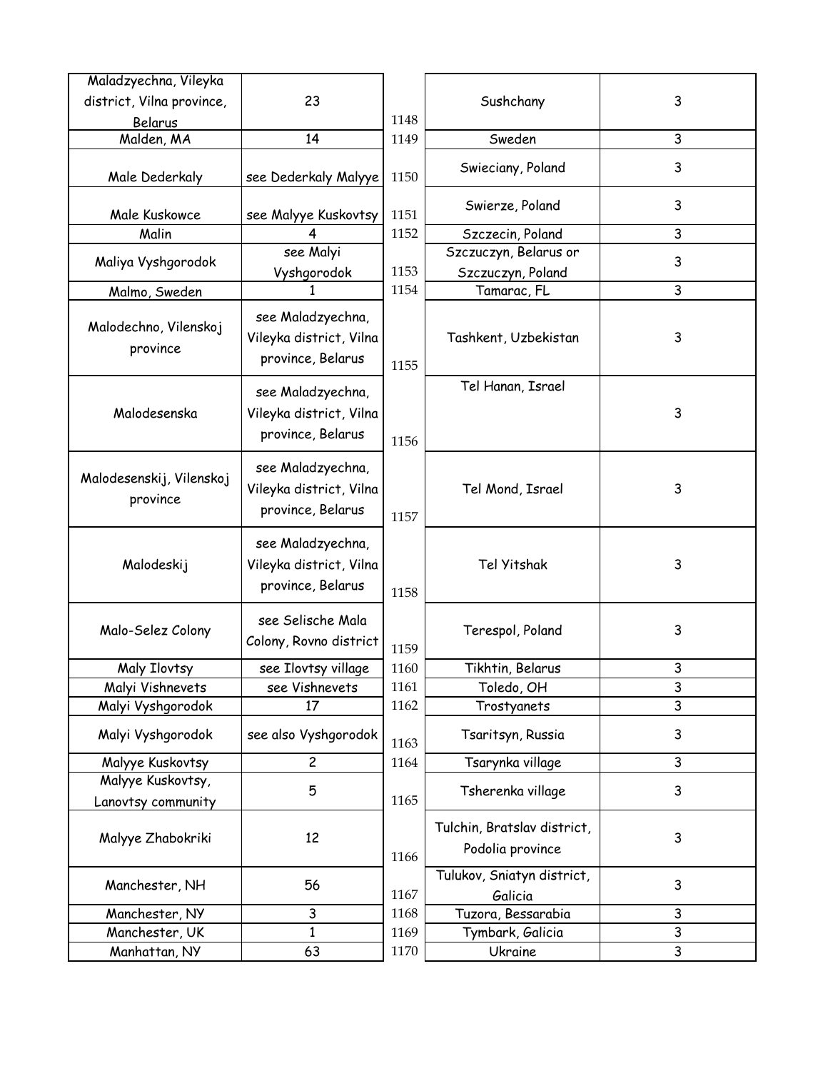| Maladzyechna, Vileyka district, Vilna province, Belarus | 23 | 1148 | Sushchany | 3 |
|---|---|---|---|---|
| Malden, MA | 14 | 1149 | Sweden | 3 |
| Male Dederkaly | see Dederkaly Malyye | 1150 | Swieciany, Poland | 3 |
| Male Kuskowce | see Malyye Kuskovtsy | 1151 | Swierze, Poland | 3 |
| Malin | 4 | 1152 | Szczecin, Poland | 3 |
| Maliya Vyshgorodok | see Malyi Vyshgorodok | 1153 | Szczuczyn, Belarus or Szczuczyn, Poland | 3 |
| Malmo, Sweden | 1 | 1154 | Tamarac, FL | 3 |
| Malodechno, Vilenskoj province | see Maladzyechna, Vileyka district, Vilna province, Belarus | 1155 | Tashkent, Uzbekistan | 3 |
| Malodesenska | see Maladzyechna, Vileyka district, Vilna province, Belarus | 1156 | Tel Hanan, Israel | 3 |
| Malodesenskij, Vilenskoj province | see Maladzyechna, Vileyka district, Vilna province, Belarus | 1157 | Tel Mond, Israel | 3 |
| Malodeskij | see Maladzyechna, Vileyka district, Vilna province, Belarus | 1158 | Tel Yitshak | 3 |
| Malo-Selez Colony | see Selische Mala Colony, Rovno district | 1159 | Terespol, Poland | 3 |
| Maly Ilovtsy | see Ilovtsy village | 1160 | Tikhtin, Belarus | 3 |
| Malyi Vishnevets | see Vishnevets | 1161 | Toledo, OH | 3 |
| Malyi Vyshgorodok | 17 | 1162 | Trostyanets | 3 |
| Malyi Vyshgorodok | see also Vyshgorodok | 1163 | Tsaritsyn, Russia | 3 |
| Malyye Kuskovtsy | 2 | 1164 | Tsarynka village | 3 |
| Malyye Kuskovtsy, Lanovtsy community | 5 | 1165 | Tsherenka village | 3 |
| Malyye Zhabokriki | 12 | 1166 | Tulchin, Bratslav district, Podolia province | 3 |
| Manchester, NH | 56 | 1167 | Tulukov, Sniatyn district, Galicia | 3 |
| Manchester, NY | 3 | 1168 | Tuzora, Bessarabia | 3 |
| Manchester, UK | 1 | 1169 | Tymbark, Galicia | 3 |
| Manhattan, NY | 63 | 1170 | Ukraine | 3 |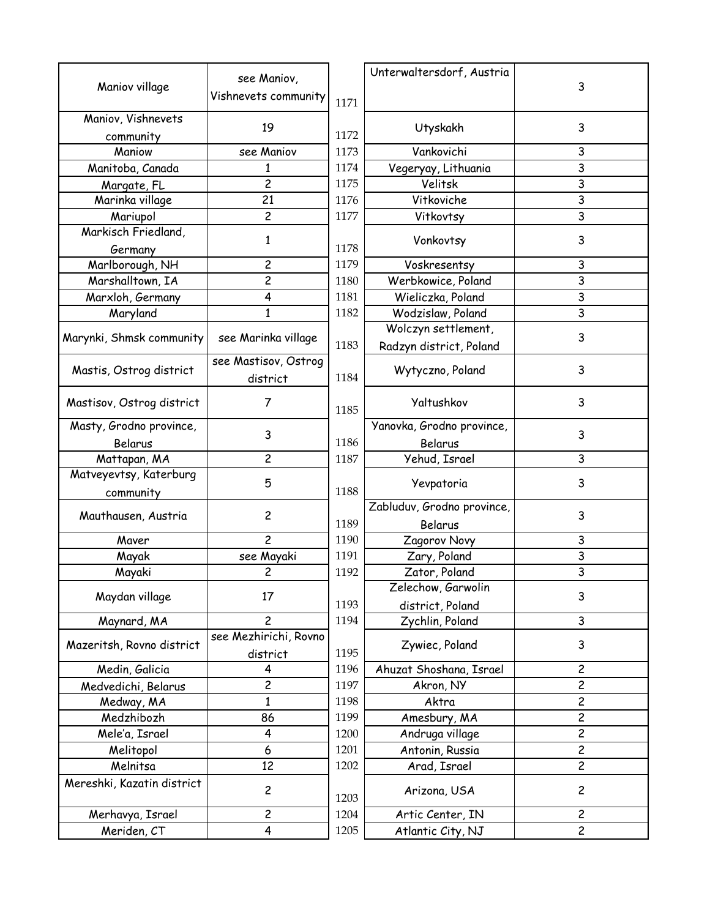| | | | | |
|---|---|---|---|---|
| Maniov village | see Maniov, Vishnevets community | 1171 | Unterwaltersdorf, Austria | 3 |
| Maniov, Vishnevets community | 19 | 1172 | Utyskakh | 3 |
| Maniow | see Maniov | 1173 | Vankovichi | 3 |
| Manitoba, Canada | 1 | 1174 | Vegeryay, Lithuania | 3 |
| Margate, FL | 2 | 1175 | Velitsk | 3 |
| Marinka village | 21 | 1176 | Vitkoviche | 3 |
| Mariupol | 2 | 1177 | Vitkovtsy | 3 |
| Markisch Friedland, Germany | 1 | 1178 | Vonkovtsy | 3 |
| Marlborough, NH | 2 | 1179 | Voskresentsy | 3 |
| Marshalltown, IA | 2 | 1180 | Werbkowice, Poland | 3 |
| Marxloh, Germany | 4 | 1181 | Wieliczka, Poland | 3 |
| Maryland | 1 | 1182 | Wodzislaw, Poland | 3 |
| Marynki, Shmsk community | see Marinka village | 1183 | Wolczyn settlement, Radzyn district, Poland | 3 |
| Mastis, Ostrog district | see Mastisov, Ostrog district | 1184 | Wytyczno, Poland | 3 |
| Mastisov, Ostrog district | 7 | 1185 | Yaltushkov | 3 |
| Masty, Grodno province, Belarus | 3 | 1186 | Yanovka, Grodno province, Belarus | 3 |
| Mattapan, MA | 2 | 1187 | Yehud, Israel | 3 |
| Matveyevtsy, Katerburg community | 5 | 1188 | Yevpatoria | 3 |
| Mauthausen, Austria | 2 | 1189 | Zabluduv, Grodno province, Belarus | 3 |
| Maver | 2 | 1190 | Zagorov Novy | 3 |
| Mayak | see Mayaki | 1191 | Zary, Poland | 3 |
| Mayaki | 2 | 1192 | Zator, Poland | 3 |
| Maydan village | 17 | 1193 | Zelechow, Garwolin district, Poland | 3 |
| Maynard, MA | 2 | 1194 | Zychlin, Poland | 3 |
| Mazeritsh, Rovno district | see Mezhirichi, Rovno district | 1195 | Zywiec, Poland | 3 |
| Medin, Galicia | 4 | 1196 | Ahuzat Shoshana, Israel | 2 |
| Medvedichi, Belarus | 2 | 1197 | Akron, NY | 2 |
| Medway, MA | 1 | 1198 | Aktra | 2 |
| Medzhibozh | 86 | 1199 | Amesbury, MA | 2 |
| Mele'a, Israel | 4 | 1200 | Andruga village | 2 |
| Melitopol | 6 | 1201 | Antonin, Russia | 2 |
| Melnitsa | 12 | 1202 | Arad, Israel | 2 |
| Mereshki, Kazatin district | 2 | 1203 | Arizona, USA | 2 |
| Merhavya, Israel | 2 | 1204 | Artic Center, IN | 2 |
| Meriden, CT | 4 | 1205 | Atlantic City, NJ | 2 |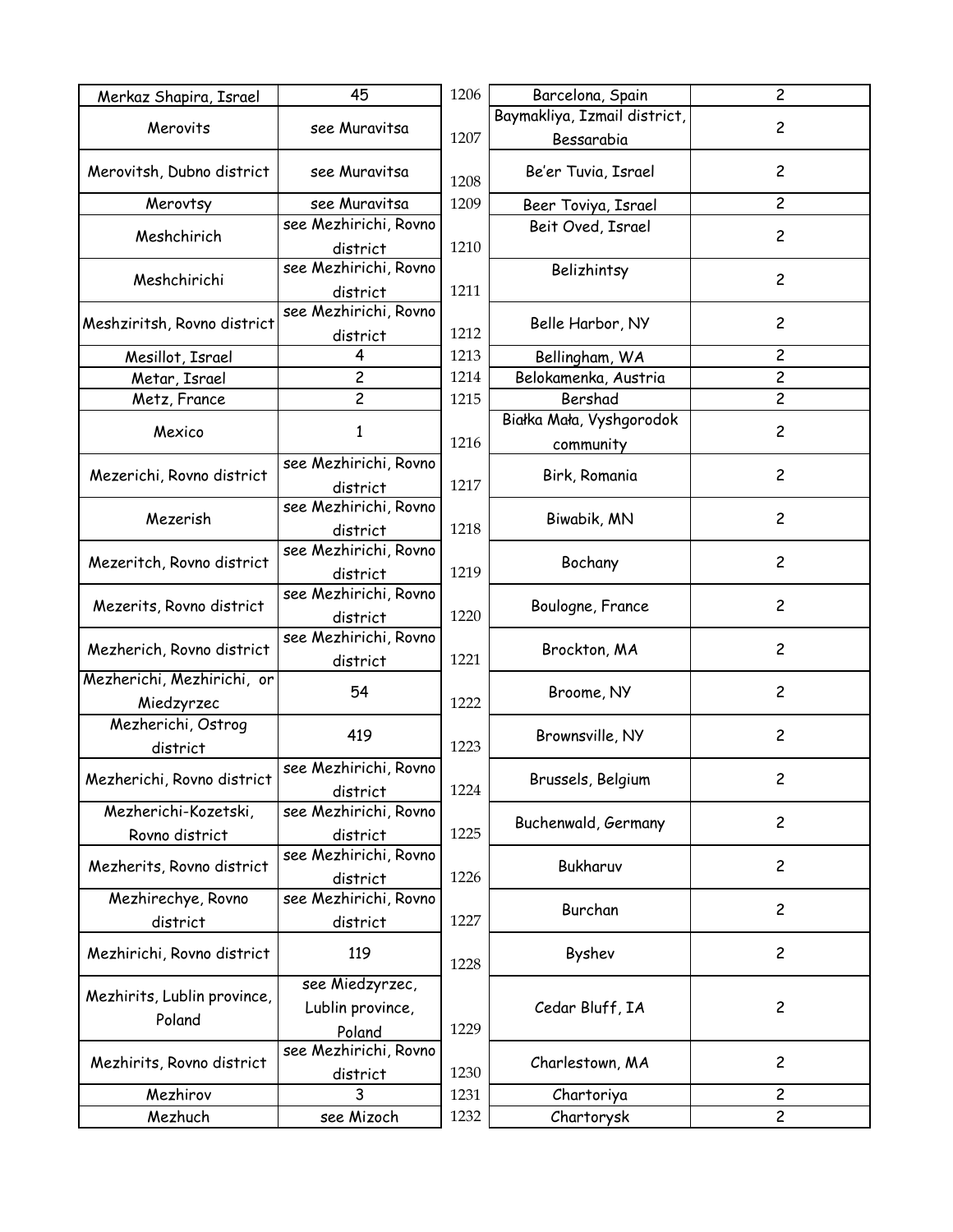| Merkaz Shapira, Israel | 45 | 1206 | Barcelona, Spain | 2 |
|---|---|---|---|---|
| Merovits | see Muravitsa | 1207 | Baymakliya, Izmail district, Bessarabia | 2 |
| Merovitsh, Dubno district | see Muravitsa | 1208 | Be'er Tuvia, Israel | 2 |
| Merovtsy | see Muravitsa | 1209 | Beer Toviya, Israel | 2 |
| Meshchirich | see Mezhirichi, Rovno district | 1210 | Beit Oved, Israel | 2 |
| Meshchirichi | see Mezhirichi, Rovno district | 1211 | Belizhintsy | 2 |
| Meshziritsh, Rovno district | see Mezhirichi, Rovno district | 1212 | Belle Harbor, NY | 2 |
| Mesillot, Israel | 4 | 1213 | Bellingham, WA | 2 |
| Metar, Israel | 2 | 1214 | Belokamenka, Austria | 2 |
| Metz, France | 2 | 1215 | Bershad | 2 |
| Mexico | 1 | 1216 | Białka Mała, Vyshgorodok community | 2 |
| Mezerichi, Rovno district | see Mezhirichi, Rovno district | 1217 | Birk, Romania | 2 |
| Mezerish | see Mezhirichi, Rovno district | 1218 | Biwabik, MN | 2 |
| Mezeritch, Rovno district | see Mezhirichi, Rovno district | 1219 | Bochany | 2 |
| Mezerits, Rovno district | see Mezhirichi, Rovno district | 1220 | Boulogne, France | 2 |
| Mezherich, Rovno district | see Mezhirichi, Rovno district | 1221 | Brockton, MA | 2 |
| Mezherichi, Mezhirichi, or Miedzyrzec | 54 | 1222 | Broome, NY | 2 |
| Mezherichi, Ostrog district | 419 | 1223 | Brownsville, NY | 2 |
| Mezherichi, Rovno district | see Mezhirichi, Rovno district | 1224 | Brussels, Belgium | 2 |
| Mezherichi-Kozetski, Rovno district | see Mezhirichi, Rovno district | 1225 | Buchenwald, Germany | 2 |
| Mezherits, Rovno district | see Mezhirichi, Rovno district | 1226 | Bukharuv | 2 |
| Mezhirechye, Rovno district | see Mezhirichi, Rovno district | 1227 | Burchan | 2 |
| Mezhirichi, Rovno district | 119 | 1228 | Byshev | 2 |
| Mezhirits, Lublin province, Poland | see Miedzyrzec, Lublin province, Poland | 1229 | Cedar Bluff, IA | 2 |
| Mezhirits, Rovno district | see Mezhirichi, Rovno district | 1230 | Charlestown, MA | 2 |
| Mezhirov | 3 | 1231 | Chartoriya | 2 |
| Mezhuch | see Mizoch | 1232 | Chartorysk | 2 |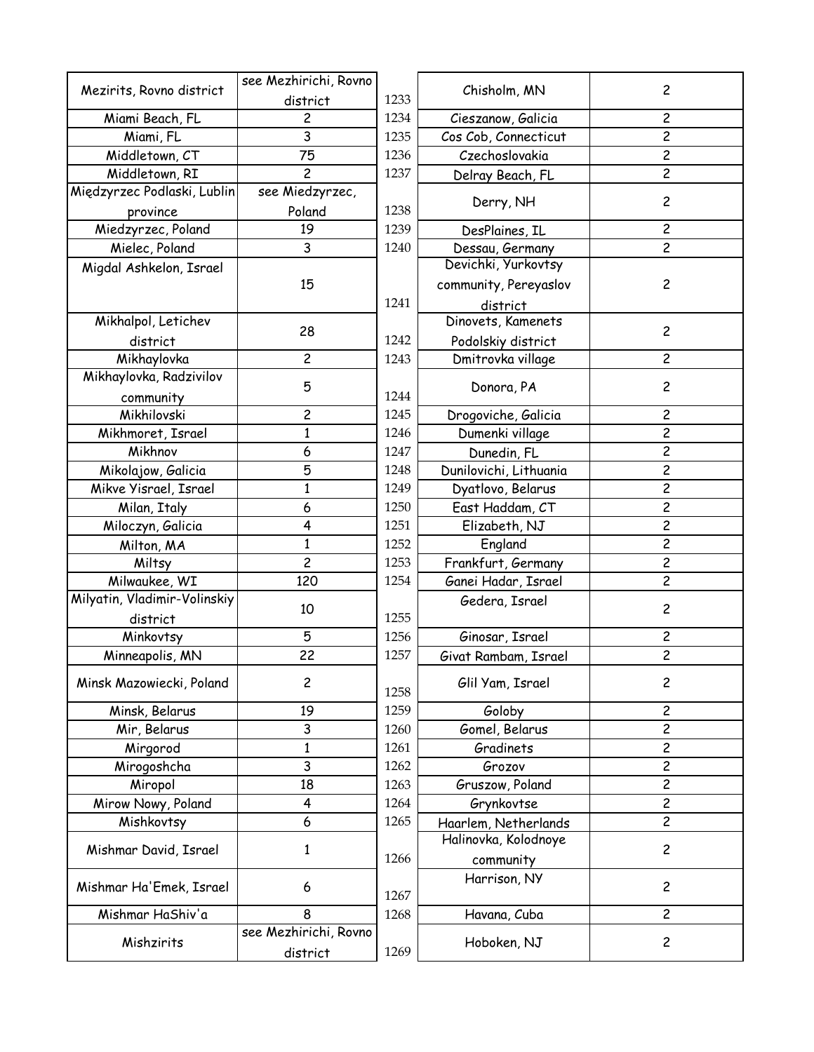| Mezirits, Rovno district | see Mezhirichi, Rovno district |
|---|---|
| Miami Beach, FL | 2 |
| Miami, FL | 3 |
| Middletown, CT | 75 |
| Middletown, RI | 2 |
| Międzyrzec Podlaski, Lublin province | see Miedzyrzec, Poland |
| Miedzyrzec, Poland | 19 |
| Mielec, Poland | 3 |
| Migdal Ashkelon, Israel | 15 |
| Mikhalpol, Letichev district | 28 |
| Mikhaylovka | 2 |
| Mikhaylovka, Radzivilov community | 5 |
| Mikhilovski | 2 |
| Mikhmoret, Israel | 1 |
| Mikhnov | 6 |
| Mikolajow, Galicia | 5 |
| Mikve Yisrael, Israel | 1 |
| Milan, Italy | 6 |
| Miloczyn, Galicia | 4 |
| Milton, MA | 1 |
| Miltsy | 2 |
| Milwaukee, WI | 120 |
| Milyatin, Vladimir-Volinskiy district | 10 |
| Minkovtsy | 5 |
| Minneapolis, MN | 22 |
| Minsk Mazowiecki, Poland | 2 |
| Minsk, Belarus | 19 |
| Mir, Belarus | 3 |
| Mirgorod | 1 |
| Mirogoshcha | 3 |
| Miropol | 18 |
| Mirow Nowy, Poland | 4 |
| Mishkovtsy | 6 |
| Mishmar David, Israel | 1 |
| Mishmar Ha'Emek, Israel | 6 |
| Mishmar HaShiv'a | 8 |
| Mishzirits | see Mezhirichi, Rovno district |

| 1233 | Chisholm, MN | 2 |
|---|---|---|
| 1234 | Cieszanow, Galicia | 2 |
| 1235 | Cos Cob, Connecticut | 2 |
| 1236 | Czechoslovakia | 2 |
| 1237 | Delray Beach, FL | 2 |
| 1238 | Derry, NH | 2 |
| 1239 | DesPlaines, IL | 2 |
| 1240 | Dessau, Germany | 2 |
| 1241 | Devichki, Yurkovtsy community, Pereyaslov district | 2 |
| 1242 | Dinovets, Kamenets Podolskiy district | 2 |
| 1243 | Dmitrovka village | 2 |
| 1244 | Donora, PA | 2 |
| 1245 | Drogoviche, Galicia | 2 |
| 1246 | Dumenki village | 2 |
| 1247 | Dunedin, FL | 2 |
| 1248 | Dunilovichi, Lithuania | 2 |
| 1249 | Dyatlovo, Belarus | 2 |
| 1250 | East Haddam, CT | 2 |
| 1251 | Elizabeth, NJ | 2 |
| 1252 | England | 2 |
| 1253 | Frankfurt, Germany | 2 |
| 1254 | Ganei Hadar, Israel | 2 |
| 1255 | Gedera, Israel | 2 |
| 1256 | Ginosar, Israel | 2 |
| 1257 | Givat Rambam, Israel | 2 |
| 1258 | Glil Yam, Israel | 2 |
| 1259 | Goloby | 2 |
| 1260 | Gomel, Belarus | 2 |
| 1261 | Gradinets | 2 |
| 1262 | Grozov | 2 |
| 1263 | Gruszow, Poland | 2 |
| 1264 | Grynkovtse | 2 |
| 1265 | Haarlem, Netherlands | 2 |
| 1266 | Halinovka, Kolodnoye community | 2 |
| 1267 | Harrison, NY | 2 |
| 1268 | Havana, Cuba | 2 |
| 1269 | Hoboken, NJ | 2 |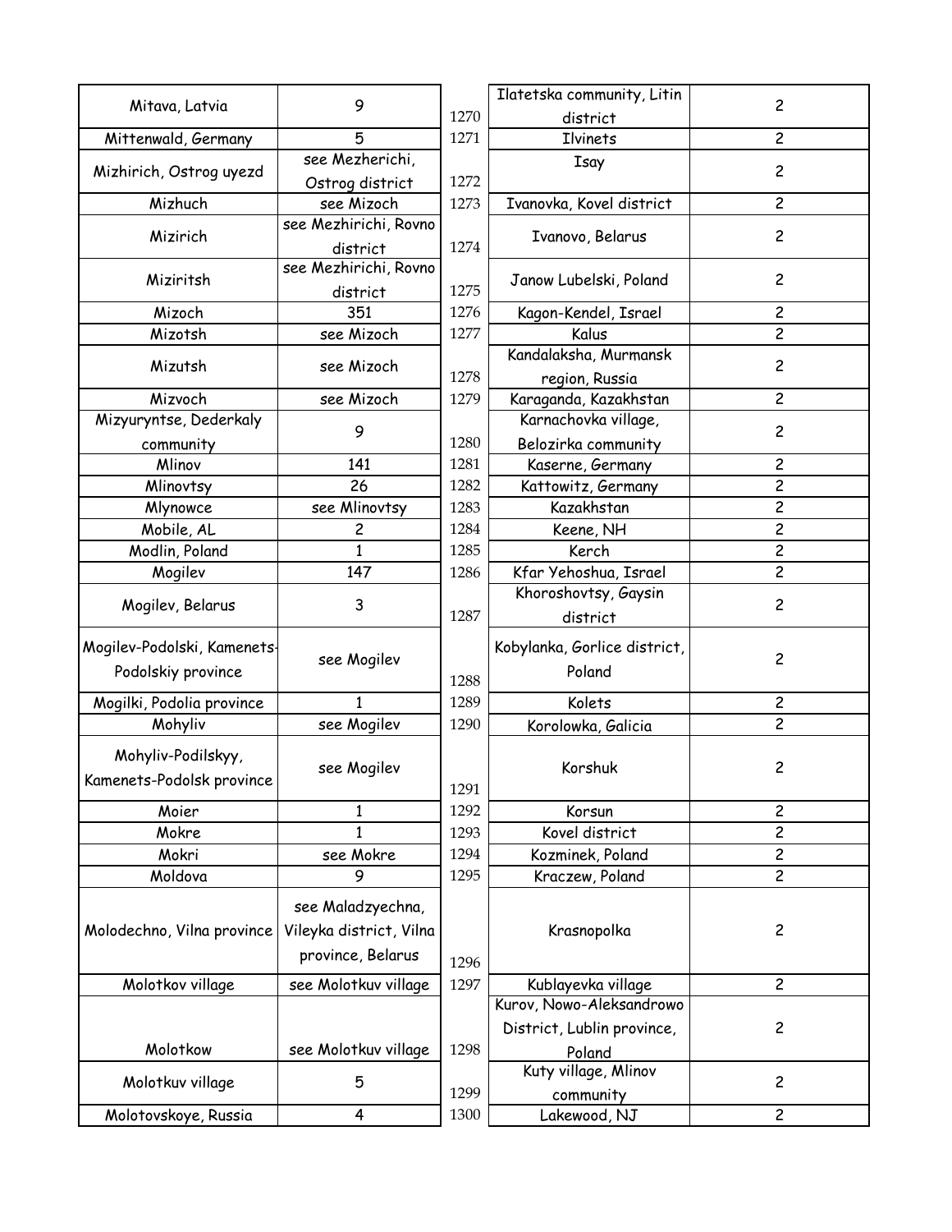| | | | | |
|---|---|---|---|---|
| Mitava, Latvia | 9 | 1270 | Ilatetska community, Litin district | 2 |
| Mittenwald, Germany | 5 | 1271 | Ilvinets | 2 |
| Mizhirich, Ostrog uyezd | see Mezherichi, Ostrog district | 1272 | Isay | 2 |
| Mizhuch | see Mizoch | 1273 | Ivanovka, Kovel district | 2 |
| Mizirich | see Mezhirichi, Rovno district | 1274 | Ivanovo, Belarus | 2 |
| Miziritsh | see Mezhirichi, Rovno district | 1275 | Janow Lubelski, Poland | 2 |
| Mizoch | 351 | 1276 | Kagon-Kendel, Israel | 2 |
| Mizotsh | see Mizoch | 1277 | Kalus | 2 |
| Mizutsh | see Mizoch | 1278 | Kandalaksha, Murmansk region, Russia | 2 |
| Mizvoch | see Mizoch | 1279 | Karaganda, Kazakhstan | 2 |
| Mizyuryntse, Dederkaly community | 9 | 1280 | Karnachovka village, Belozirka community | 2 |
| Mlinov | 141 | 1281 | Kaserne, Germany | 2 |
| Mlinovtsy | 26 | 1282 | Kattowitz, Germany | 2 |
| Mlynowce | see Mlinovtsy | 1283 | Kazakhstan | 2 |
| Mobile, AL | 2 | 1284 | Keene, NH | 2 |
| Modlin, Poland | 1 | 1285 | Kerch | 2 |
| Mogilev | 147 | 1286 | Kfar Yehoshua, Israel | 2 |
| Mogilev, Belarus | 3 | 1287 | Khoroshovtsy, Gaysin district | 2 |
| Mogilev-Podolski, Kamenets-Podolskiy province | see Mogilev | 1288 | Kobylanka, Gorlice district, Poland | 2 |
| Mogilki, Podolia province | 1 | 1289 | Kolets | 2 |
| Mohyliv | see Mogilev | 1290 | Korolowka, Galicia | 2 |
| Mohyliv-Podilskyy, Kamenets-Podolsk province | see Mogilev | 1291 | Korshuk | 2 |
| Moier | 1 | 1292 | Korsun | 2 |
| Mokre | 1 | 1293 | Kovel district | 2 |
| Mokri | see Mokre | 1294 | Kozminek, Poland | 2 |
| Moldova | 9 | 1295 | Kraczew, Poland | 2 |
| Molodechno, Vilna province | see Maladzyechna, Vileyka district, Vilna province, Belarus | 1296 | Krasnopolka | 2 |
| Molotkov village | see Molotkuv village | 1297 | Kublayevka village | 2 |
| Molotkow | see Molotkuv village | 1298 | Kurov, Nowo-Aleksandrowo District, Lublin province, Poland | 2 |
| Molotkuv village | 5 | 1299 | Kuty village, Mlinov community | 2 |
| Molotovskoye, Russia | 4 | 1300 | Lakewood, NJ | 2 |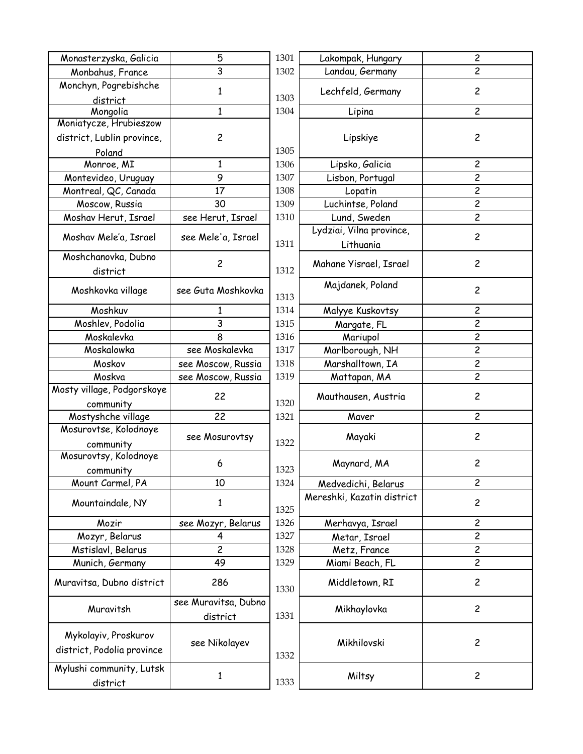| Monasterzyska, Galicia | 5 | 1301 | Lakompak, Hungary | 2 |
|---|---|---|---|---|
| Monbahus, France | 3 | 1302 | Landau, Germany | 2 |
| Monchyn, Pogrebishche district | 1 | 1303 | Lechfeld, Germany | 2 |
| Mongolia | 1 | 1304 | Lipina | 2 |
| Moniatycze, Hrubieszow district, Lublin province, Poland | 2 | 1305 | Lipskiye | 2 |
| Monroe, MI | 1 | 1306 | Lipsko, Galicia | 2 |
| Montevideo, Uruguay | 9 | 1307 | Lisbon, Portugal | 2 |
| Montreal, QC, Canada | 17 | 1308 | Lopatin | 2 |
| Moscow, Russia | 30 | 1309 | Luchintse, Poland | 2 |
| Moshav Herut, Israel | see Herut, Israel | 1310 | Lund, Sweden | 2 |
| Moshav Mele'a, Israel | see Mele'a, Israel | 1311 | Lydziai, Vilna province, Lithuania | 2 |
| Moshchanovka, Dubno district | 2 | 1312 | Mahane Yisrael, Israel | 2 |
| Moshkovka village | see Guta Moshkovka | 1313 | Majdanek, Poland | 2 |
| Moshkuv | 1 | 1314 | Malyye Kuskovtsy | 2 |
| Moshlev, Podolia | 3 | 1315 | Margate, FL | 2 |
| Moskalevka | 8 | 1316 | Mariupol | 2 |
| Moskalowka | see Moskalevka | 1317 | Marlborough, NH | 2 |
| Moskov | see Moscow, Russia | 1318 | Marshalltown, IA | 2 |
| Moskva | see Moscow, Russia | 1319 | Mattapan, MA | 2 |
| Mosty village, Podgorskoye community | 22 | 1320 | Mauthausen, Austria | 2 |
| Mostyshche village | 22 | 1321 | Maver | 2 |
| Mosurovtse, Kolodnoye community | see Mosurovtsy | 1322 | Mayaki | 2 |
| Mosurovtsy, Kolodnoye community | 6 | 1323 | Maynard, MA | 2 |
| Mount Carmel, PA | 10 | 1324 | Medvedichi, Belarus | 2 |
| Mountaindale, NY | 1 | 1325 | Mereshki, Kazatin district | 2 |
| Mozir | see Mozyr, Belarus | 1326 | Merhavya, Israel | 2 |
| Mozyr, Belarus | 4 | 1327 | Metar, Israel | 2 |
| Mstislavl, Belarus | 2 | 1328 | Metz, France | 2 |
| Munich, Germany | 49 | 1329 | Miami Beach, FL | 2 |
| Muravitsa, Dubno district | 286 | 1330 | Middletown, RI | 2 |
| Muravitsh | see Muravitsa, Dubno district | 1331 | Mikhaylovka | 2 |
| Mykolayiv, Proskurov district, Podolia province | see Nikolayev | 1332 | Mikhilovski | 2 |
| Mylushi community, Lutsk district | 1 | 1333 | Miltsy | 2 |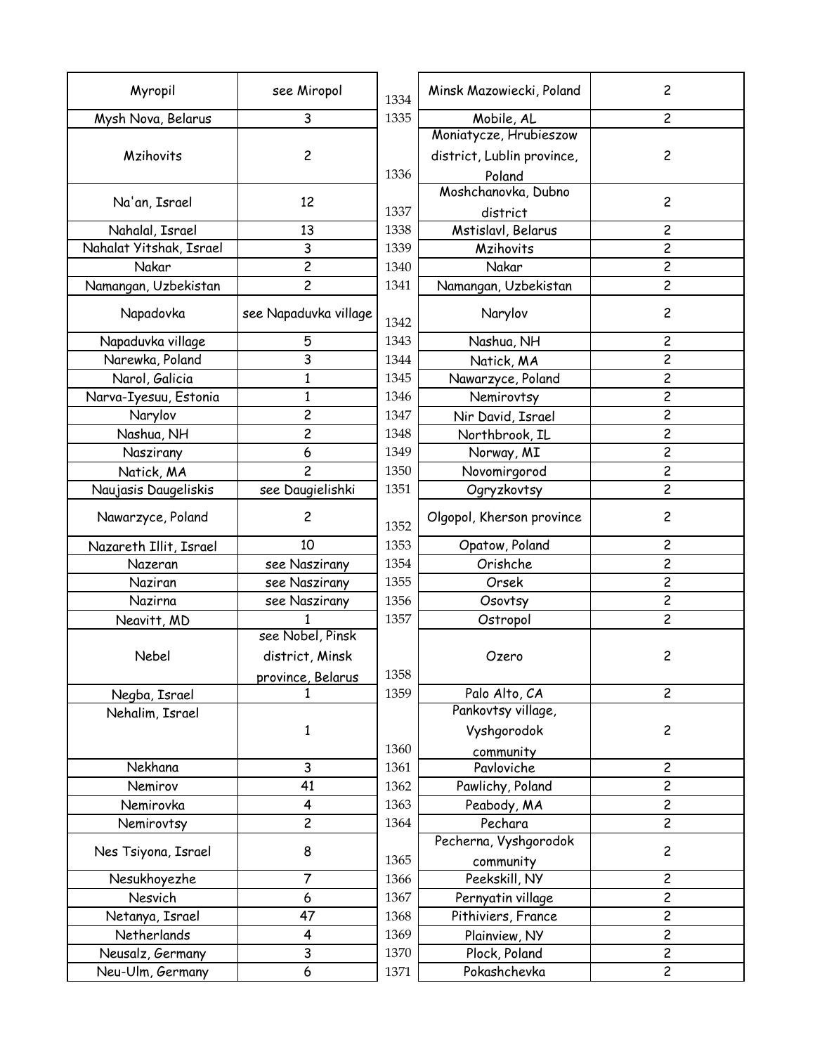| Myropil | see Miropol |
|---|---|
| Mysh Nova, Belarus | 3 |
| Mzihovits | 2 |
| Na'an, Israel | 12 |
| Nahalal, Israel | 13 |
| Nahalat Yitshak, Israel | 3 |
| Nakar | 2 |
| Namangan, Uzbekistan | 2 |
| Napadovka | see Napaduvka village |
| Napaduvka village | 5 |
| Narewka, Poland | 3 |
| Narol, Galicia | 1 |
| Narva-Iyesuu, Estonia | 1 |
| Narylov | 2 |
| Nashua, NH | 2 |
| Naszirany | 6 |
| Natick, MA | 2 |
| Naujasis Daugeliskis | see Daugielishki |
| Nawarzyce, Poland | 2 |
| Nazareth Illit, Israel | 10 |
| Nazeran | see Naszirany |
| Naziran | see Naszirany |
| Nazirna | see Naszirany |
| Neavitt, MD | 1 |
| Nebel | see Nobel, Pinsk district, Minsk province, Belarus |
| Negba, Israel | 1 |
| Nehalim, Israel | 1 |
| Nekhana | 3 |
| Nemirov | 41 |
| Nemirovka | 4 |
| Nemirovtsy | 2 |
| Nes Tsiyona, Israel | 8 |
| Nesukhoyezhe | 7 |
| Nesvich | 6 |
| Netanya, Israel | 47 |
| Netherlands | 4 |
| Neusalz, Germany | 3 |
| Neu-Ulm, Germany | 6 |

| # | Place | Count |
|---|---|---|
| 1334 | Minsk Mazowiecki, Poland | 2 |
| 1335 | Mobile, AL | 2 |
| 1336 | Moniatycze, Hrubieszow district, Lublin province, Poland | 2 |
| 1337 | Moshchanovka, Dubno district | 2 |
| 1338 | Mstislavl, Belarus | 2 |
| 1339 | Mzihovits | 2 |
| 1340 | Nakar | 2 |
| 1341 | Namangan, Uzbekistan | 2 |
| 1342 | Narylov | 2 |
| 1343 | Nashua, NH | 2 |
| 1344 | Natick, MA | 2 |
| 1345 | Nawarzyce, Poland | 2 |
| 1346 | Nemirovtsy | 2 |
| 1347 | Nir David, Israel | 2 |
| 1348 | Northbrook, IL | 2 |
| 1349 | Norway, MI | 2 |
| 1350 | Novomirgorod | 2 |
| 1351 | Ogryzkovtsy | 2 |
| 1352 | Olgopol, Kherson province | 2 |
| 1353 | Opatow, Poland | 2 |
| 1354 | Orishche | 2 |
| 1355 | Orsek | 2 |
| 1356 | Osovtsy | 2 |
| 1357 | Ostropol | 2 |
| 1358 | Ozero | 2 |
| 1359 | Palo Alto, CA | 2 |
| 1360 | Pankovtsy village, Vyshgorodok community | 2 |
| 1361 | Pavloviche | 2 |
| 1362 | Pawlichy, Poland | 2 |
| 1363 | Peabody, MA | 2 |
| 1364 | Pechara | 2 |
| 1365 | Pecherna, Vyshgorodok community | 2 |
| 1366 | Peekskill, NY | 2 |
| 1367 | Pernyatin village | 2 |
| 1368 | Pithiviers, France | 2 |
| 1369 | Plainview, NY | 2 |
| 1370 | Plock, Poland | 2 |
| 1371 | Pokashchevka | 2 |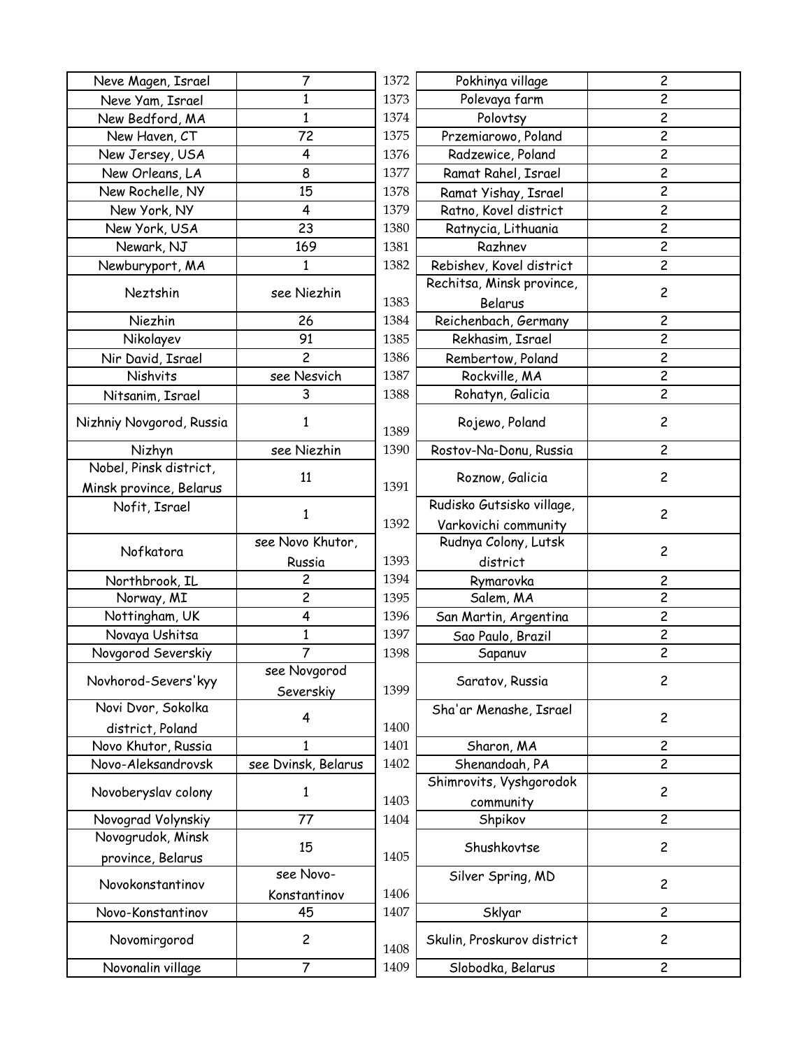| | | | | |
|---|---|---|---|---|
| Neve Magen, Israel | 7 | 1372 | Pokhinya village | 2 |
| Neve Yam, Israel | 1 | 1373 | Polevaya farm | 2 |
| New Bedford, MA | 1 | 1374 | Polovtsy | 2 |
| New Haven, CT | 72 | 1375 | Przemiarowo, Poland | 2 |
| New Jersey, USA | 4 | 1376 | Radzewice, Poland | 2 |
| New Orleans, LA | 8 | 1377 | Ramat Rahel, Israel | 2 |
| New Rochelle, NY | 15 | 1378 | Ramat Yishay, Israel | 2 |
| New York, NY | 4 | 1379 | Ratno, Kovel district | 2 |
| New York, USA | 23 | 1380 | Ratnycia, Lithuania | 2 |
| Newark, NJ | 169 | 1381 | Razhnev | 2 |
| Newburyport, MA | 1 | 1382 | Rebishev, Kovel district | 2 |
| Neztshin | see Niezhin | 1383 | Rechitsa, Minsk province, Belarus | 2 |
| Niezhin | 26 | 1384 | Reichenbach, Germany | 2 |
| Nikolayev | 91 | 1385 | Rekhasim, Israel | 2 |
| Nir David, Israel | 2 | 1386 | Rembertow, Poland | 2 |
| Nishvits | see Nesvich | 1387 | Rockville, MA | 2 |
| Nitsanim, Israel | 3 | 1388 | Rohatyn, Galicia | 2 |
| Nizhniy Novgorod, Russia | 1 | 1389 | Rojewo, Poland | 2 |
| Nizhyn | see Niezhin | 1390 | Rostov-Na-Donu, Russia | 2 |
| Nobel, Pinsk district, Minsk province, Belarus | 11 | 1391 | Roznow, Galicia | 2 |
| Nofit, Israel | 1 | 1392 | Rudisko Gutsisko village, Varkovichi community | 2 |
| Nofkatora | see Novo Khutor, Russia | 1393 | Rudnya Colony, Lutsk district | 2 |
| Northbrook, IL | 2 | 1394 | Rymarovka | 2 |
| Norway, MI | 2 | 1395 | Salem, MA | 2 |
| Nottingham, UK | 4 | 1396 | San Martin, Argentina | 2 |
| Novaya Ushitsa | 1 | 1397 | Sao Paulo, Brazil | 2 |
| Novgorod Severskiy | 7 | 1398 | Sapanuv | 2 |
| Novhorod-Severs'kyy | see Novgorod Severskiy | 1399 | Saratov, Russia | 2 |
| Novi Dvor, Sokolka district, Poland | 4 | 1400 | Sha'ar Menashe, Israel | 2 |
| Novo Khutor, Russia | 1 | 1401 | Sharon, MA | 2 |
| Novo-Aleksandrovsk | see Dvinsk, Belarus | 1402 | Shenandoah, PA | 2 |
| Novoberyslav colony | 1 | 1403 | Shimrovits, Vyshgorodok community | 2 |
| Novograd Volynskiy | 77 | 1404 | Shpikov | 2 |
| Novogrudok, Minsk province, Belarus | 15 | 1405 | Shushkovtse | 2 |
| Novokonstantinov | see Novo-Konstantinov | 1406 | Silver Spring, MD | 2 |
| Novo-Konstantinov | 45 | 1407 | Sklyar | 2 |
| Novomirgorod | 2 | 1408 | Skulin, Proskurov district | 2 |
| Novonalin village | 7 | 1409 | Slobodka, Belarus | 2 |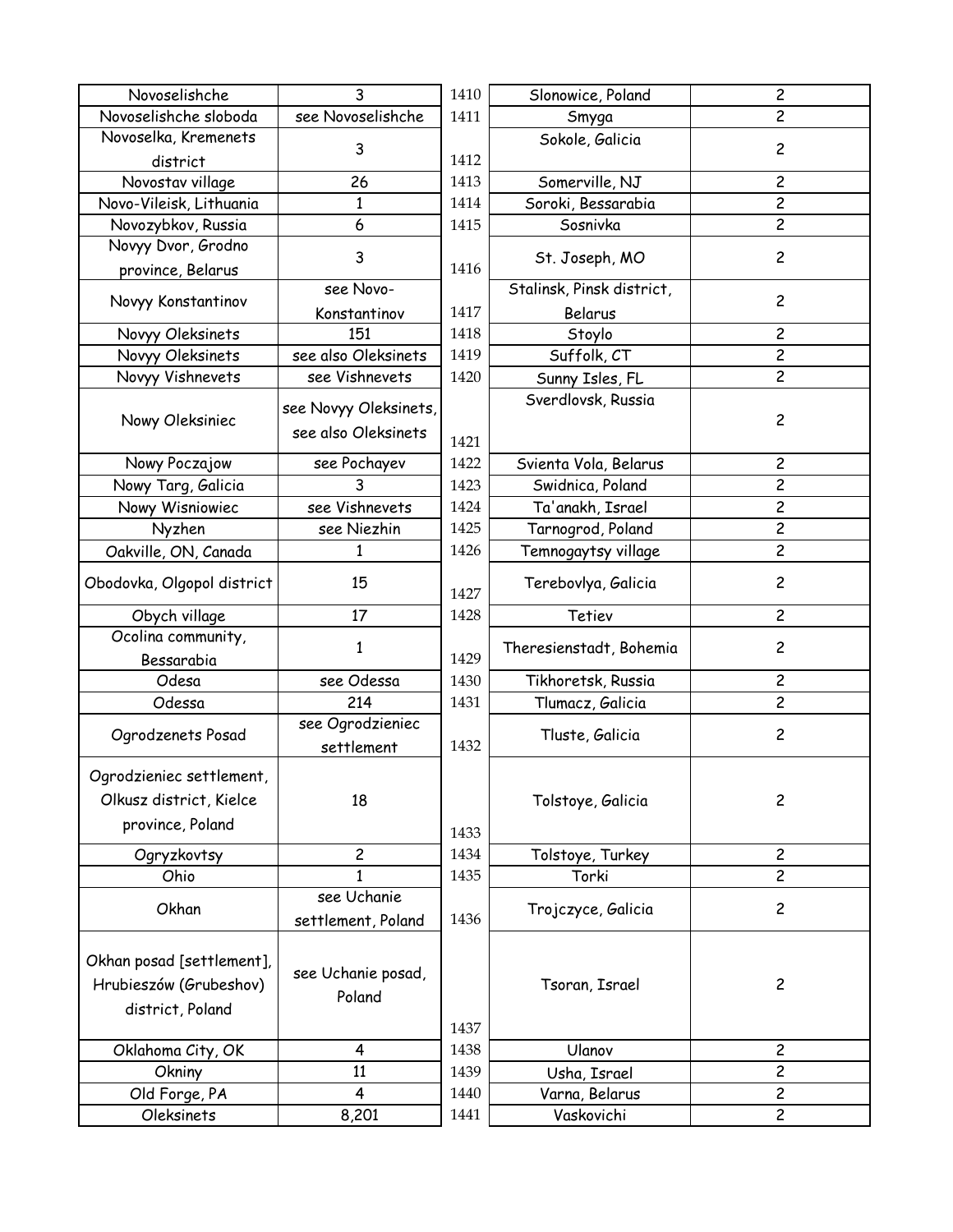| Novoselishche | 3 | 1410 | Slonowice, Poland | 2 |
|---|---|---|---|---|
| Novoselishche sloboda | see Novoselishche | 1411 | Smyga | 2 |
| Novoselka, Kremenets district | 3 | 1412 | Sokole, Galicia | 2 |
| Novostav village | 26 | 1413 | Somerville, NJ | 2 |
| Novo-Vileisk, Lithuania | 1 | 1414 | Soroki, Bessarabia | 2 |
| Novozybkov, Russia | 6 | 1415 | Sosnivka | 2 |
| Novyy Dvor, Grodno province, Belarus | 3 | 1416 | St. Joseph, MO | 2 |
| Novyy Konstantinov | see Novo-Konstantinov | 1417 | Stalinsk, Pinsk district, Belarus | 2 |
| Novyy Oleksinets | 151 | 1418 | Stoylo | 2 |
| Novyy Oleksinets | see also Oleksinets | 1419 | Suffolk, CT | 2 |
| Novyy Vishnevets | see Vishnevets | 1420 | Sunny Isles, FL | 2 |
| Nowy Oleksiniec | see Novyy Oleksinets, see also Oleksinets | 1421 | Sverdlovsk, Russia | 2 |
| Nowy Poczajow | see Pochayev | 1422 | Svienta Vola, Belarus | 2 |
| Nowy Targ, Galicia | 3 | 1423 | Swidnica, Poland | 2 |
| Nowy Wisniowiec | see Vishnevets | 1424 | Ta'anakh, Israel | 2 |
| Nyzhen | see Niezhin | 1425 | Tarnogrod, Poland | 2 |
| Oakville, ON, Canada | 1 | 1426 | Temnogaytsy village | 2 |
| Obodovka, Olgopol district | 15 | 1427 | Terebovlya, Galicia | 2 |
| Obych village | 17 | 1428 | Tetiev | 2 |
| Ocolina community, Bessarabia | 1 | 1429 | Theresienstadt, Bohemia | 2 |
| Odesa | see Odessa | 1430 | Tikhoretsk, Russia | 2 |
| Odessa | 214 | 1431 | Tlumacz, Galicia | 2 |
| Ogrodzenets Posad | see Ogrodzieniec settlement | 1432 | Tluste, Galicia | 2 |
| Ogrodzieniec settlement, Olkusz district, Kielce province, Poland | 18 | 1433 | Tolstoye, Galicia | 2 |
| Ogryzkovtsy | 2 | 1434 | Tolstoye, Turkey | 2 |
| Ohio | 1 | 1435 | Torki | 2 |
| Okhan | see Uchanie settlement, Poland | 1436 | Trojczyce, Galicia | 2 |
| Okhan posad [settlement], Hrubieszów (Grubeshov) district, Poland | see Uchanie posad, Poland | 1437 | Tsoran, Israel | 2 |
| Oklahoma City, OK | 4 | 1438 | Ulanov | 2 |
| Okniny | 11 | 1439 | Usha, Israel | 2 |
| Old Forge, PA | 4 | 1440 | Varna, Belarus | 2 |
| Oleksinets | 8,201 | 1441 | Vaskovichi | 2 |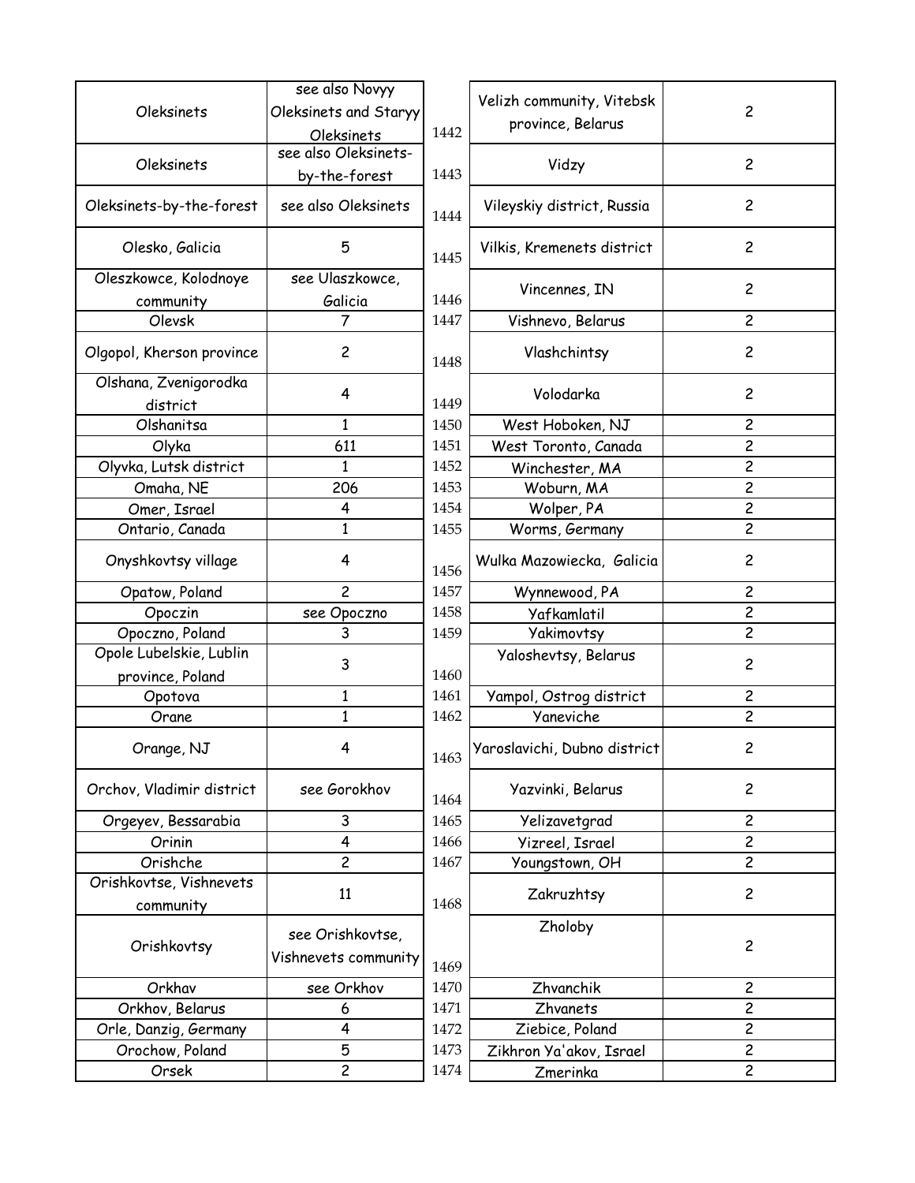| | | | | |
|---|---|---|---|---|
| Oleksinets | see also Novyy Oleksinets and Staryy Oleksinets | 1442 | Velizh community, Vitebsk province, Belarus | 2 |
| Oleksinets | see also Oleksinets-by-the-forest | 1443 | Vidzy | 2 |
| Oleksinets-by-the-forest | see also Oleksinets | 1444 | Vileyskiy district, Russia | 2 |
| Olesko, Galicia | 5 | 1445 | Vilkis, Kremenets district | 2 |
| Oleszkowce, Kolodnoye community | see Ulaszkowce, Galicia | 1446 | Vincennes, IN | 2 |
| Olevsk | 7 | 1447 | Vishnevo, Belarus | 2 |
| Olgopol, Kherson province | 2 | 1448 | Vlashchintsy | 2 |
| Olshana, Zvenigorodka district | 4 | 1449 | Volodarka | 2 |
| Olshanitsa | 1 | 1450 | West Hoboken, NJ | 2 |
| Olyka | 611 | 1451 | West Toronto, Canada | 2 |
| Olyvka, Lutsk district | 1 | 1452 | Winchester, MA | 2 |
| Omaha, NE | 206 | 1453 | Woburn, MA | 2 |
| Omer, Israel | 4 | 1454 | Wolper, PA | 2 |
| Ontario, Canada | 1 | 1455 | Worms, Germany | 2 |
| Onyshkovtsy village | 4 | 1456 | Wulka Mazowiecka, Galicia | 2 |
| Opatow, Poland | 2 | 1457 | Wynnewood, PA | 2 |
| Opoczin | see Opoczno | 1458 | Yafkamlatil | 2 |
| Opoczno, Poland | 3 | 1459 | Yakimovtsy | 2 |
| Opole Lubelskie, Lublin province, Poland | 3 | 1460 | Yaloshevtsy, Belarus | 2 |
| Opotova | 1 | 1461 | Yampol, Ostrog district | 2 |
| Orane | 1 | 1462 | Yaneviche | 2 |
| Orange, NJ | 4 | 1463 | Yaroslavichi, Dubno district | 2 |
| Orchov, Vladimir district | see Gorokhov | 1464 | Yazvinki, Belarus | 2 |
| Orgeyev, Bessarabia | 3 | 1465 | Yelizavetgrad | 2 |
| Orinin | 4 | 1466 | Yizreel, Israel | 2 |
| Orishche | 2 | 1467 | Youngstown, OH | 2 |
| Orishkovtse, Vishnevets community | 11 | 1468 | Zakruzhtsy | 2 |
| Orishkovtsy | see Orishkovtse, Vishnevets community | 1469 | Zholoby | 2 |
| Orkhav | see Orkhov | 1470 | Zhvanchik | 2 |
| Orkhov, Belarus | 6 | 1471 | Zhvanets | 2 |
| Orle, Danzig, Germany | 4 | 1472 | Ziebice, Poland | 2 |
| Orochow, Poland | 5 | 1473 | Zikhron Ya'akov, Israel | 2 |
| Orsek | 2 | 1474 | Zmerinka | 2 |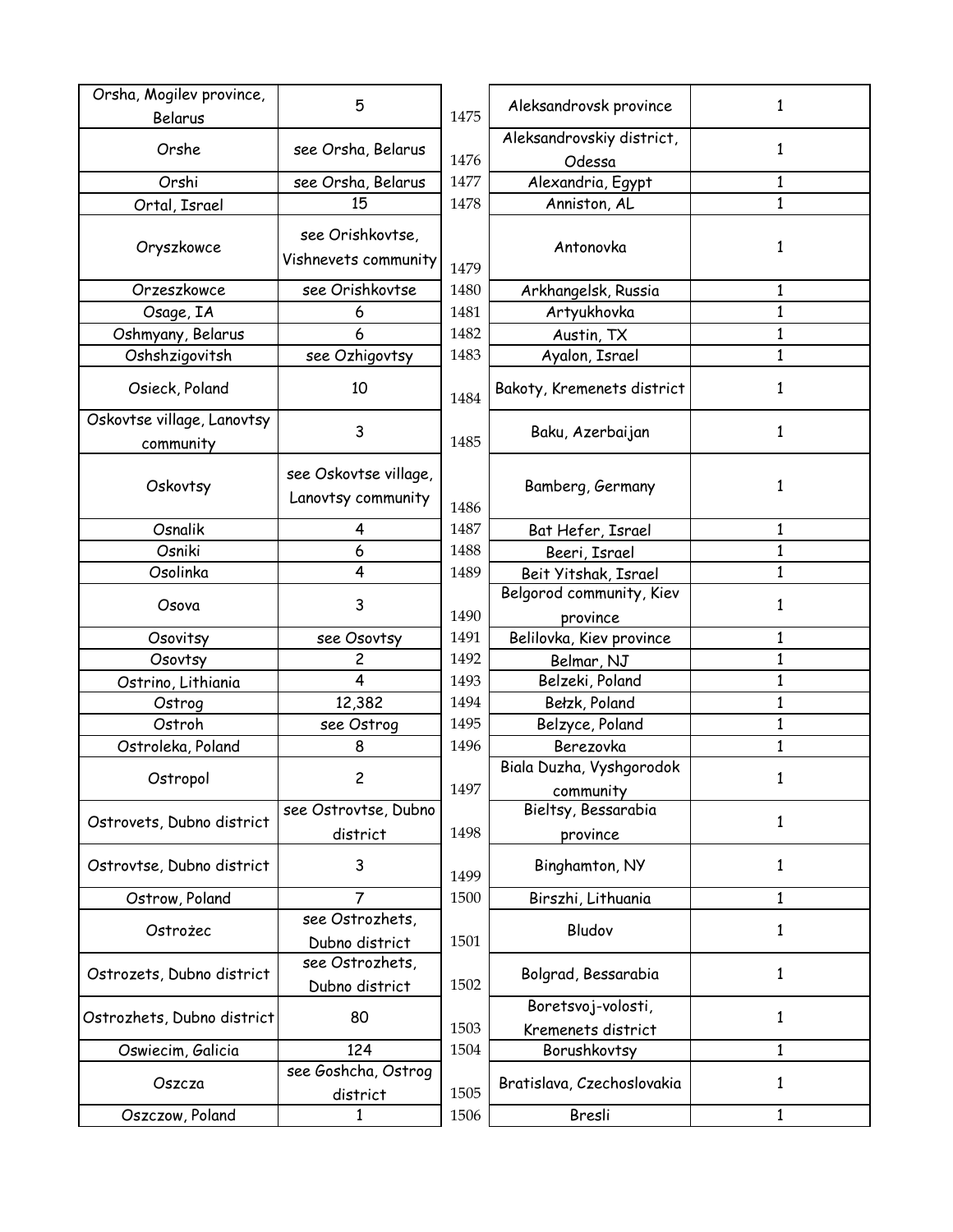| | |
|---|---|
| Orsha, Mogilev province, Belarus | 5 |
| Orshe | see Orsha, Belarus |
| Orshi | see Orsha, Belarus |
| Ortal, Israel | 15 |
| Oryszkowce | see Orishkovtse, Vishnevets community |
| Orzeszkowce | see Orishkovtse |
| Osage, IA | 6 |
| Oshmyany, Belarus | 6 |
| Oshshzigovitsh | see Ozhigovtsy |
| Osieck, Poland | 10 |
| Oskovtse village, Lanovtsy community | 3 |
| Oskovtsy | see Oskovtse village, Lanovtsy community |
| Osnalik | 4 |
| Osniki | 6 |
| Osolinka | 4 |
| Osova | 3 |
| Osovitsy | see Osovtsy |
| Osovtsy | 2 |
| Ostrino, Lithiania | 4 |
| Ostrog | 12,382 |
| Ostroh | see Ostrog |
| Ostroleka, Poland | 8 |
| Ostropol | 2 |
| Ostrovets, Dubno district | see Ostrovtse, Dubno district |
| Ostrovtse, Dubno district | 3 |
| Ostrow, Poland | 7 |
| Ostrożec | see Ostrozhets, Dubno district |
| Ostrozets, Dubno district | see Ostrozhets, Dubno district |
| Ostrozhets, Dubno district | 80 |
| Oswiecim, Galicia | 124 |
| Oszcza | see Goshcha, Ostrog district |
| Oszczow, Poland | 1 |

| | | |
|---|---|---|
| 1475 | Aleksandrovsk province | 1 |
| 1476 | Aleksandrovskiy district, Odessa | 1 |
| 1477 | Alexandria, Egypt | 1 |
| 1478 | Anniston, AL | 1 |
| 1479 | Antonovka | 1 |
| 1480 | Arkhangelsk, Russia | 1 |
| 1481 | Artyukhovka | 1 |
| 1482 | Austin, TX | 1 |
| 1483 | Ayalon, Israel | 1 |
| 1484 | Bakoty, Kremenets district | 1 |
| 1485 | Baku, Azerbaijan | 1 |
| 1486 | Bamberg, Germany | 1 |
| 1487 | Bat Hefer, Israel | 1 |
| 1488 | Beeri, Israel | 1 |
| 1489 | Beit Yitshak, Israel | 1 |
| 1490 | Belgorod community, Kiev province | 1 |
| 1491 | Belilovka, Kiev province | 1 |
| 1492 | Belmar, NJ | 1 |
| 1493 | Belzeki, Poland | 1 |
| 1494 | Bełzk, Poland | 1 |
| 1495 | Belzyce, Poland | 1 |
| 1496 | Berezovka | 1 |
| 1497 | Biala Duzha, Vyshgorodok community | 1 |
| 1498 | Bieltsy, Bessarabia province | 1 |
| 1499 | Binghamton, NY | 1 |
| 1500 | Birszhi, Lithuania | 1 |
| 1501 | Bludov | 1 |
| 1502 | Bolgrad, Bessarabia | 1 |
| 1503 | Boretsvoj-volosti, Kremenets district | 1 |
| 1504 | Borushkovtsy | 1 |
| 1505 | Bratislava, Czechoslovakia | 1 |
| 1506 | Bresli | 1 |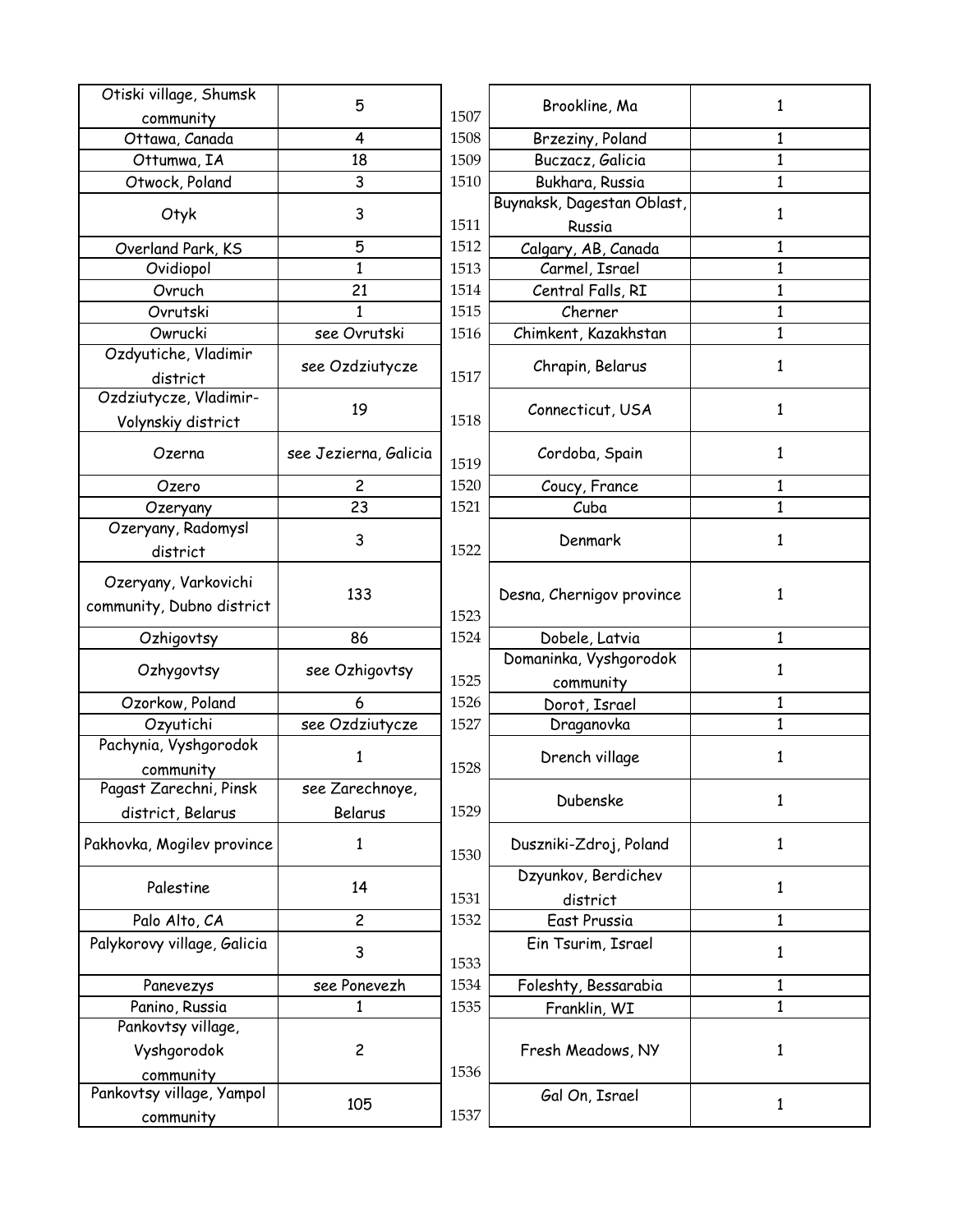| Otiski village, Shumsk community | 5 |
| --- | --- |
| Ottawa, Canada | 4 |
| Ottumwa, IA | 18 |
| Otwock, Poland | 3 |
| Otyk | 3 |
| Overland Park, KS | 5 |
| Ovidiopol | 1 |
| Ovruch | 21 |
| Ovrutski | 1 |
| Owrucki | see Ovrutski |
| Ozdyutiche, Vladimir district | see Ozdziutycze |
| Ozdziutycze, Vladimir-Volynskiy district | 19 |
| Ozerna | see Jezierna, Galicia |
| Ozero | 2 |
| Ozeryany | 23 |
| Ozeryany, Radomysl district | 3 |
| Ozeryany, Varkovichi community, Dubno district | 133 |
| Ozhigovtsy | 86 |
| Ozhygovtsy | see Ozhigovtsy |
| Ozorkow, Poland | 6 |
| Ozyutichi | see Ozdziutycze |
| Pachynia, Vyshgorodok community | 1 |
| Pagast Zarechni, Pinsk district, Belarus | see Zarechnoye, Belarus |
| Pakhovka, Mogilev province | 1 |
| Palestine | 14 |
| Palo Alto, CA | 2 |
| Palykorovy village, Galicia | 3 |
| Panevezys | see Ponevezh |
| Panino, Russia | 1 |
| Pankovtsy village, Vyshgorodok community | 2 |
| Pankovtsy village, Yampol community | 105 |

| # | Place | Count |
| --- | --- | --- |
| 1507 | Brookline, Ma | 1 |
| 1508 | Brzeziny, Poland | 1 |
| 1509 | Buczacz, Galicia | 1 |
| 1510 | Bukhara, Russia | 1 |
| 1511 | Buynaksk, Dagestan Oblast, Russia | 1 |
| 1512 | Calgary, AB, Canada | 1 |
| 1513 | Carmel, Israel | 1 |
| 1514 | Central Falls, RI | 1 |
| 1515 | Cherner | 1 |
| 1516 | Chimkent, Kazakhstan | 1 |
| 1517 | Chrapin, Belarus | 1 |
| 1518 | Connecticut, USA | 1 |
| 1519 | Cordoba, Spain | 1 |
| 1520 | Coucy, France | 1 |
| 1521 | Cuba | 1 |
| 1522 | Denmark | 1 |
| 1523 | Desna, Chernigov province | 1 |
| 1524 | Dobele, Latvia | 1 |
| 1525 | Domaninka, Vyshgorodok community | 1 |
| 1526 | Dorot, Israel | 1 |
| 1527 | Draganovka | 1 |
| 1528 | Drench village | 1 |
| 1529 | Dubenske | 1 |
| 1530 | Duszniki-Zdroj, Poland | 1 |
| 1531 | Dzyunkov, Berdichev district | 1 |
| 1532 | East Prussia | 1 |
| 1533 | Ein Tsurim, Israel | 1 |
| 1534 | Foleshty, Bessarabia | 1 |
| 1535 | Franklin, WI | 1 |
| 1536 | Fresh Meadows, NY | 1 |
| 1537 | Gal On, Israel | 1 |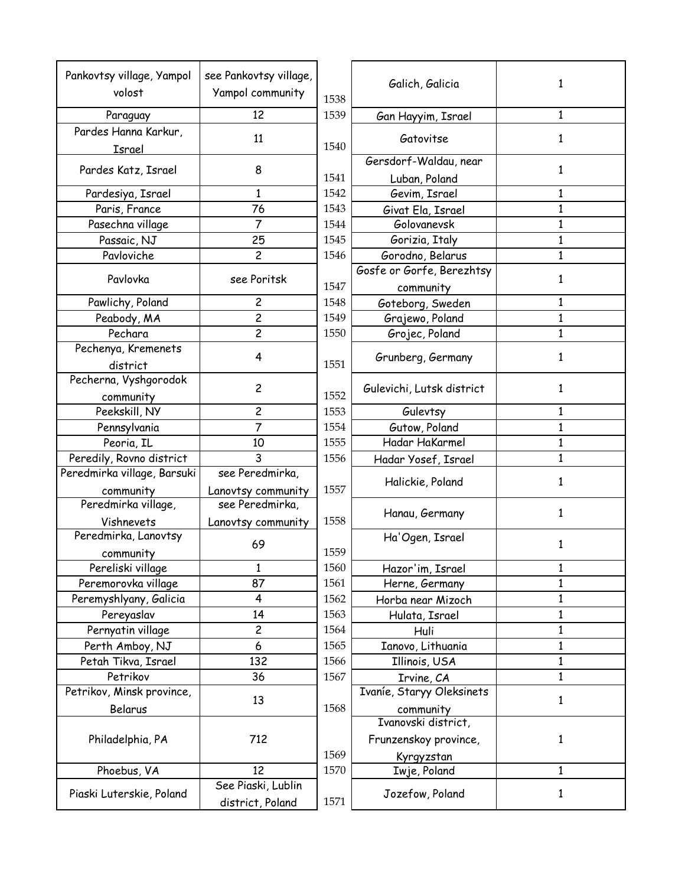| | |
|---|---|
| Pankovtsy village, Yampol volost | see Pankovtsy village, Yampol community |
| Paraguay | 12 |
| Pardes Hanna Karkur, Israel | 11 |
| Pardes Katz, Israel | 8 |
| Pardesiya, Israel | 1 |
| Paris, France | 76 |
| Pasechna village | 7 |
| Passaic, NJ | 25 |
| Pavloviche | 2 |
| Pavlovka | see Poritsk |
| Pawlichy, Poland | 2 |
| Peabody, MA | 2 |
| Pechara | 2 |
| Pechenya, Kremenets district | 4 |
| Pecherna, Vyshgorodok community | 2 |
| Peekskill, NY | 2 |
| Pennsylvania | 7 |
| Peoria, IL | 10 |
| Peredily, Rovno district | 3 |
| Peredmirka village, Barsuki community | see Peredmirka, Lanovtsy community |
| Peredmirka village, Vishnevets | see Peredmirka, Lanovtsy community |
| Peredmirka, Lanovtsy community | 69 |
| Pereliski village | 1 |
| Peremorovka village | 87 |
| Peremyshlyany, Galicia | 4 |
| Pereyaslav | 14 |
| Pernyatin village | 2 |
| Perth Amboy, NJ | 6 |
| Petah Tikva, Israel | 132 |
| Petrikov | 36 |
| Petrikov, Minsk province, Belarus | 13 |
| Philadelphia, PA | 712 |
| Phoebus, VA | 12 |
| Piaski Luterskie, Poland | See Piaski, Lublin district, Poland |

| | | |
|---|---|---|
| 1538 | Galich, Galicia | 1 |
| 1539 | Gan Hayyim, Israel | 1 |
| 1540 | Gatovitse | 1 |
| 1541 | Gersdorf-Waldau, near Luban, Poland | 1 |
| 1542 | Gevim, Israel | 1 |
| 1543 | Givat Ela, Israel | 1 |
| 1544 | Golovanevsk | 1 |
| 1545 | Gorizia, Italy | 1 |
| 1546 | Gorodno, Belarus | 1 |
| 1547 | Gosfe or Gorfe, Berezhtsy community | 1 |
| 1548 | Goteborg, Sweden | 1 |
| 1549 | Grajewo, Poland | 1 |
| 1550 | Grojec, Poland | 1 |
| 1551 | Grunberg, Germany | 1 |
| 1552 | Gulevichi, Lutsk district | 1 |
| 1553 | Gulevtsy | 1 |
| 1554 | Gutow, Poland | 1 |
| 1555 | Hadar HaKarmel | 1 |
| 1556 | Hadar Yosef, Israel | 1 |
| 1557 | Halickie, Poland | 1 |
| 1558 | Hanau, Germany | 1 |
| 1559 | Ha'Ogen, Israel | 1 |
| 1560 | Hazor'im, Israel | 1 |
| 1561 | Herne, Germany | 1 |
| 1562 | Horba near Mizoch | 1 |
| 1563 | Hulata, Israel | 1 |
| 1564 | Huli | 1 |
| 1565 | Ianovo, Lithuania | 1 |
| 1566 | Illinois, USA | 1 |
| 1567 | Irvine, CA | 1 |
| 1568 | Ivaníe, Staryy Oleksinets community | 1 |
| 1569 | Ivanovski district, Frunzenskoy province, Kyrgyzstan | 1 |
| 1570 | Iwje, Poland | 1 |
| 1571 | Jozefow, Poland | 1 |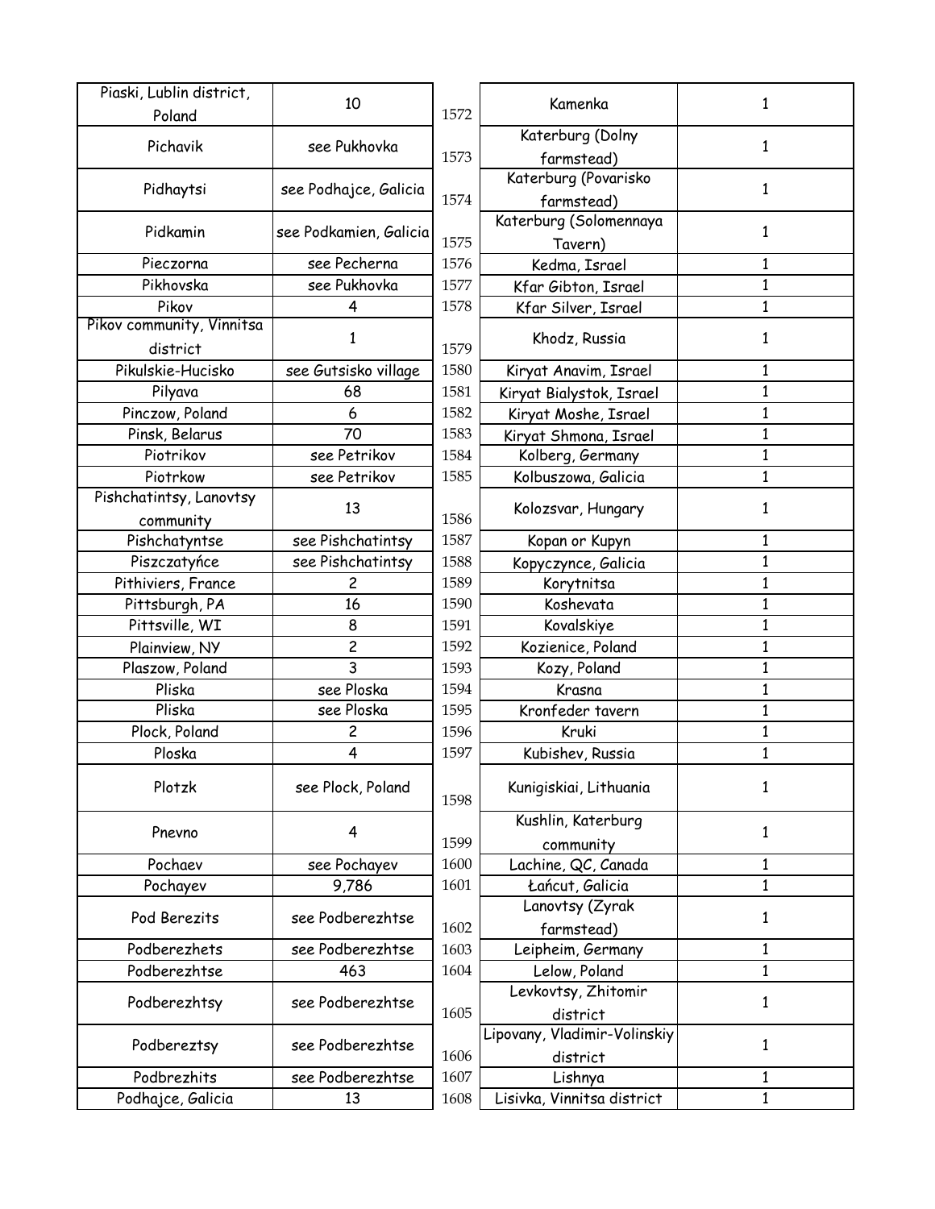| | |
|---|---|
| Piaski, Lublin district, Poland | 10 |
| Pichavik | see Pukhovka |
| Pidhaytsi | see Podhajce, Galicia |
| Pidkamin | see Podkamien, Galicia |
| Pieczorna | see Pecherna |
| Pikhovska | see Pukhovka |
| Pikov | 4 |
| Pikov community, Vinnitsa district | 1 |
| Pikulskie-Hucisko | see Gutsisko village |
| Pilyava | 68 |
| Pinczow, Poland | 6 |
| Pinsk, Belarus | 70 |
| Piotrikov | see Petrikov |
| Piotrkow | see Petrikov |
| Pishchatintsy, Lanovtsy community | 13 |
| Pishchatyntse | see Pishchatintsy |
| Piszczatyńce | see Pishchatintsy |
| Pithiviers, France | 2 |
| Pittsburgh, PA | 16 |
| Pittsville, WI | 8 |
| Plainview, NY | 2 |
| Plaszow, Poland | 3 |
| Pliska | see Ploska |
| Pliska | see Ploska |
| Plock, Poland | 2 |
| Ploska | 4 |
| Plotzk | see Plock, Poland |
| Pnevno | 4 |
| Pochaev | see Pochayev |
| Pochayev | 9,786 |
| Pod Berezits | see Podberezhtse |
| Podberezhets | see Podberezhtse |
| Podberezhtse | 463 |
| Podberezhtsy | see Podberezhtse |
| Podbereztsy | see Podberezhtse |
| Podbrezhits | see Podberezhtse |
| Podhajce, Galicia | 13 |

| | | |
|---|---|---|
| 1572 | Kamenka | 1 |
| 1573 | Katerburg (Dolny farmstead) | 1 |
| 1574 | Katerburg (Povarisko farmstead) | 1 |
| 1575 | Katerburg (Solomennaya Tavern) | 1 |
| 1576 | Kedma, Israel | 1 |
| 1577 | Kfar Gibton, Israel | 1 |
| 1578 | Kfar Silver, Israel | 1 |
| 1579 | Khodz, Russia | 1 |
| 1580 | Kiryat Anavim, Israel | 1 |
| 1581 | Kiryat Bialystok, Israel | 1 |
| 1582 | Kiryat Moshe, Israel | 1 |
| 1583 | Kiryat Shmona, Israel | 1 |
| 1584 | Kolberg, Germany | 1 |
| 1585 | Kolbuszowa, Galicia | 1 |
| 1586 | Kolozsvar, Hungary | 1 |
| 1587 | Kopan or Kupyn | 1 |
| 1588 | Kopyczynce, Galicia | 1 |
| 1589 | Korytnitsa | 1 |
| 1590 | Koshevata | 1 |
| 1591 | Kovalskiye | 1 |
| 1592 | Kozienice, Poland | 1 |
| 1593 | Kozy, Poland | 1 |
| 1594 | Krasna | 1 |
| 1595 | Kronfeder tavern | 1 |
| 1596 | Kruki | 1 |
| 1597 | Kubishev, Russia | 1 |
| 1598 | Kunigiskiai, Lithuania | 1 |
| 1599 | Kushlin, Katerburg community | 1 |
| 1600 | Lachine, QC, Canada | 1 |
| 1601 | Łańcut, Galicia | 1 |
| 1602 | Lanovtsy (Zyrak farmstead) | 1 |
| 1603 | Leipheim, Germany | 1 |
| 1604 | Lelow, Poland | 1 |
| 1605 | Levkovtsy, Zhitomir district | 1 |
| 1606 | Lipovany, Vladimir-Volinskiy district | 1 |
| 1607 | Lishnya | 1 |
| 1608 | Lisivka, Vinnitsa district | 1 |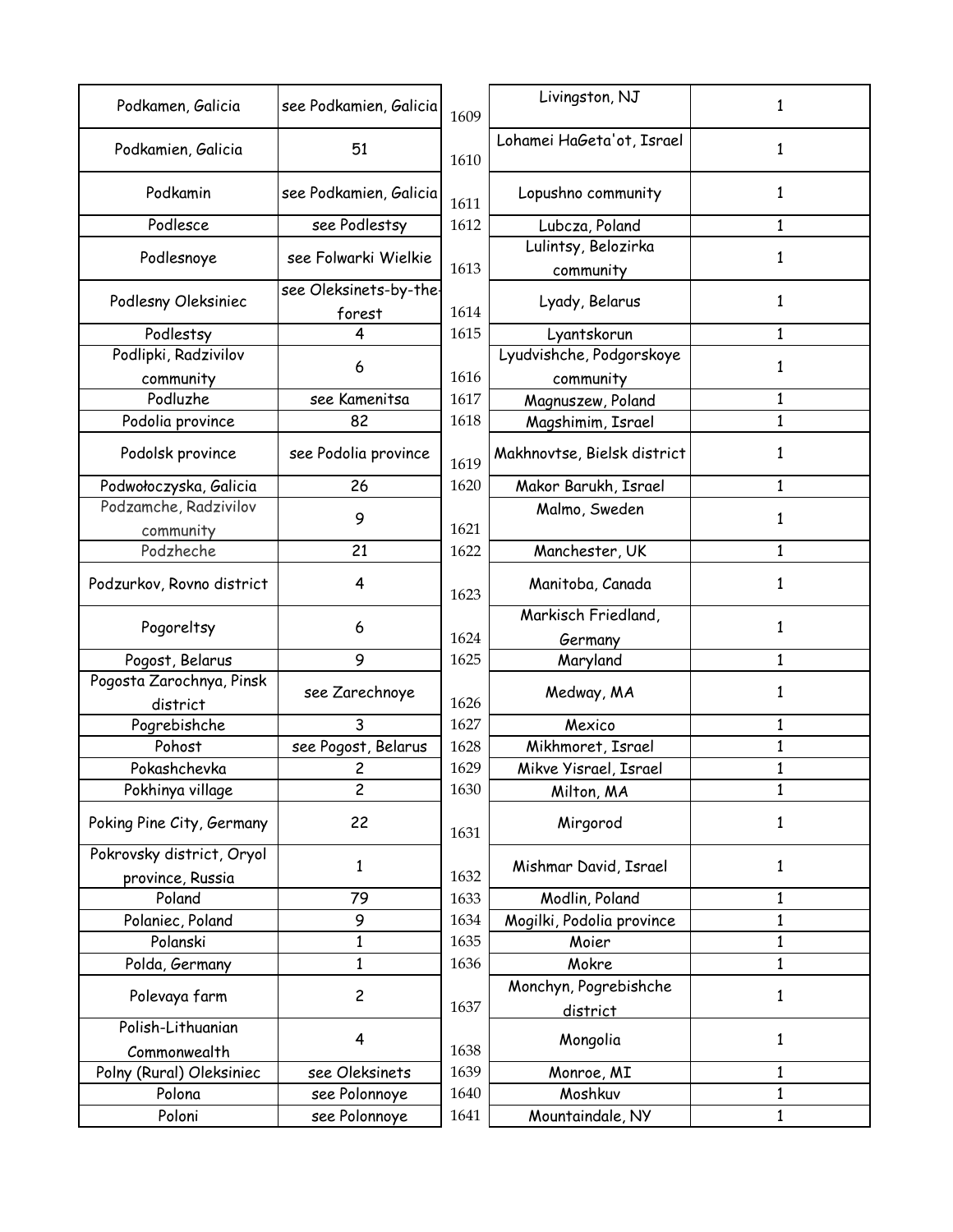| | | | | |
|---|---|---|---|---|
| Podkamen, Galicia | see Podkamien, Galicia | 1609 | Livingston, NJ | 1 |
| Podkamien, Galicia | 51 | 1610 | Lohamei HaGeta'ot, Israel | 1 |
| Podkamin | see Podkamien, Galicia | 1611 | Lopushno community | 1 |
| Podlesce | see Podlestsy | 1612 | Lubcza, Poland | 1 |
| Podlesnoye | see Folwarki Wielkie | 1613 | Lulintsy, Belozirka community | 1 |
| Podlesny Oleksiniec | see Oleksinets-by-the-forest | 1614 | Lyady, Belarus | 1 |
| Podlestsy | 4 | 1615 | Lyantskorun | 1 |
| Podlipki, Radzivilov community | 6 | 1616 | Lyudvishche, Podgorskoye community | 1 |
| Podluzhe | see Kamenitsa | 1617 | Magnuszew, Poland | 1 |
| Podolia province | 82 | 1618 | Magshimim, Israel | 1 |
| Podolsk province | see Podolia province | 1619 | Makhnovtse, Bielsk district | 1 |
| Podwołoczyska, Galicia | 26 | 1620 | Makor Barukh, Israel | 1 |
| Podzamche, Radzivilov community | 9 | 1621 | Malmo, Sweden | 1 |
| Podzheche | 21 | 1622 | Manchester, UK | 1 |
| Podzurkov, Rovno district | 4 | 1623 | Manitoba, Canada | 1 |
| Pogoreltsy | 6 | 1624 | Markisch Friedland, Germany | 1 |
| Pogost, Belarus | 9 | 1625 | Maryland | 1 |
| Pogosta Zarochnya, Pinsk district | see Zarechnoye | 1626 | Medway, MA | 1 |
| Pogrebishche | 3 | 1627 | Mexico | 1 |
| Pohost | see Pogost, Belarus | 1628 | Mikhmoret, Israel | 1 |
| Pokashchevka | 2 | 1629 | Mikve Yisrael, Israel | 1 |
| Pokhinya village | 2 | 1630 | Milton, MA | 1 |
| Poking Pine City, Germany | 22 | 1631 | Mirgorod | 1 |
| Pokrovsky district, Oryol province, Russia | 1 | 1632 | Mishmar David, Israel | 1 |
| Poland | 79 | 1633 | Modlin, Poland | 1 |
| Polaniec, Poland | 9 | 1634 | Mogilki, Podolia province | 1 |
| Polanski | 1 | 1635 | Moier | 1 |
| Polda, Germany | 1 | 1636 | Mokre | 1 |
| Polevaya farm | 2 | 1637 | Monchyn, Pogrebishche district | 1 |
| Polish-Lithuanian Commonwealth | 4 | 1638 | Mongolia | 1 |
| Polny (Rural) Oleksiniec | see Oleksinets | 1639 | Monroe, MI | 1 |
| Polona | see Polonnoye | 1640 | Moshkuv | 1 |
| Poloni | see Polonnoye | 1641 | Mountaindale, NY | 1 |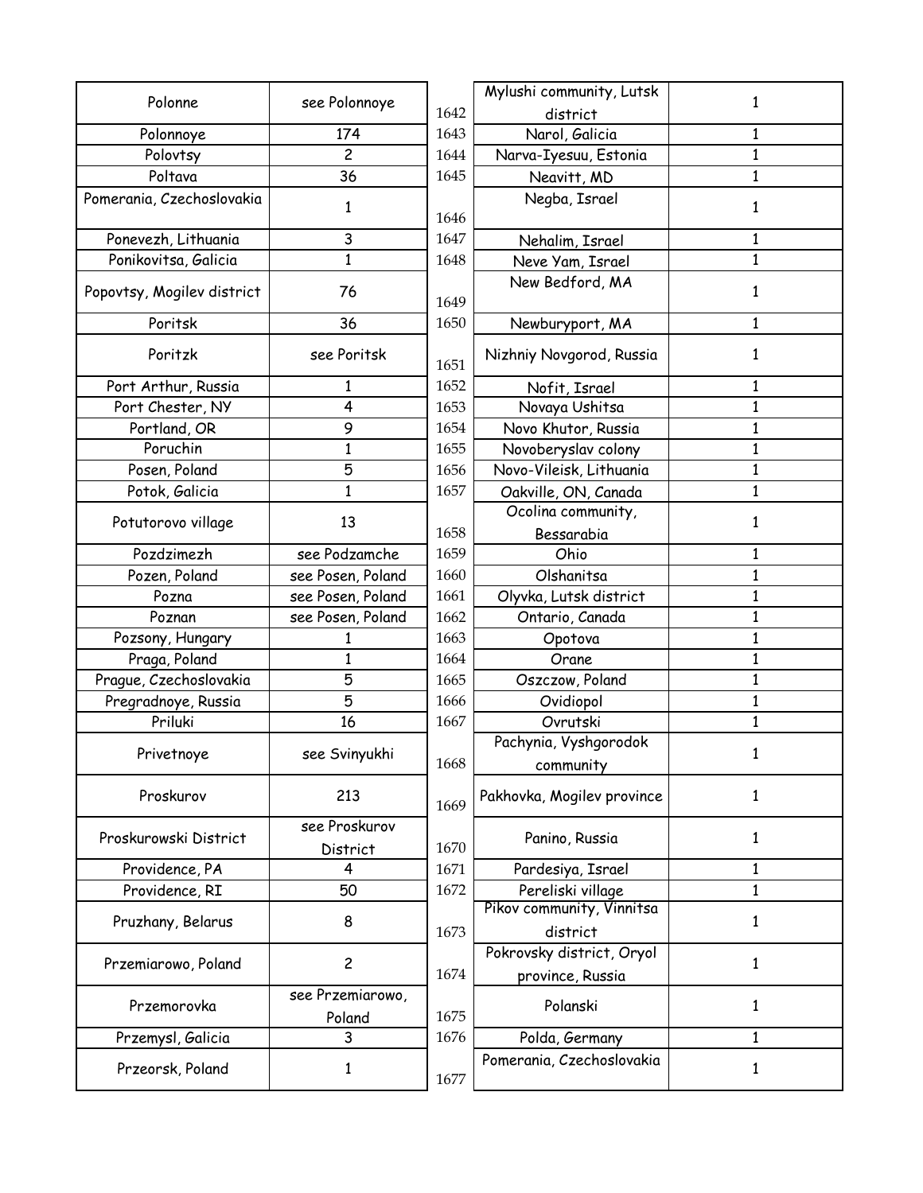| Polonne | see Polonnoye |
|---|---|
| Polonnoye | 174 |
| Polovtsy | 2 |
| Poltava | 36 |
| Pomerania, Czechoslovakia | 1 |
| Ponevezh, Lithuania | 3 |
| Ponikovitsa, Galicia | 1 |
| Popovtsy, Mogilev district | 76 |
| Poritsk | 36 |
| Poritzk | see Poritsk |
| Port Arthur, Russia | 1 |
| Port Chester, NY | 4 |
| Portland, OR | 9 |
| Poruchin | 1 |
| Posen, Poland | 5 |
| Potok, Galicia | 1 |
| Potutorovo village | 13 |
| Pozdzimezh | see Podzamche |
| Pozen, Poland | see Posen, Poland |
| Pozna | see Posen, Poland |
| Poznan | see Posen, Poland |
| Pozsony, Hungary | 1 |
| Praga, Poland | 1 |
| Prague, Czechoslovakia | 5 |
| Pregradnoye, Russia | 5 |
| Priluki | 16 |
| Privetnoye | see Svinyukhi |
| Proskurov | 213 |
| Proskurowski District | see Proskurov District |
| Providence, PA | 4 |
| Providence, RI | 50 |
| Pruzhany, Belarus | 8 |
| Przemiarowo, Poland | 2 |
| Przemorovka | see Przemiarowo, Poland |
| Przemysl, Galicia | 3 |
| Przeorsk, Poland | 1 |

| | | |
|---|---|---|
| 1642 | Mylushi community, Lutsk district | 1 |
| 1643 | Narol, Galicia | 1 |
| 1644 | Narva-Iyesuu, Estonia | 1 |
| 1645 | Neavitt, MD | 1 |
| 1646 | Negba, Israel | 1 |
| 1647 | Nehalim, Israel | 1 |
| 1648 | Neve Yam, Israel | 1 |
| 1649 | New Bedford, MA | 1 |
| 1650 | Newburyport, MA | 1 |
| 1651 | Nizhniy Novgorod, Russia | 1 |
| 1652 | Nofit, Israel | 1 |
| 1653 | Novaya Ushitsa | 1 |
| 1654 | Novo Khutor, Russia | 1 |
| 1655 | Novoberyslav colony | 1 |
| 1656 | Novo-Vileisk, Lithuania | 1 |
| 1657 | Oakville, ON, Canada | 1 |
| 1658 | Ocolina community, Bessarabia | 1 |
| 1659 | Ohio | 1 |
| 1660 | Olshanitsa | 1 |
| 1661 | Olyvka, Lutsk district | 1 |
| 1662 | Ontario, Canada | 1 |
| 1663 | Opotova | 1 |
| 1664 | Orane | 1 |
| 1665 | Oszczow, Poland | 1 |
| 1666 | Ovidiopol | 1 |
| 1667 | Ovrutski | 1 |
| 1668 | Pachynia, Vyshgorodok community | 1 |
| 1669 | Pakhovka, Mogilev province | 1 |
| 1670 | Panino, Russia | 1 |
| 1671 | Pardesiya, Israel | 1 |
| 1672 | Pereliski village | 1 |
| 1673 | Pikov community, Vinnitsa district | 1 |
| 1674 | Pokrovsky district, Oryol province, Russia | 1 |
| 1675 | Polanski | 1 |
| 1676 | Polda, Germany | 1 |
| 1677 | Pomerania, Czechoslovakia | 1 |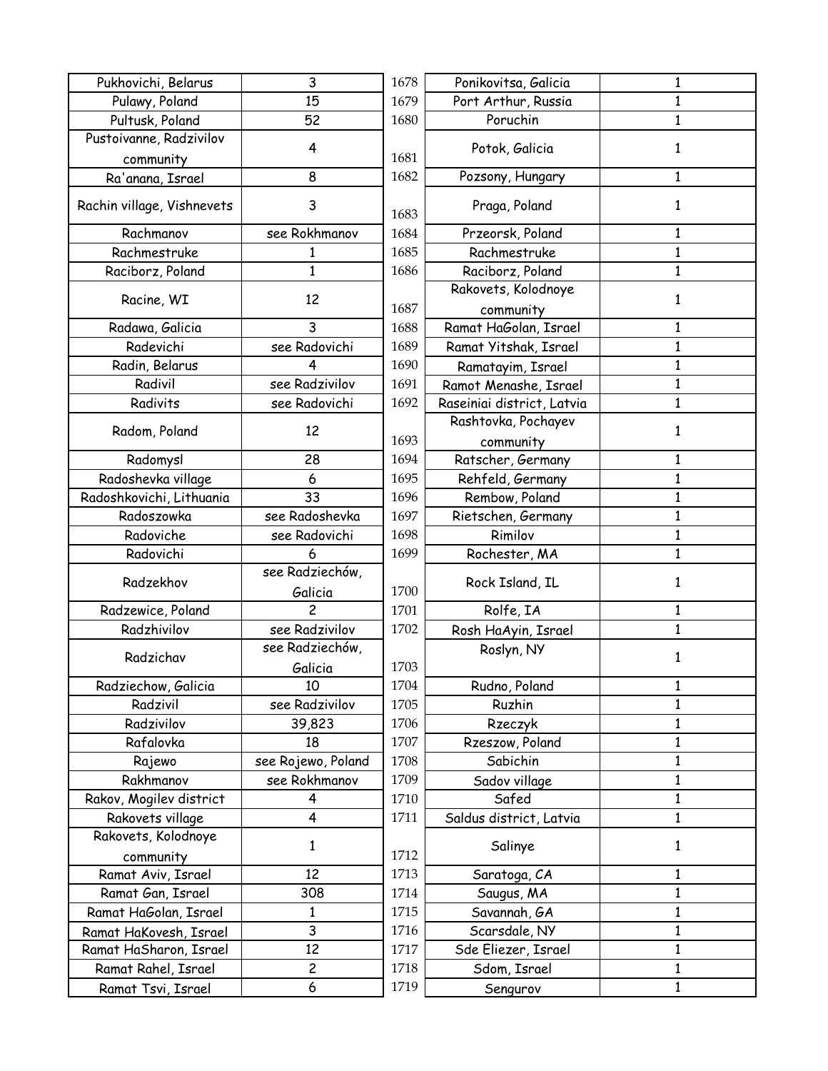| | |
|---|---|
| Pukhovichi, Belarus | 3 |
| Pulawy, Poland | 15 |
| Pultusk, Poland | 52 |
| Pustoivanne, Radzivilov community | 4 |
| Ra'anana, Israel | 8 |
| Rachin village, Vishnevets | 3 |
| Rachmanov | see Rokhmanov |
| Rachmestruke | 1 |
| Raciborz, Poland | 1 |
| Racine, WI | 12 |
| Radawa, Galicia | 3 |
| Radevichi | see Radovichi |
| Radin, Belarus | 4 |
| Radivil | see Radzivilov |
| Radivits | see Radovichi |
| Radom, Poland | 12 |
| Radomysl | 28 |
| Radoshevka village | 6 |
| Radoshkovichi, Lithuania | 33 |
| Radoszowka | see Radoshevka |
| Radoviche | see Radovichi |
| Radovichi | 6 |
| Radzekhov | see Radziechów, Galicia |
| Radzewice, Poland | 2 |
| Radzhivilov | see Radzivilov |
| Radzichav | see Radziechów, Galicia |
| Radziechow, Galicia | 10 |
| Radzivil | see Radzivilov |
| Radzivilov | 39,823 |
| Rafalovka | 18 |
| Rajewo | see Rojewo, Poland |
| Rakhmanov | see Rokhmanov |
| Rakov, Mogilev district | 4 |
| Rakovets village | 4 |
| Rakovets, Kolodnoye community | 1 |
| Ramat Aviv, Israel | 12 |
| Ramat Gan, Israel | 308 |
| Ramat HaGolan, Israel | 1 |
| Ramat HaKovesh, Israel | 3 |
| Ramat HaSharon, Israel | 12 |
| Ramat Rahel, Israel | 2 |
| Ramat Tsvi, Israel | 6 |

| | | |
|---|---|---|
| 1678 | Ponikovitsa, Galicia | 1 |
| 1679 | Port Arthur, Russia | 1 |
| 1680 | Poruchin | 1 |
| 1681 | Potok, Galicia | 1 |
| 1682 | Pozsony, Hungary | 1 |
| 1683 | Praga, Poland | 1 |
| 1684 | Przeorsk, Poland | 1 |
| 1685 | Rachmestruke | 1 |
| 1686 | Raciborz, Poland | 1 |
| 1687 | Rakovets, Kolodnoye community | 1 |
| 1688 | Ramat HaGolan, Israel | 1 |
| 1689 | Ramat Yitshak, Israel | 1 |
| 1690 | Ramatayim, Israel | 1 |
| 1691 | Ramot Menashe, Israel | 1 |
| 1692 | Raseiniai district, Latvia | 1 |
| 1693 | Rashtovka, Pochayev community | 1 |
| 1694 | Ratscher, Germany | 1 |
| 1695 | Rehfeld, Germany | 1 |
| 1696 | Rembow, Poland | 1 |
| 1697 | Rietschen, Germany | 1 |
| 1698 | Rimilov | 1 |
| 1699 | Rochester, MA | 1 |
| 1700 | Rock Island, IL | 1 |
| 1701 | Rolfe, IA | 1 |
| 1702 | Rosh HaAyin, Israel | 1 |
| 1703 | Roslyn, NY | 1 |
| 1704 | Rudno, Poland | 1 |
| 1705 | Ruzhin | 1 |
| 1706 | Rzeczyk | 1 |
| 1707 | Rzeszow, Poland | 1 |
| 1708 | Sabichin | 1 |
| 1709 | Sadov village | 1 |
| 1710 | Safed | 1 |
| 1711 | Saldus district, Latvia | 1 |
| 1712 | Salinye | 1 |
| 1713 | Saratoga, CA | 1 |
| 1714 | Saugus, MA | 1 |
| 1715 | Savannah, GA | 1 |
| 1716 | Scarsdale, NY | 1 |
| 1717 | Sde Eliezer, Israel | 1 |
| 1718 | Sdom, Israel | 1 |
| 1719 | Sengurov | 1 |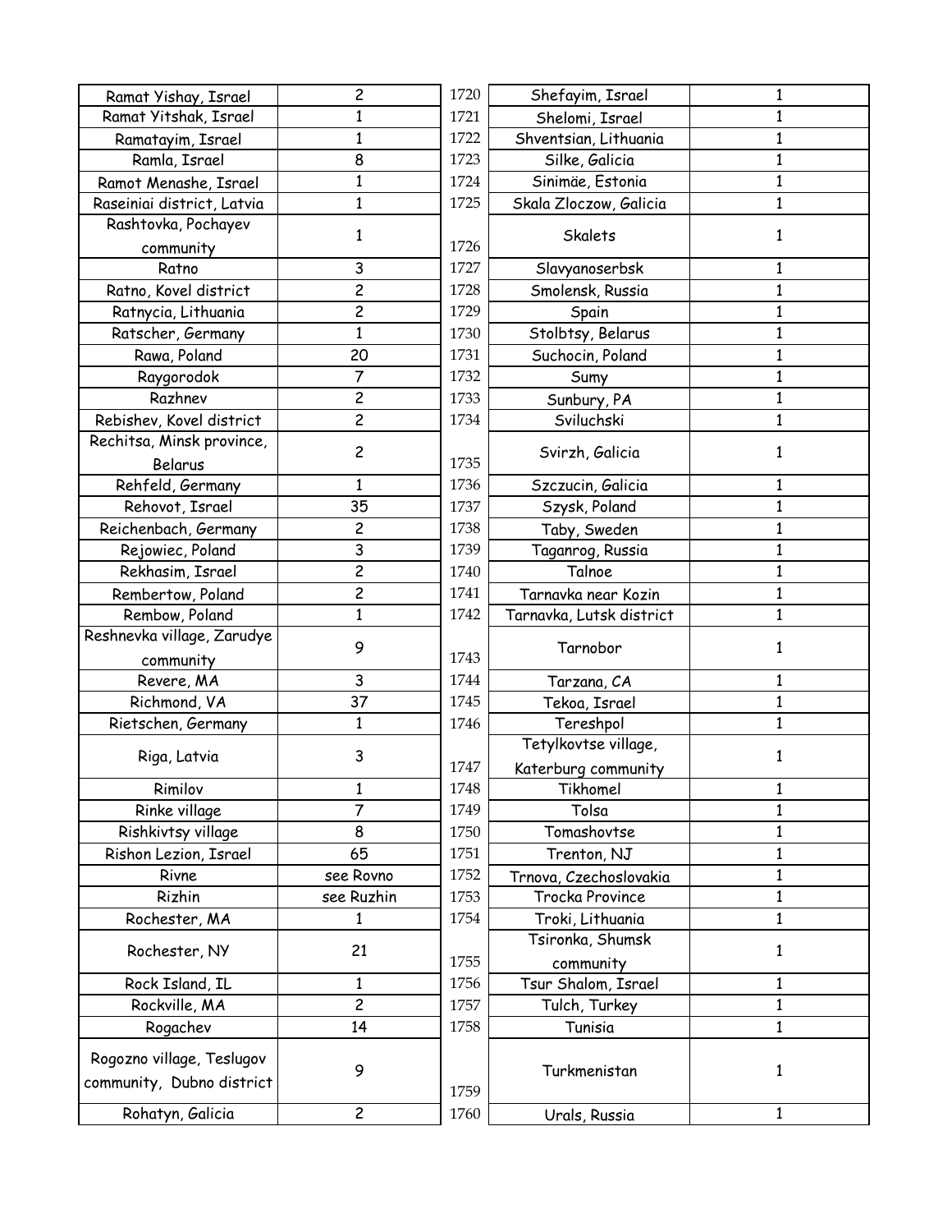| | | | | |
|---|---|---|---|---|
| Ramat Yishay, Israel | 2 | 1720 | Shefayim, Israel | 1 |
| Ramat Yitshak, Israel | 1 | 1721 | Shelomi, Israel | 1 |
| Ramatayim, Israel | 1 | 1722 | Shventsian, Lithuania | 1 |
| Ramla, Israel | 8 | 1723 | Silke, Galicia | 1 |
| Ramot Menashe, Israel | 1 | 1724 | Sinimäe, Estonia | 1 |
| Raseiniai district, Latvia | 1 | 1725 | Skala Zloczow, Galicia | 1 |
| Rashtovka, Pochayev community | 1 | 1726 | Skalets | 1 |
| Ratno | 3 | 1727 | Slavyanoserbsk | 1 |
| Ratno, Kovel district | 2 | 1728 | Smolensk, Russia | 1 |
| Ratnycia, Lithuania | 2 | 1729 | Spain | 1 |
| Ratscher, Germany | 1 | 1730 | Stolbtsy, Belarus | 1 |
| Rawa, Poland | 20 | 1731 | Suchocin, Poland | 1 |
| Raygorodok | 7 | 1732 | Sumy | 1 |
| Razhnev | 2 | 1733 | Sunbury, PA | 1 |
| Rebishev, Kovel district | 2 | 1734 | Sviluchski | 1 |
| Rechitsa, Minsk province, Belarus | 2 | 1735 | Svirzh, Galicia | 1 |
| Rehfeld, Germany | 1 | 1736 | Szczucin, Galicia | 1 |
| Rehovot, Israel | 35 | 1737 | Szysk, Poland | 1 |
| Reichenbach, Germany | 2 | 1738 | Taby, Sweden | 1 |
| Rejowiec, Poland | 3 | 1739 | Taganrog, Russia | 1 |
| Rekhasim, Israel | 2 | 1740 | Talnoe | 1 |
| Rembertow, Poland | 2 | 1741 | Tarnavka near Kozin | 1 |
| Rembow, Poland | 1 | 1742 | Tarnavka, Lutsk district | 1 |
| Reshnevka village, Zarudye community | 9 | 1743 | Tarnobor | 1 |
| Revere, MA | 3 | 1744 | Tarzana, CA | 1 |
| Richmond, VA | 37 | 1745 | Tekoa, Israel | 1 |
| Rietschen, Germany | 1 | 1746 | Tereshpol | 1 |
| Riga, Latvia | 3 | 1747 | Tetylkovtse village, Katerburg community | 1 |
| Rimilov | 1 | 1748 | Tikhomel | 1 |
| Rinke village | 7 | 1749 | Tolsa | 1 |
| Rishkivtsy village | 8 | 1750 | Tomashovtse | 1 |
| Rishon Lezion, Israel | 65 | 1751 | Trenton, NJ | 1 |
| Rivne | see Rovno | 1752 | Trnova, Czechoslovakia | 1 |
| Rizhin | see Ruzhin | 1753 | Trocka Province | 1 |
| Rochester, MA | 1 | 1754 | Troki, Lithuania | 1 |
| Rochester, NY | 21 | 1755 | Tsironka, Shumsk community | 1 |
| Rock Island, IL | 1 | 1756 | Tsur Shalom, Israel | 1 |
| Rockville, MA | 2 | 1757 | Tulch, Turkey | 1 |
| Rogachev | 14 | 1758 | Tunisia | 1 |
| Rogozno village, Teslugov community, Dubno district | 9 | 1759 | Turkmenistan | 1 |
| Rohatyn, Galicia | 2 | 1760 | Urals, Russia | 1 |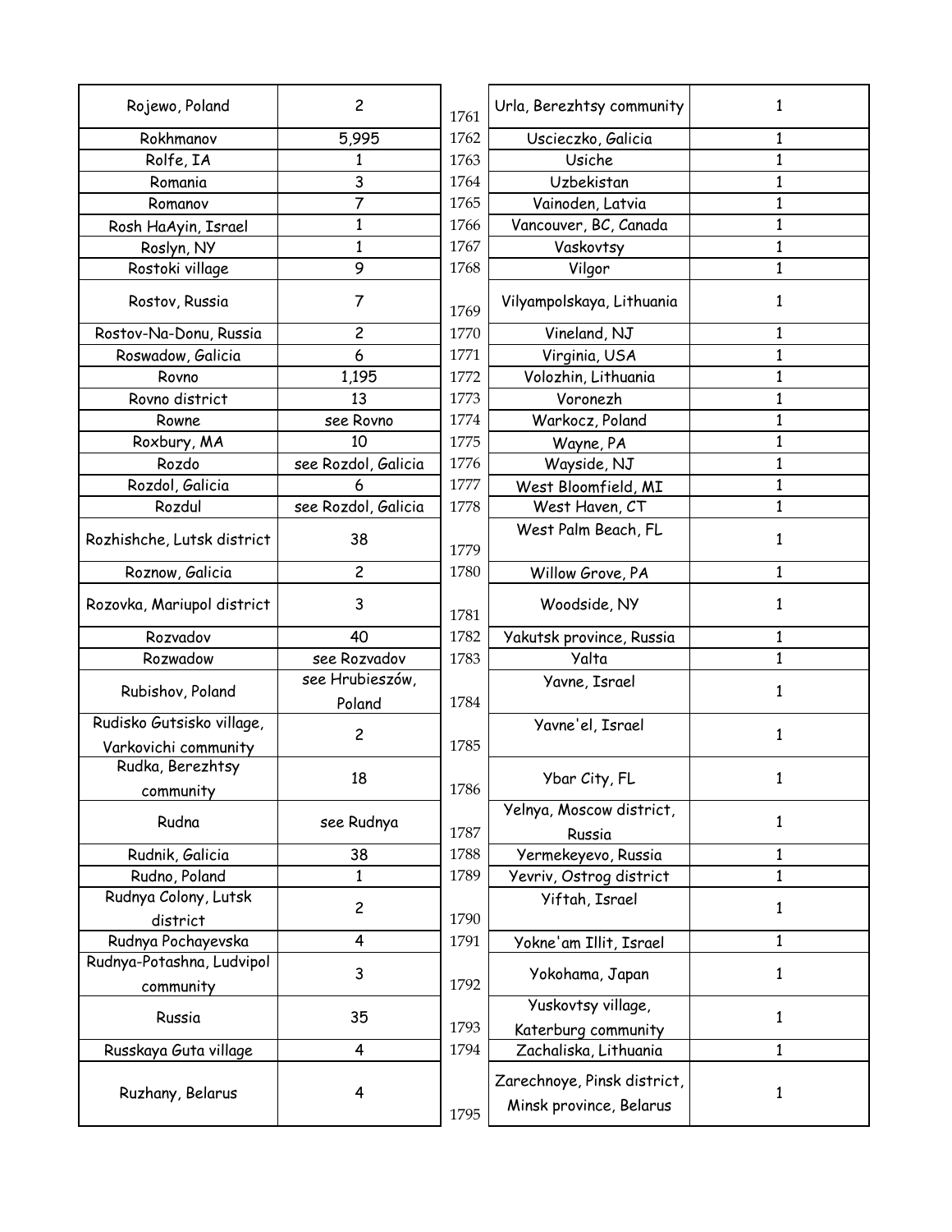| | | | | |
|---|---|---|---|---|
| Rojewo, Poland | 2 | 1761 | Urla, Berezhtsy community | 1 |
| Rokhmanov | 5,995 | 1762 | Uscieczko, Galicia | 1 |
| Rolfe, IA | 1 | 1763 | Usiche | 1 |
| Romania | 3 | 1764 | Uzbekistan | 1 |
| Romanov | 7 | 1765 | Vainoden, Latvia | 1 |
| Rosh HaAyin, Israel | 1 | 1766 | Vancouver, BC, Canada | 1 |
| Roslyn, NY | 1 | 1767 | Vaskovtsy | 1 |
| Rostoki village | 9 | 1768 | Vilgor | 1 |
| Rostov, Russia | 7 | 1769 | Vilyampolskaya, Lithuania | 1 |
| Rostov-Na-Donu, Russia | 2 | 1770 | Vineland, NJ | 1 |
| Roswadow, Galicia | 6 | 1771 | Virginia, USA | 1 |
| Rovno | 1,195 | 1772 | Volozhin, Lithuania | 1 |
| Rovno district | 13 | 1773 | Voronezh | 1 |
| Rowne | see Rovno | 1774 | Warkocz, Poland | 1 |
| Roxbury, MA | 10 | 1775 | Wayne, PA | 1 |
| Rozdo | see Rozdol, Galicia | 1776 | Wayside, NJ | 1 |
| Rozdol, Galicia | 6 | 1777 | West Bloomfield, MI | 1 |
| Rozdul | see Rozdol, Galicia | 1778 | West Haven, CT | 1 |
| Rozhishche, Lutsk district | 38 | 1779 | West Palm Beach, FL | 1 |
| Roznow, Galicia | 2 | 1780 | Willow Grove, PA | 1 |
| Rozovka, Mariupol district | 3 | 1781 | Woodside, NY | 1 |
| Rozvadov | 40 | 1782 | Yakutsk province, Russia | 1 |
| Rozwadow | see Rozvadov | 1783 | Yalta | 1 |
| Rubishov, Poland | see Hrubieszów, Poland | 1784 | Yavne, Israel | 1 |
| Rudisko Gutsisko village, Varkovichi community | 2 | 1785 | Yavne'el, Israel | 1 |
| Rudka, Berezhtsy community | 18 | 1786 | Ybar City, FL | 1 |
| Rudna | see Rudnya | 1787 | Yelnya, Moscow district, Russia | 1 |
| Rudnik, Galicia | 38 | 1788 | Yermekeyevo, Russia | 1 |
| Rudno, Poland | 1 | 1789 | Yevriv, Ostrog district | 1 |
| Rudnya Colony, Lutsk district | 2 | 1790 | Yiftah, Israel | 1 |
| Rudnya Pochayevska | 4 | 1791 | Yokne'am Illit, Israel | 1 |
| Rudnya-Potashna, Ludvipol community | 3 | 1792 | Yokohama, Japan | 1 |
| Russia | 35 | 1793 | Yuskovtsy village, Katerburg community | 1 |
| Russkaya Guta village | 4 | 1794 | Zachaliska, Lithuania | 1 |
| Ruzhany, Belarus | 4 | 1795 | Zarechnoye, Pinsk district, Minsk province, Belarus | 1 |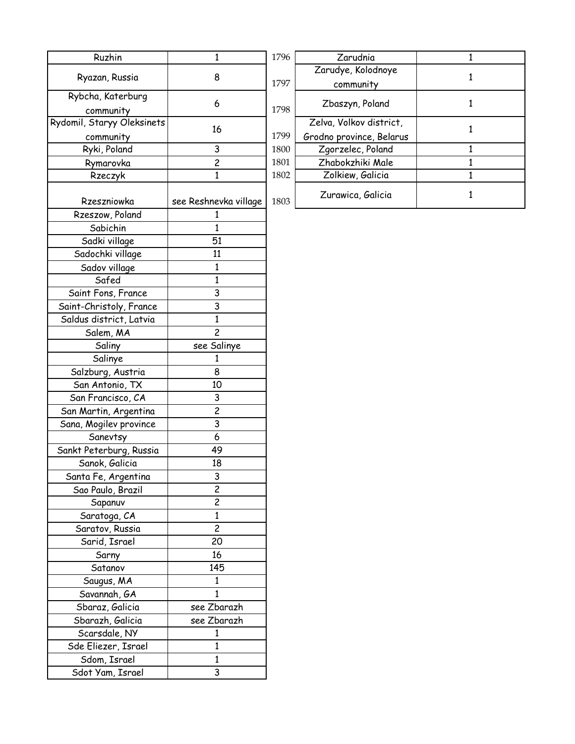| | |
|---|---|
| Ruzhin | 1 |
| Ryazan, Russia | 8 |
| Rybcha, Katerburg community | 6 |
| Rydomil, Staryy Oleksinets community | 16 |
| Ryki, Poland | 3 |
| Rymarovka | 2 |
| Rzeczyk | 1 |
| Rzeszniowka | see Reshnevka village |
| Rzeszow, Poland | 1 |
| Sabichin | 1 |
| Sadki village | 51 |
| Sadochki village | 11 |
| Sadov village | 1 |
| Safed | 1 |
| Saint Fons, France | 3 |
| Saint-Christoly, France | 3 |
| Saldus district, Latvia | 1 |
| Salem, MA | 2 |
| Saliny | see Salinye |
| Salinye | 1 |
| Salzburg, Austria | 8 |
| San Antonio, TX | 10 |
| San Francisco, CA | 3 |
| San Martin, Argentina | 2 |
| Sana, Mogilev province | 3 |
| Sanevtsy | 6 |
| Sankt Peterburg, Russia | 49 |
| Sanok, Galicia | 18 |
| Santa Fe, Argentina | 3 |
| Sao Paulo, Brazil | 2 |
| Sapanuv | 2 |
| Saratoga, CA | 1 |
| Saratov, Russia | 2 |
| Sarid, Israel | 20 |
| Sarny | 16 |
| Satanov | 145 |
| Saugus, MA | 1 |
| Savannah, GA | 1 |
| Sbaraz, Galicia | see Zbarazh |
| Sbarazh, Galicia | see Zbarazh |
| Scarsdale, NY | 1 |
| Sde Eliezer, Israel | 1 |
| Sdom, Israel | 1 |
| Sdot Yam, Israel | 3 |

| | | |
|---|---|---|
| 1796 | Zarudnia | 1 |
| 1797 | Zarudye, Kolodnoye community | 1 |
| 1798 | Zbaszyn, Poland | 1 |
| 1799 | Zelva, Volkov district, Grodno province, Belarus | 1 |
| 1800 | Zgorzelec, Poland | 1 |
| 1801 | Zhabokzhiki Male | 1 |
| 1802 | Zolkiew, Galicia | 1 |
| 1803 | Zurawica, Galicia | 1 |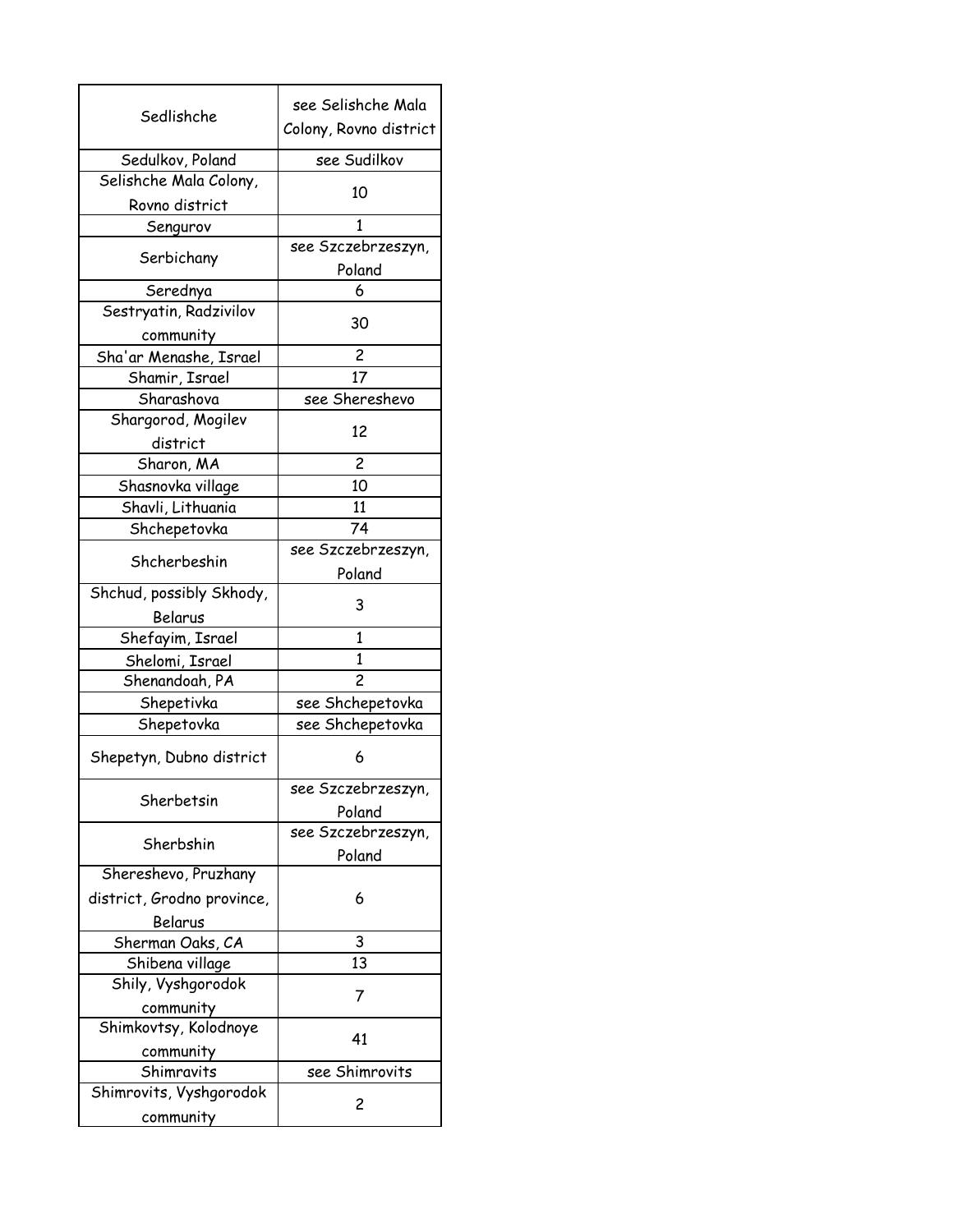| Sedlishche | see Selishche Mala Colony, Rovno district |
|---|---|
| Sedulkov, Poland | see Sudilkov |
| Selishche Mala Colony, Rovno district | 10 |
| Sengurov | 1 |
| Serbichany | see Szczebrzeszyn, Poland |
| Serednya | 6 |
| Sestryatin, Radzivilov community | 30 |
| Sha'ar Menashe, Israel | 2 |
| Shamir, Israel | 17 |
| Sharashova | see Shereshevo |
| Shargorod, Mogilev district | 12 |
| Sharon, MA | 2 |
| Shasnovka village | 10 |
| Shavli, Lithuania | 11 |
| Shchepetovka | 74 |
| Shcherbeshin | see Szczebrzeszyn, Poland |
| Shchud, possibly Skhody, Belarus | 3 |
| Shefayim, Israel | 1 |
| Shelomi, Israel | 1 |
| Shenandoah, PA | 2 |
| Shepetivka | see Shchepetovka |
| Shepetovka | see Shchepetovka |
| Shepetyn, Dubno district | 6 |
| Sherbetsin | see Szczebrzeszyn, Poland |
| Sherbshin | see Szczebrzeszyn, Poland |
| Shereshevo, Pruzhany district, Grodno province, Belarus | 6 |
| Sherman Oaks, CA | 3 |
| Shibena village | 13 |
| Shily, Vyshgorodok community | 7 |
| Shimkovtsy, Kolodnoye community | 41 |
| Shimravits | see Shimrovits |
| Shimrovits, Vyshgorodok community | 2 |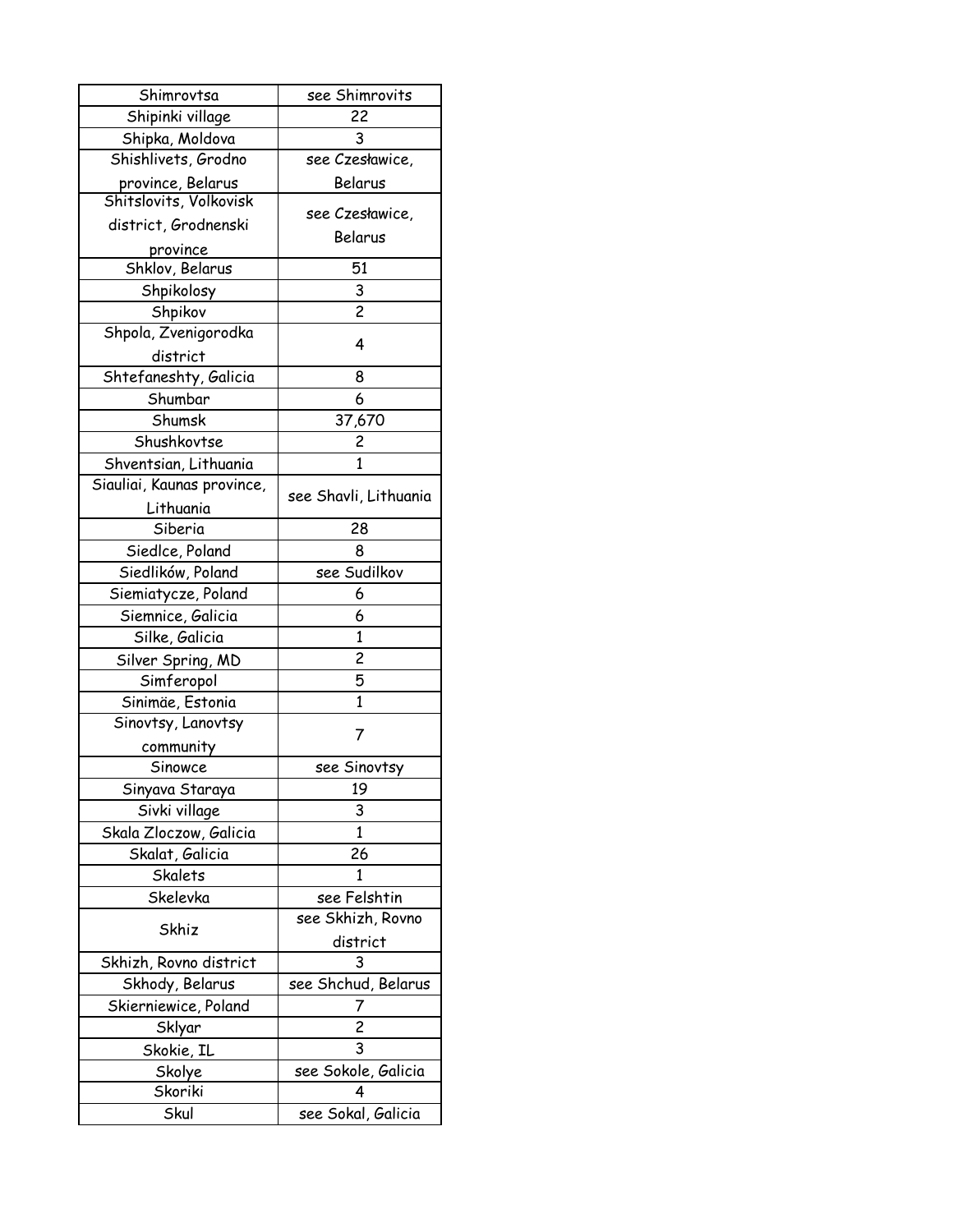| Shimrovtsa | see Shimrovits |
|---|---|
| Shipinki village | 22 |
| Shipka, Moldova | 3 |
| Shishlivets, Grodno province, Belarus | see Czesławice, Belarus |
| Shitslovits, Volkovisk district, Grodnenski province | see Czesławice, Belarus |
| Shklov, Belarus | 51 |
| Shpikolosy | 3 |
| Shpikov | 2 |
| Shpola, Zvenigorodka district | 4 |
| Shtefaneshty, Galicia | 8 |
| Shumbar | 6 |
| Shumsk | 37,670 |
| Shushkovtse | 2 |
| Shventsian, Lithuania | 1 |
| Siauliai, Kaunas province, Lithuania | see Shavli, Lithuania |
| Siberia | 28 |
| Siedlce, Poland | 8 |
| Siedlików, Poland | see Sudilkov |
| Siemiatycze, Poland | 6 |
| Siemnice, Galicia | 6 |
| Silke, Galicia | 1 |
| Silver Spring, MD | 2 |
| Simferopol | 5 |
| Sinimäe, Estonia | 1 |
| Sinovtsy, Lanovtsy community | 7 |
| Sinowce | see Sinovtsy |
| Sinyava Staraya | 19 |
| Sivki village | 3 |
| Skala Zloczow, Galicia | 1 |
| Skalat, Galicia | 26 |
| Skalets | 1 |
| Skelevka | see Felshtin |
| Skhiz | see Skhizh, Rovno district |
| Skhizh, Rovno district | 3 |
| Skhody, Belarus | see Shchud, Belarus |
| Skierniewice, Poland | 7 |
| Sklyar | 2 |
| Skokie, IL | 3 |
| Skolye | see Sokole, Galicia |
| Skoriki | 4 |
| Skul | see Sokal, Galicia |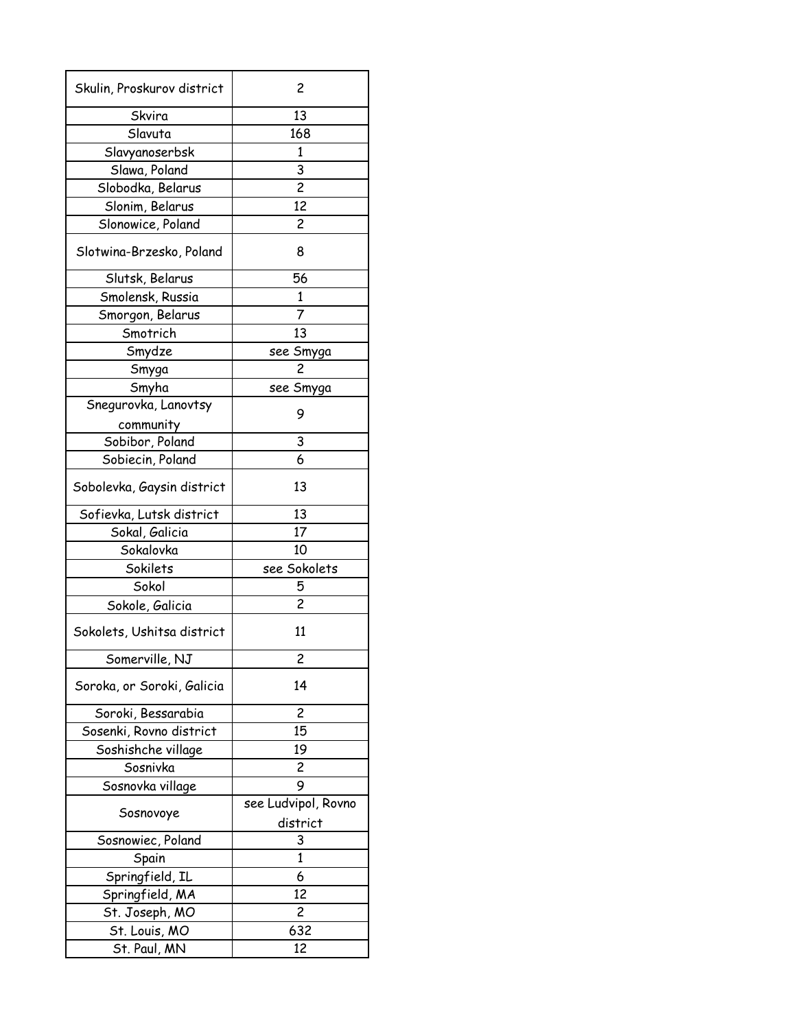| Skulin, Proskurov district | 2 |
|---|---|
| Skvira | 13 |
| Slavuta | 168 |
| Slavyanoserbsk | 1 |
| Slawa, Poland | 3 |
| Slobodka, Belarus | 2 |
| Slonim, Belarus | 12 |
| Slonowice, Poland | 2 |
| Slotwina-Brzesko, Poland | 8 |
| Slutsk, Belarus | 56 |
| Smolensk, Russia | 1 |
| Smorgon, Belarus | 7 |
| Smotrich | 13 |
| Smydze | see Smyga |
| Smyga | 2 |
| Smyha | see Smyga |
| Snegurovka, Lanovtsy community | 9 |
| Sobibor, Poland | 3 |
| Sobiecin, Poland | 6 |
| Sobolevka, Gaysin district | 13 |
| Sofievka, Lutsk district | 13 |
| Sokal, Galicia | 17 |
| Sokalovka | 10 |
| Sokilets | see Sokolets |
| Sokol | 5 |
| Sokole, Galicia | 2 |
| Sokolets, Ushitsa district | 11 |
| Somerville, NJ | 2 |
| Soroka, or Soroki, Galicia | 14 |
| Soroki, Bessarabia | 2 |
| Sosenki, Rovno district | 15 |
| Soshishche village | 19 |
| Sosnivka | 2 |
| Sosnovka village | 9 |
| Sosnovoye | see Ludvipol, Rovno district |
| Sosnowiec, Poland | 3 |
| Spain | 1 |
| Springfield, IL | 6 |
| Springfield, MA | 12 |
| St. Joseph, MO | 2 |
| St. Louis, MO | 632 |
| St. Paul, MN | 12 |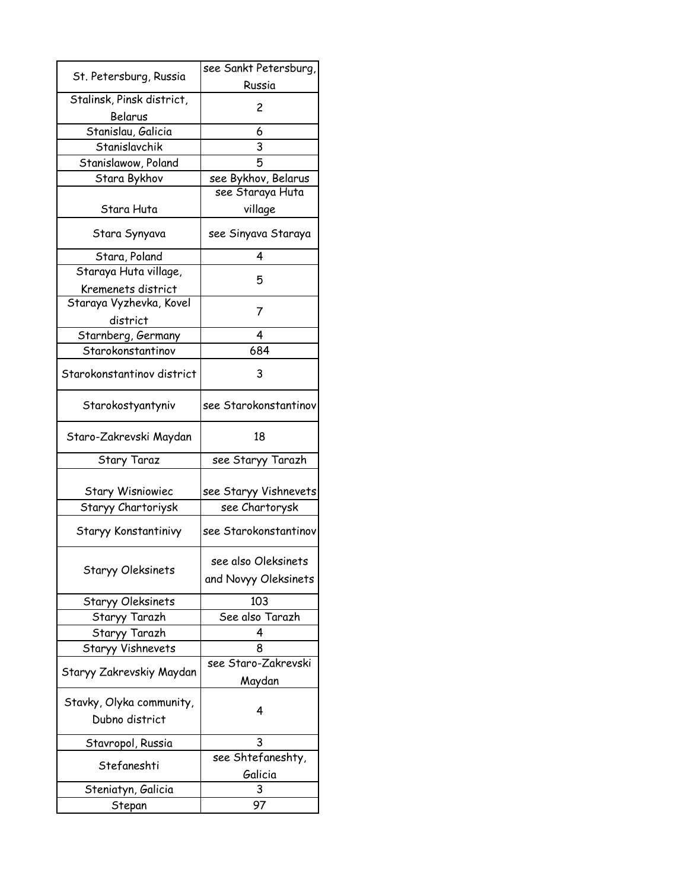| St. Petersburg, Russia | see Sankt Petersburg, Russia |
|---|---|
| Stalinsk, Pinsk district, Belarus | 2 |
| Stanislau, Galicia | 6 |
| Stanislavchik | 3 |
| Stanislawow, Poland | 5 |
| Stara Bykhov | see Bykhov, Belarus |
| Stara Huta | see Staraya Huta village |
| Stara Synyava | see Sinyava Staraya |
| Stara, Poland | 4 |
| Staraya Huta village, Kremenets district | 5 |
| Staraya Vyzhevka, Kovel district | 7 |
| Starnberg, Germany | 4 |
| Starokonstantinov | 684 |
| Starokonstantinov district | 3 |
| Starokostyantyniv | see Starokonstantinov |
| Staro-Zakrevski Maydan | 18 |
| Stary Taraz | see Staryy Tarazh |
| Stary Wisniowiec | see Staryy Vishnevets |
| Staryy Chartoriysk | see Chartorysk |
| Staryy Konstantinivy | see Starokonstantinov |
| Staryy Oleksinets | see also Oleksinets and Novyy Oleksinets |
| Staryy Oleksinets | 103 |
| Staryy Tarazh | See also Tarazh |
| Staryy Tarazh | 4 |
| Staryy Vishnevets | 8 |
| Staryy Zakrevskiy Maydan | see Staro-Zakrevski Maydan |
| Stavky, Olyka community, Dubno district | 4 |
| Stavropol, Russia | 3 |
| Stefaneshti | see Shtefaneshty, Galicia |
| Steniatyn, Galicia | 3 |
| Stepan | 97 |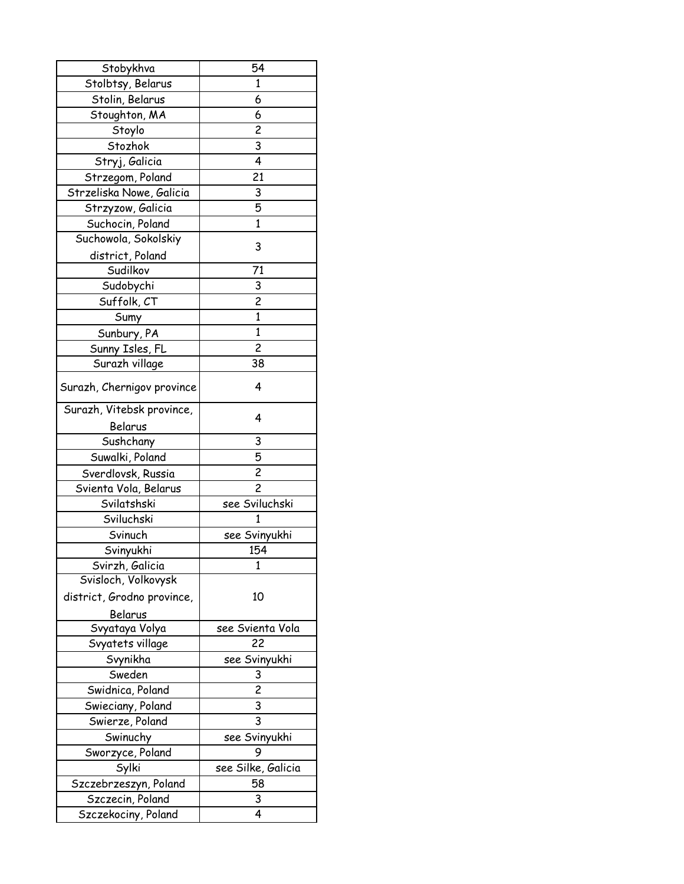| Stobykhva | 54 |
|---|---|
| Stolbtsy, Belarus | 1 |
| Stolin, Belarus | 6 |
| Stoughton, MA | 6 |
| Stoylo | 2 |
| Stozhok | 3 |
| Stryj, Galicia | 4 |
| Strzegom, Poland | 21 |
| Strzeliska Nowe, Galicia | 3 |
| Strzyzow, Galicia | 5 |
| Suchocin, Poland | 1 |
| Suchowola, Sokolskiy district, Poland | 3 |
| Sudilkov | 71 |
| Sudobychi | 3 |
| Suffolk, CT | 2 |
| Sumy | 1 |
| Sunbury, PA | 1 |
| Sunny Isles, FL | 2 |
| Surazh village | 38 |
| Surazh, Chernigov province | 4 |
| Surazh, Vitebsk province, Belarus | 4 |
| Sushchany | 3 |
| Suwalki, Poland | 5 |
| Sverdlovsk, Russia | 2 |
| Svienta Vola, Belarus | 2 |
| Svilatshski | see Sviluchski |
| Sviluchski | 1 |
| Svinuch | see Svinyukhi |
| Svinyukhi | 154 |
| Svirzh, Galicia | 1 |
| Svisloch, Volkovysk district, Grodno province, Belarus | 10 |
| Svyataya Volya | see Svienta Vola |
| Svyatets village | 22 |
| Svynikha | see Svinyukhi |
| Sweden | 3 |
| Swidnica, Poland | 2 |
| Swieciany, Poland | 3 |
| Swierze, Poland | 3 |
| Swinuchy | see Svinyukhi |
| Sworzyce, Poland | 9 |
| Sylki | see Silke, Galicia |
| Szczebrzeszyn, Poland | 58 |
| Szczecin, Poland | 3 |
| Szczekociny, Poland | 4 |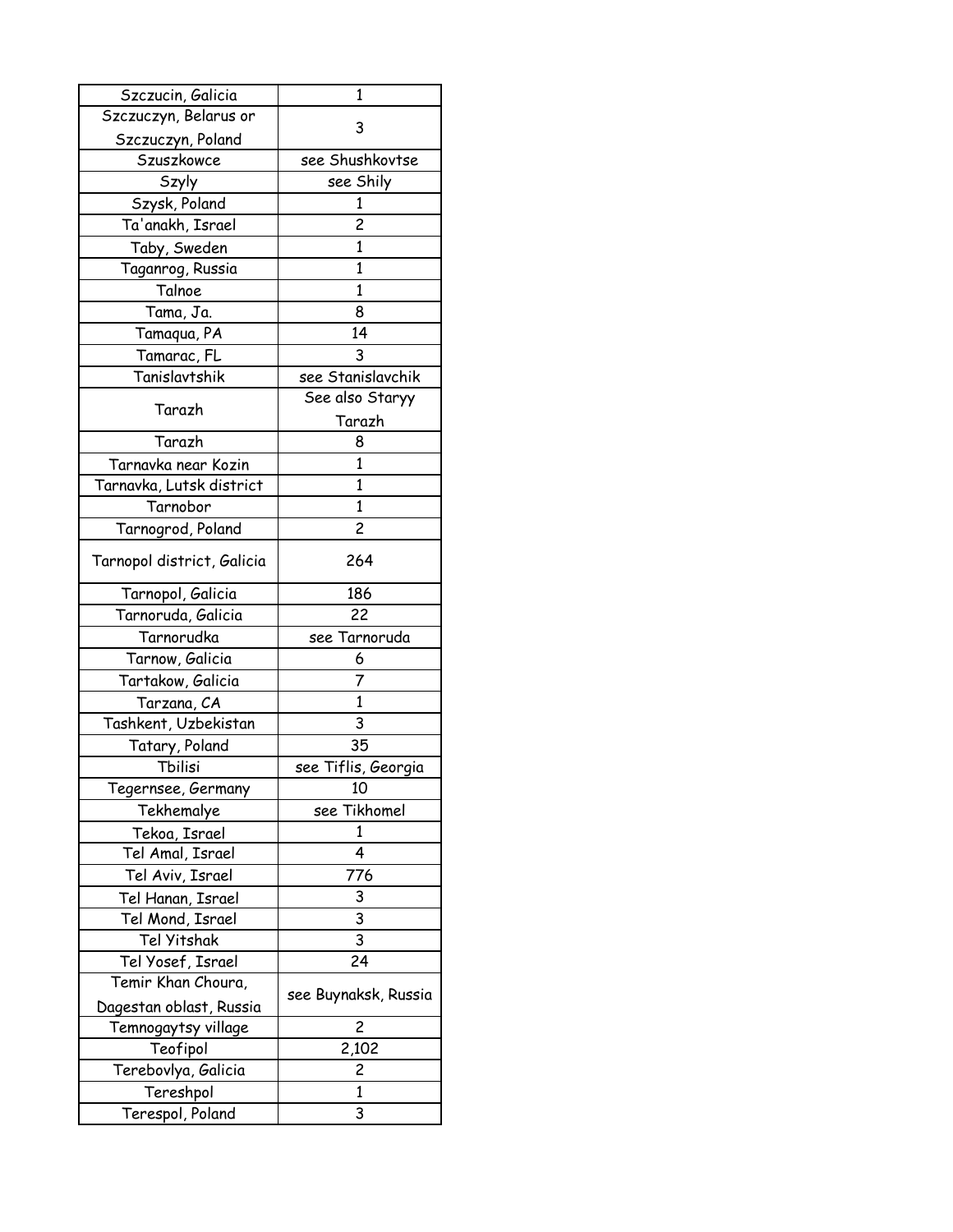| | |
|---|---|
| Szczucin, Galicia | 1 |
| Szczuczyn, Belarus or Szczuczyn, Poland | 3 |
| Szuszkowce | see Shushkovtse |
| Szyly | see Shily |
| Szysk, Poland | 1 |
| Ta'anakh, Israel | 2 |
| Taby, Sweden | 1 |
| Taganrog, Russia | 1 |
| Talnoe | 1 |
| Tama, Ja. | 8 |
| Tamaqua, PA | 14 |
| Tamarac, FL | 3 |
| Tanislavtshik | see Stanislavchik |
| Tarazh | See also Staryy Tarazh |
| Tarazh | 8 |
| Tarnavka near Kozin | 1 |
| Tarnavka, Lutsk district | 1 |
| Tarnobor | 1 |
| Tarnogrod, Poland | 2 |
| Tarnopol district, Galicia | 264 |
| Tarnopol, Galicia | 186 |
| Tarnoruda, Galicia | 22 |
| Tarnorudka | see Tarnoruda |
| Tarnow, Galicia | 6 |
| Tartakow, Galicia | 7 |
| Tarzana, CA | 1 |
| Tashkent, Uzbekistan | 3 |
| Tatary, Poland | 35 |
| Tbilisi | see Tiflis, Georgia |
| Tegernsee, Germany | 10 |
| Tekhemalye | see Tikhomel |
| Tekoa, Israel | 1 |
| Tel Amal, Israel | 4 |
| Tel Aviv, Israel | 776 |
| Tel Hanan, Israel | 3 |
| Tel Mond, Israel | 3 |
| Tel Yitshak | 3 |
| Tel Yosef, Israel | 24 |
| Temir Khan Choura, Dagestan oblast, Russia | see Buynaksk, Russia |
| Temnogaytsy village | 2 |
| Teofipol | 2,102 |
| Terebovlya, Galicia | 2 |
| Tereshpol | 1 |
| Terespol, Poland | 3 |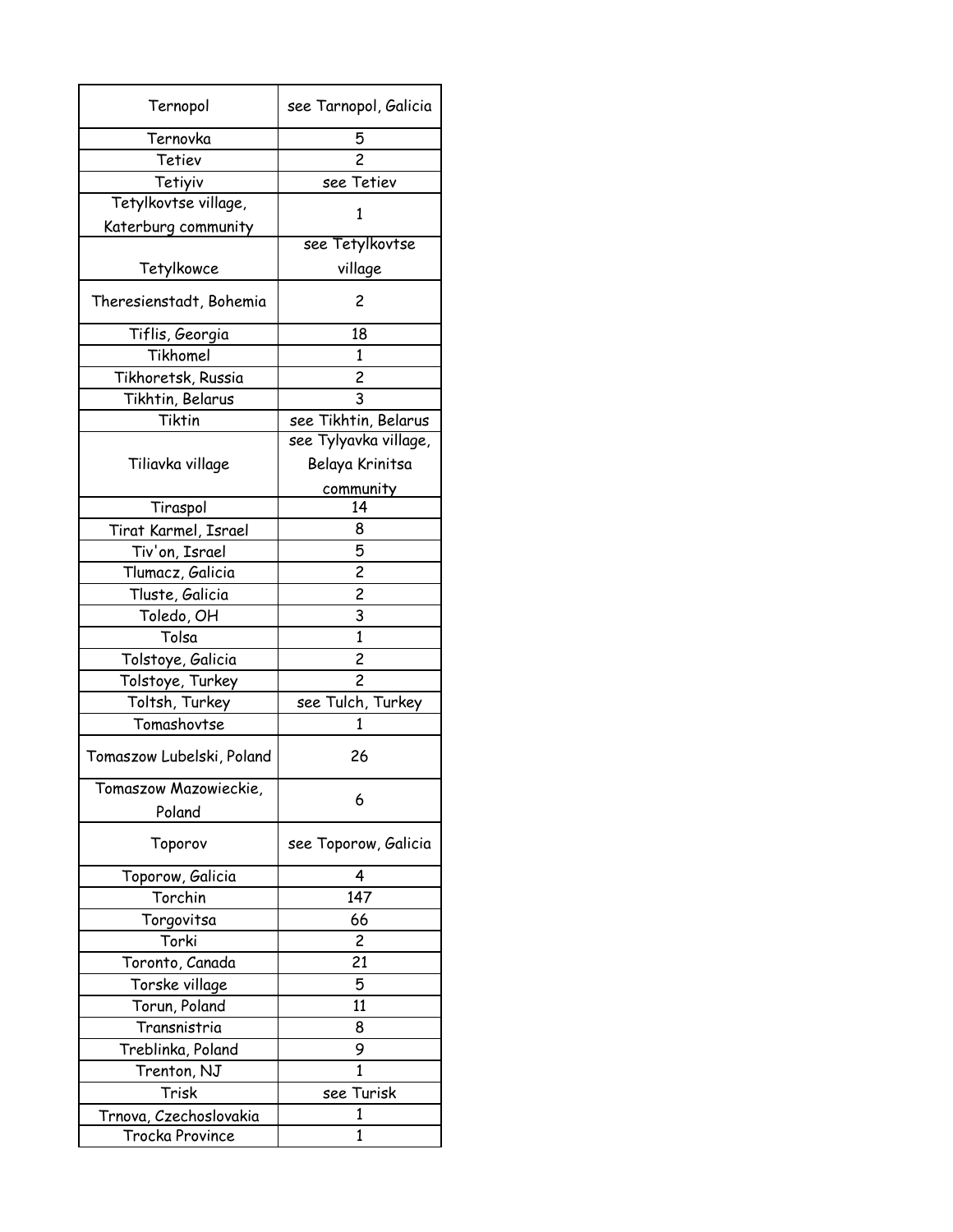| Ternopol | see Tarnopol, Galicia |
|---|---|
| Ternovka | 5 |
| Tetiev | 2 |
| Tetiyiv | see Tetiev |
| Tetylkovtse village, Katerburg community | 1 |
| Tetylkowce | see Tetylkovtse village |
| Theresienstadt, Bohemia | 2 |
| Tiflis, Georgia | 18 |
| Tikhomel | 1 |
| Tikhoretsk, Russia | 2 |
| Tikhtin, Belarus | 3 |
| Tiktin | see Tikhtin, Belarus |
| Tiliavka village | see Tylyavka village, Belaya Krinitsa community |
| Tiraspol | 14 |
| Tirat Karmel, Israel | 8 |
| Tiv'on, Israel | 5 |
| Tlumacz, Galicia | 2 |
| Tluste, Galicia | 2 |
| Toledo, OH | 3 |
| Tolsa | 1 |
| Tolstoye, Galicia | 2 |
| Tolstoye, Turkey | 2 |
| Toltsh, Turkey | see Tulch, Turkey |
| Tomashovtse | 1 |
| Tomaszow Lubelski, Poland | 26 |
| Tomaszow Mazowieckie, Poland | 6 |
| Toporov | see Toporow, Galicia |
| Toporow, Galicia | 4 |
| Torchin | 147 |
| Torgovitsa | 66 |
| Torki | 2 |
| Toronto, Canada | 21 |
| Torske village | 5 |
| Torun, Poland | 11 |
| Transnistria | 8 |
| Treblinka, Poland | 9 |
| Trenton, NJ | 1 |
| Trisk | see Turisk |
| Trnova, Czechoslovakia | 1 |
| Trocka Province | 1 |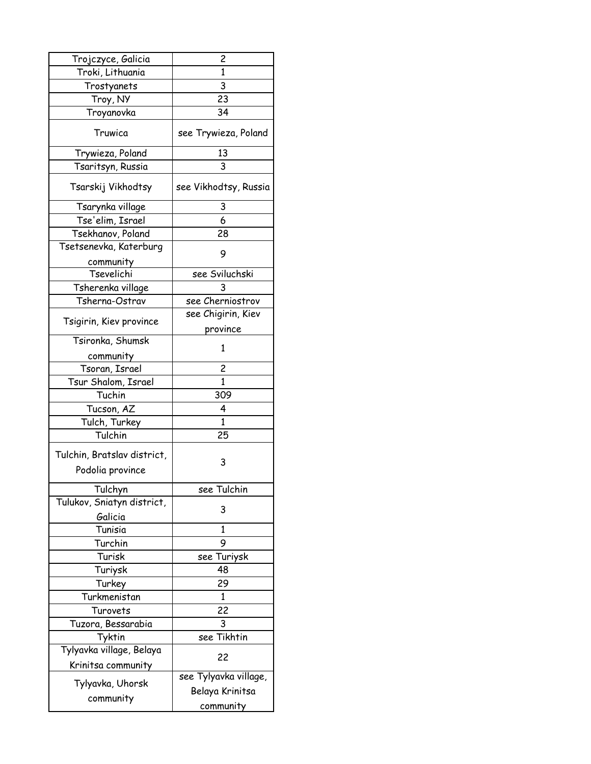| Trojczyce, Galicia | 2 |
|---|---|
| Troki, Lithuania | 1 |
| Trostyanets | 3 |
| Troy, NY | 23 |
| Troyanovka | 34 |
| Truwica | see Trywieza, Poland |
| Trywieza, Poland | 13 |
| Tsaritsyn, Russia | 3 |
| Tsarskij Vikhodtsy | see Vikhodtsy, Russia |
| Tsarynka village | 3 |
| Tse'elim, Israel | 6 |
| Tsekhanov, Poland | 28 |
| Tsetsenevka, Katerburg community | 9 |
| Tsevelichi | see Sviluchski |
| Tsherenka village | 3 |
| Tsherna-Ostrav | see Cherniostrov |
| Tsigirin, Kiev province | see Chigirin, Kiev province |
| Tsironka, Shumsk community | 1 |
| Tsoran, Israel | 2 |
| Tsur Shalom, Israel | 1 |
| Tuchin | 309 |
| Tucson, AZ | 4 |
| Tulch, Turkey | 1 |
| Tulchin | 25 |
| Tulchin, Bratslav district, Podolia province | 3 |
| Tulchyn | see Tulchin |
| Tulukov, Sniatyn district, Galicia | 3 |
| Tunisia | 1 |
| Turchin | 9 |
| Turisk | see Turiysk |
| Turiysk | 48 |
| Turkey | 29 |
| Turkmenistan | 1 |
| Turovets | 22 |
| Tuzora, Bessarabia | 3 |
| Tyktin | see Tikhtin |
| Tylyavka village, Belaya Krinitsa community | 22 |
| Tylyavka, Uhorsk community | see Tylyavka village, Belaya Krinitsa community |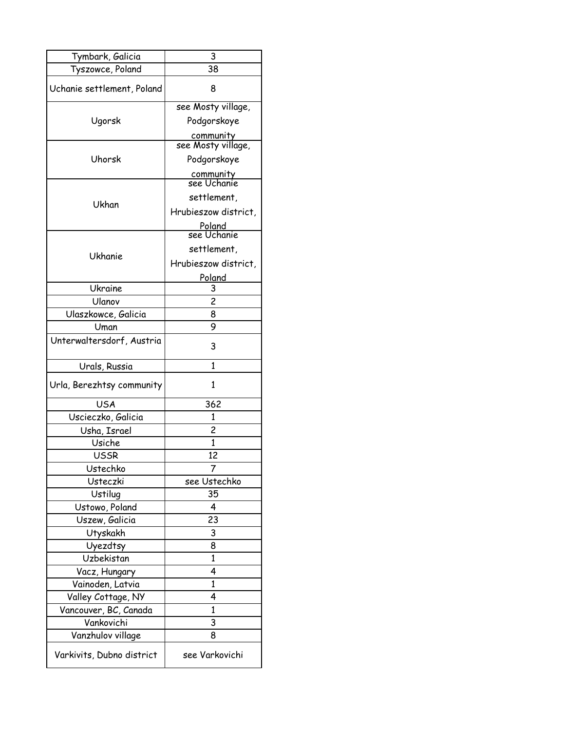| Tymbark, Galicia | 3 |
|---|---|
| Tyszowce, Poland | 38 |
| Uchanie settlement, Poland | 8 |
| Ugorsk | see Mosty village, Podgorskoye community |
| Uhorsk | see Mosty village, Podgorskoye community |
| Ukhan | see Uchanie settlement, Hrubieszow district, Poland |
| Ukhanie | see Uchanie settlement, Hrubieszow district, Poland |
| Ukraine | 3 |
| Ulanov | 2 |
| Ulaszkowce, Galicia | 8 |
| Uman | 9 |
| Unterwaltersdorf, Austria | 3 |
| Urals, Russia | 1 |
| Urla, Berezhtsy community | 1 |
| USA | 362 |
| Uscieczko, Galicia | 1 |
| Usha, Israel | 2 |
| Usiche | 1 |
| USSR | 12 |
| Ustechko | 7 |
| Usteczki | see Ustechko |
| Ustilug | 35 |
| Ustowo, Poland | 4 |
| Uszew, Galicia | 23 |
| Utyskakh | 3 |
| Uyezdtsy | 8 |
| Uzbekistan | 1 |
| Vacz, Hungary | 4 |
| Vainoden, Latvia | 1 |
| Valley Cottage, NY | 4 |
| Vancouver, BC, Canada | 1 |
| Vankovichi | 3 |
| Vanzhulov village | 8 |
| Varkivits, Dubno district | see Varkovichi |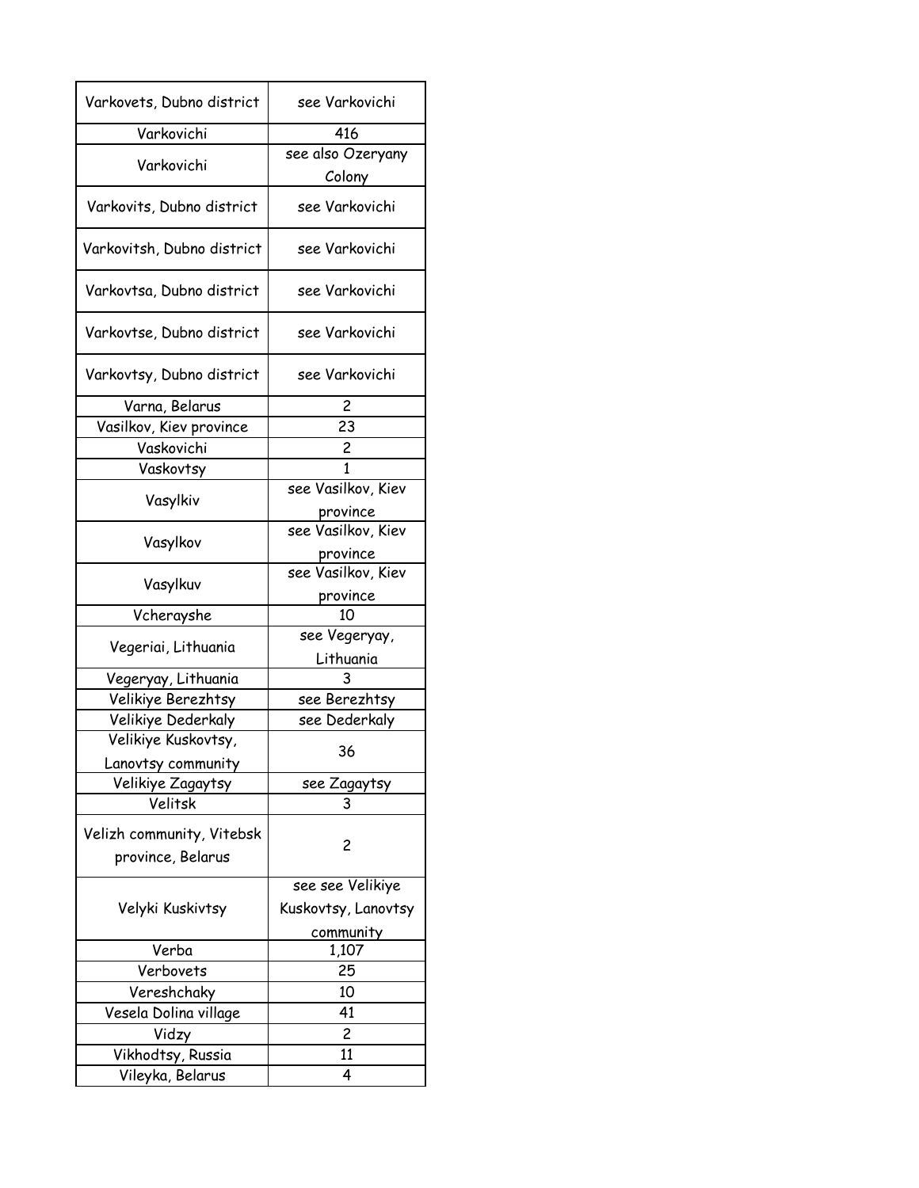| Varkovets, Dubno district | see Varkovichi |
|---|---|
| Varkovichi | 416 |
| Varkovichi | see also Ozeryany Colony |
| Varkovits, Dubno district | see Varkovichi |
| Varkovitsh, Dubno district | see Varkovichi |
| Varkovtsa, Dubno district | see Varkovichi |
| Varkovtse, Dubno district | see Varkovichi |
| Varkovtsy, Dubno district | see Varkovichi |
| Varna, Belarus | 2 |
| Vasilkov, Kiev province | 23 |
| Vaskovichi | 2 |
| Vaskovtsy | 1 |
| Vasylkiv | see Vasilkov, Kiev province |
| Vasylkov | see Vasilkov, Kiev province |
| Vasylkuv | see Vasilkov, Kiev province |
| Vcherayshe | 10 |
| Vegeriai, Lithuania | see Vegeryay, Lithuania |
| Vegeryay, Lithuania | 3 |
| Velikiye Berezhtsy | see Berezhtsy |
| Velikiye Dederkaly | see Dederkaly |
| Velikiye Kuskovtsy, Lanovtsy community | 36 |
| Velikiye Zagaytsy | see Zagaytsy |
| Velitsk | 3 |
| Velizh community, Vitebsk province, Belarus | 2 |
| Velyki Kuskivtsy | see see Velikiye Kuskovtsy, Lanovtsy community |
| Verba | 1,107 |
| Verbovets | 25 |
| Vereshchaky | 10 |
| Vesela Dolina village | 41 |
| Vidzy | 2 |
| Vikhodtsy, Russia | 11 |
| Vileyka, Belarus | 4 |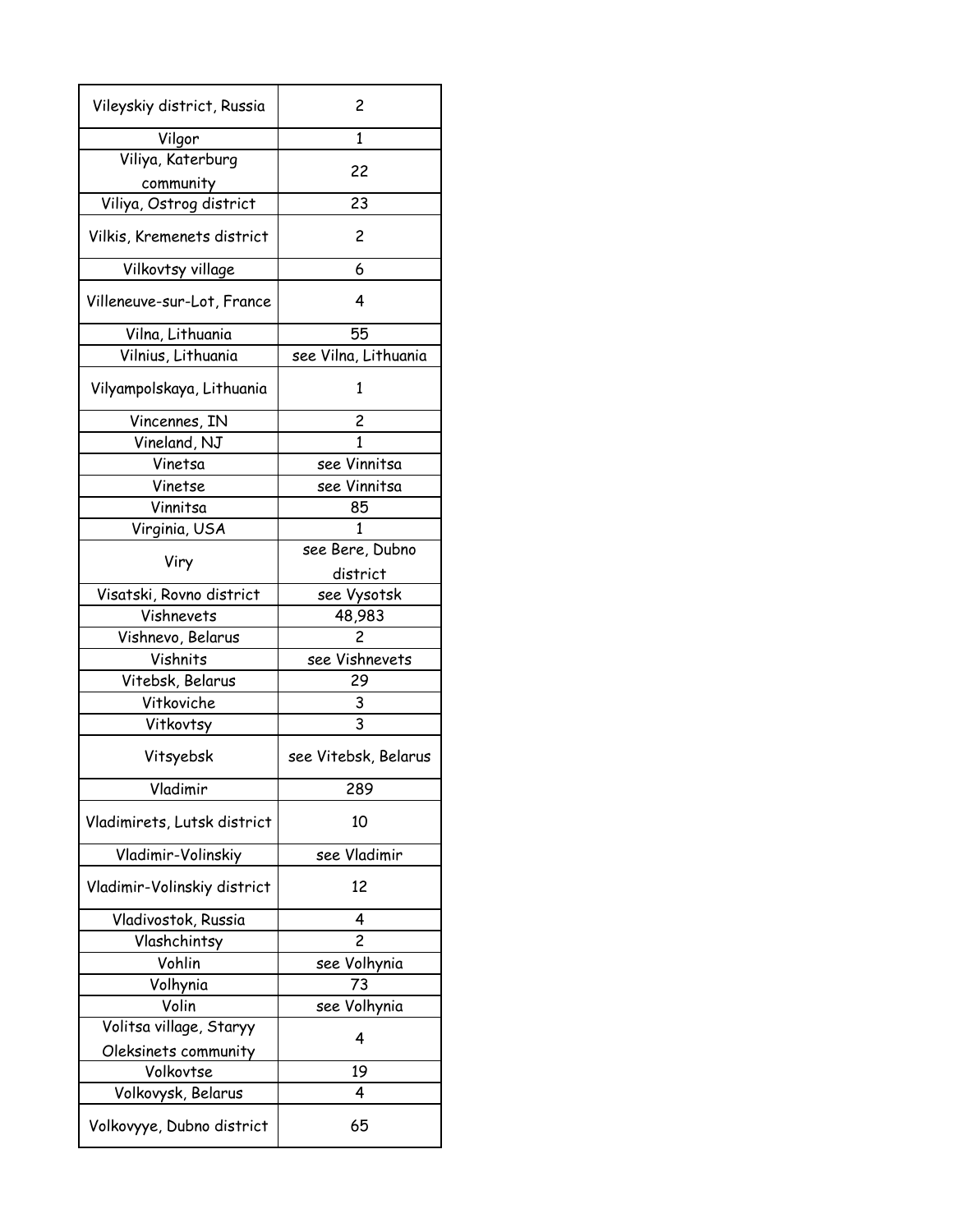| Vileyskiy district, Russia | 2 |
|---|---|
| Vilgor | 1 |
| Viliya, Katerburg community | 22 |
| Viliya, Ostrog district | 23 |
| Vilkis, Kremenets district | 2 |
| Vilkovtsy village | 6 |
| Villeneuve-sur-Lot, France | 4 |
| Vilna, Lithuania | 55 |
| Vilnius, Lithuania | see Vilna, Lithuania |
| Vilyampolskaya, Lithuania | 1 |
| Vincennes, IN | 2 |
| Vineland, NJ | 1 |
| Vinetsa | see Vinnitsa |
| Vinetse | see Vinnitsa |
| Vinnitsa | 85 |
| Virginia, USA | 1 |
| Viry | see Bere, Dubno district |
| Visatski, Rovno district | see Vysotsk |
| Vishnevets | 48,983 |
| Vishnevo, Belarus | 2 |
| Vishnits | see Vishnevets |
| Vitebsk, Belarus | 29 |
| Vitkoviche | 3 |
| Vitkovtsy | 3 |
| Vitsyebsk | see Vitebsk, Belarus |
| Vladimir | 289 |
| Vladimirets, Lutsk district | 10 |
| Vladimir-Volinskiy | see Vladimir |
| Vladimir-Volinskiy district | 12 |
| Vladivostok, Russia | 4 |
| Vlashchintsy | 2 |
| Vohlin | see Volhynia |
| Volhynia | 73 |
| Volin | see Volhynia |
| Volitsa village, Staryy Oleksinets community | 4 |
| Volkovtse | 19 |
| Volkovysk, Belarus | 4 |
| Volkovyye, Dubno district | 65 |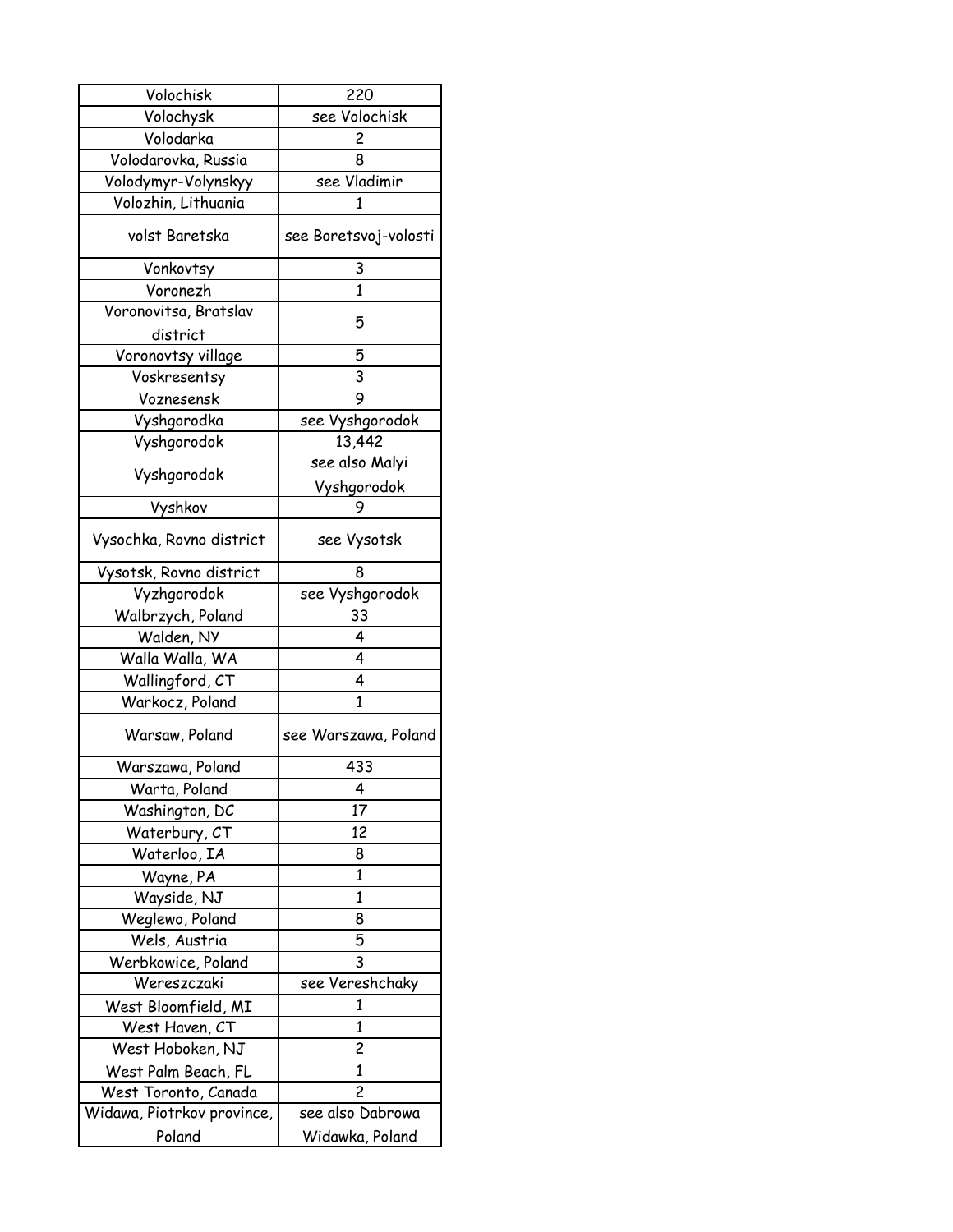| Volochisk | 220 |
|---|---|
| Volochysk | see Volochisk |
| Volodarka | 2 |
| Volodarovka, Russia | 8 |
| Volodymyr-Volynskyy | see Vladimir |
| Volozhin, Lithuania | 1 |
| volst Baretska | see Boretsvoj-volosti |
| Vonkovtsy | 3 |
| Voronezh | 1 |
| Voronovitsa, Bratslav district | 5 |
| Voronovtsy village | 5 |
| Voskresentsy | 3 |
| Voznesensk | 9 |
| Vyshgorodka | see Vyshgorodok |
| Vyshgorodok | 13,442 |
| Vyshgorodok | see also Malyi Vyshgorodok |
| Vyshkov | 9 |
| Vysochka, Rovno district | see Vysotsk |
| Vysotsk, Rovno district | 8 |
| Vyzhgorodok | see Vyshgorodok |
| Walbrzych, Poland | 33 |
| Walden, NY | 4 |
| Walla Walla, WA | 4 |
| Wallingford, CT | 4 |
| Warkocz, Poland | 1 |
| Warsaw, Poland | see Warszawa, Poland |
| Warszawa, Poland | 433 |
| Warta, Poland | 4 |
| Washington, DC | 17 |
| Waterbury, CT | 12 |
| Waterloo, IA | 8 |
| Wayne, PA | 1 |
| Wayside, NJ | 1 |
| Weglewo, Poland | 8 |
| Wels, Austria | 5 |
| Werbkowice, Poland | 3 |
| Wereszczaki | see Vereshchaky |
| West Bloomfield, MI | 1 |
| West Haven, CT | 1 |
| West Hoboken, NJ | 2 |
| West Palm Beach, FL | 1 |
| West Toronto, Canada | 2 |
| Widawa, Piotrkov province, Poland | see also Dabrowa Widawka, Poland |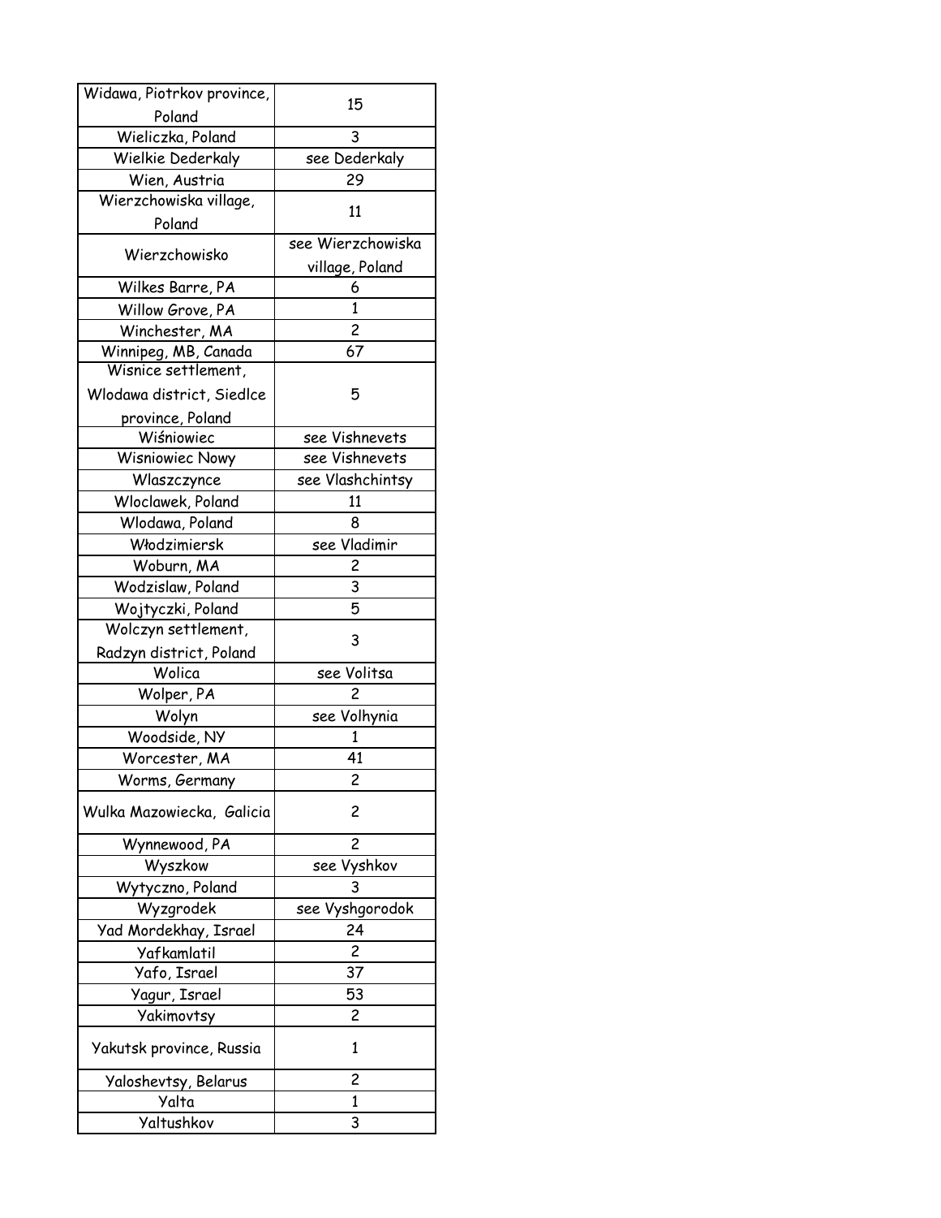| Widawa, Piotrkov province, Poland | 15 |
|---|---|
| Wieliczka, Poland | 3 |
| Wielkie Dederkaly | see Dederkaly |
| Wien, Austria | 29 |
| Wierzchowiska village, Poland | 11 |
| Wierzchowisko | see Wierzchowiska village, Poland |
| Wilkes Barre, PA | 6 |
| Willow Grove, PA | 1 |
| Winchester, MA | 2 |
| Winnipeg, MB, Canada | 67 |
| Wisnice settlement, Wlodawa district, Siedlce province, Poland | 5 |
| Wiśniowiec | see Vishnevets |
| Wisniowiec Nowy | see Vishnevets |
| Wlaszczynce | see Vlashchintsy |
| Wloclawek, Poland | 11 |
| Wlodawa, Poland | 8 |
| Włodzimiersk | see Vladimir |
| Woburn, MA | 2 |
| Wodzislaw, Poland | 3 |
| Wojtyczki, Poland | 5 |
| Wolczyn settlement, Radzyn district, Poland | 3 |
| Wolica | see Volitsa |
| Wolper, PA | 2 |
| Wolyn | see Volhynia |
| Woodside, NY | 1 |
| Worcester, MA | 41 |
| Worms, Germany | 2 |
| Wulka Mazowiecka, Galicia | 2 |
| Wynnewood, PA | 2 |
| Wyszkow | see Vyshkov |
| Wytyczno, Poland | 3 |
| Wyzgrodek | see Vyshgorodok |
| Yad Mordekhay, Israel | 24 |
| Yafkamlatil | 2 |
| Yafo, Israel | 37 |
| Yagur, Israel | 53 |
| Yakimovtsy | 2 |
| Yakutsk province, Russia | 1 |
| Yaloshevtsy, Belarus | 2 |
| Yalta | 1 |
| Yaltushkov | 3 |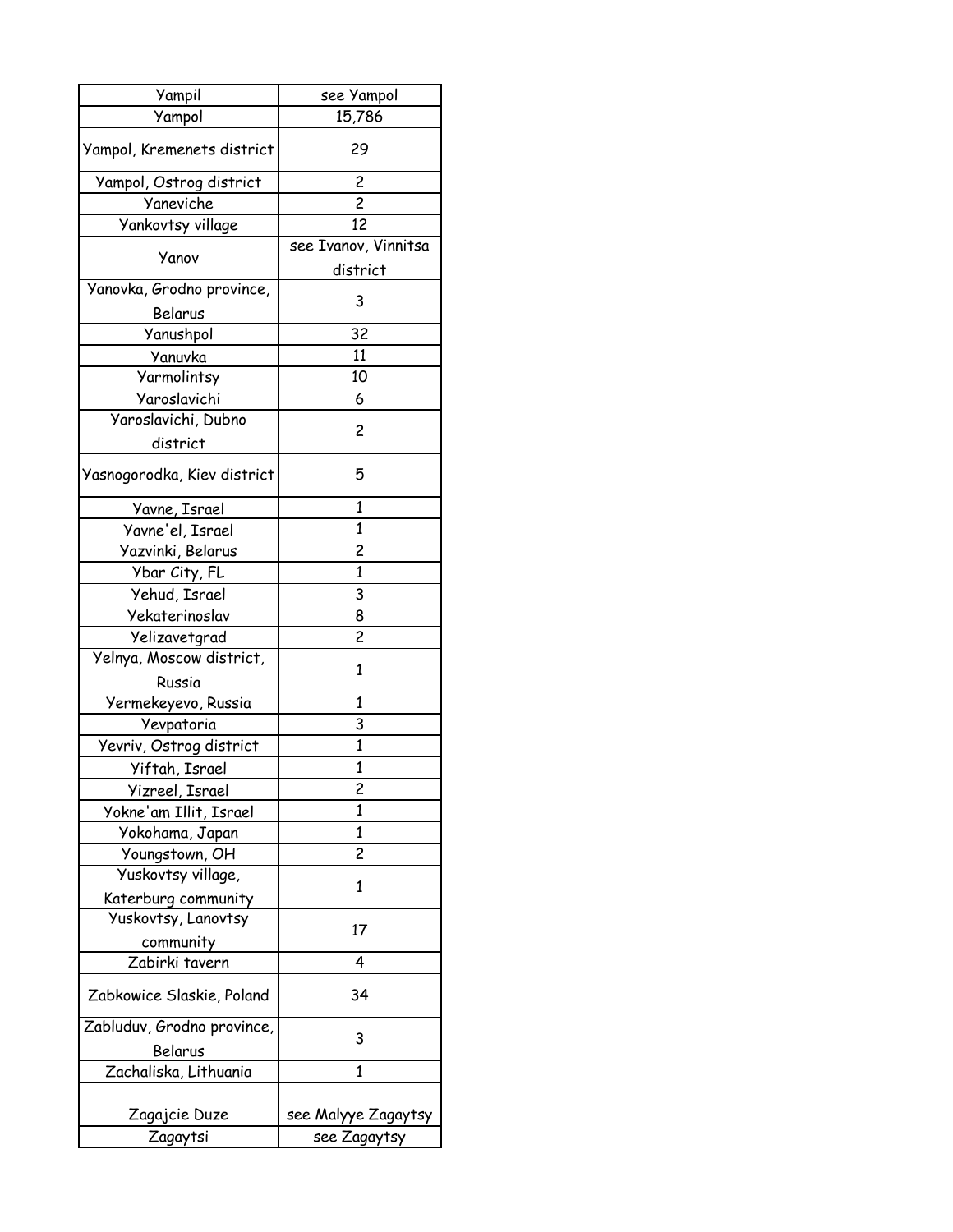| Yampil | see Yampol |
|---|---|
| Yampol | 15,786 |
| Yampol, Kremenets district | 29 |
| Yampol, Ostrog district | 2 |
| Yaneviche | 2 |
| Yankovtsy village | 12 |
| Yanov | see Ivanov, Vinnitsa district |
| Yanovka, Grodno province, Belarus | 3 |
| Yanushpol | 32 |
| Yanuvka | 11 |
| Yarmolintsy | 10 |
| Yaroslavichi | 6 |
| Yaroslavichi, Dubno district | 2 |
| Yasnogorodka, Kiev district | 5 |
| Yavne, Israel | 1 |
| Yavne'el, Israel | 1 |
| Yazvinki, Belarus | 2 |
| Ybar City, FL | 1 |
| Yehud, Israel | 3 |
| Yekaterinoslav | 8 |
| Yelizavetgrad | 2 |
| Yelnya, Moscow district, Russia | 1 |
| Yermekeyevo, Russia | 1 |
| Yevpatoria | 3 |
| Yevriv, Ostrog district | 1 |
| Yiftah, Israel | 1 |
| Yizreel, Israel | 2 |
| Yokne'am Illit, Israel | 1 |
| Yokohama, Japan | 1 |
| Youngstown, OH | 2 |
| Yuskovtsy village, Katerburg community | 1 |
| Yuskovtsy, Lanovtsy community | 17 |
| Zabirki tavern | 4 |
| Zabkowice Slaskie, Poland | 34 |
| Zabluduv, Grodno province, Belarus | 3 |
| Zachaliska, Lithuania | 1 |
| Zagajcie Duze | see Malyye Zagaytsy |
| Zagaytsi | see Zagaytsy |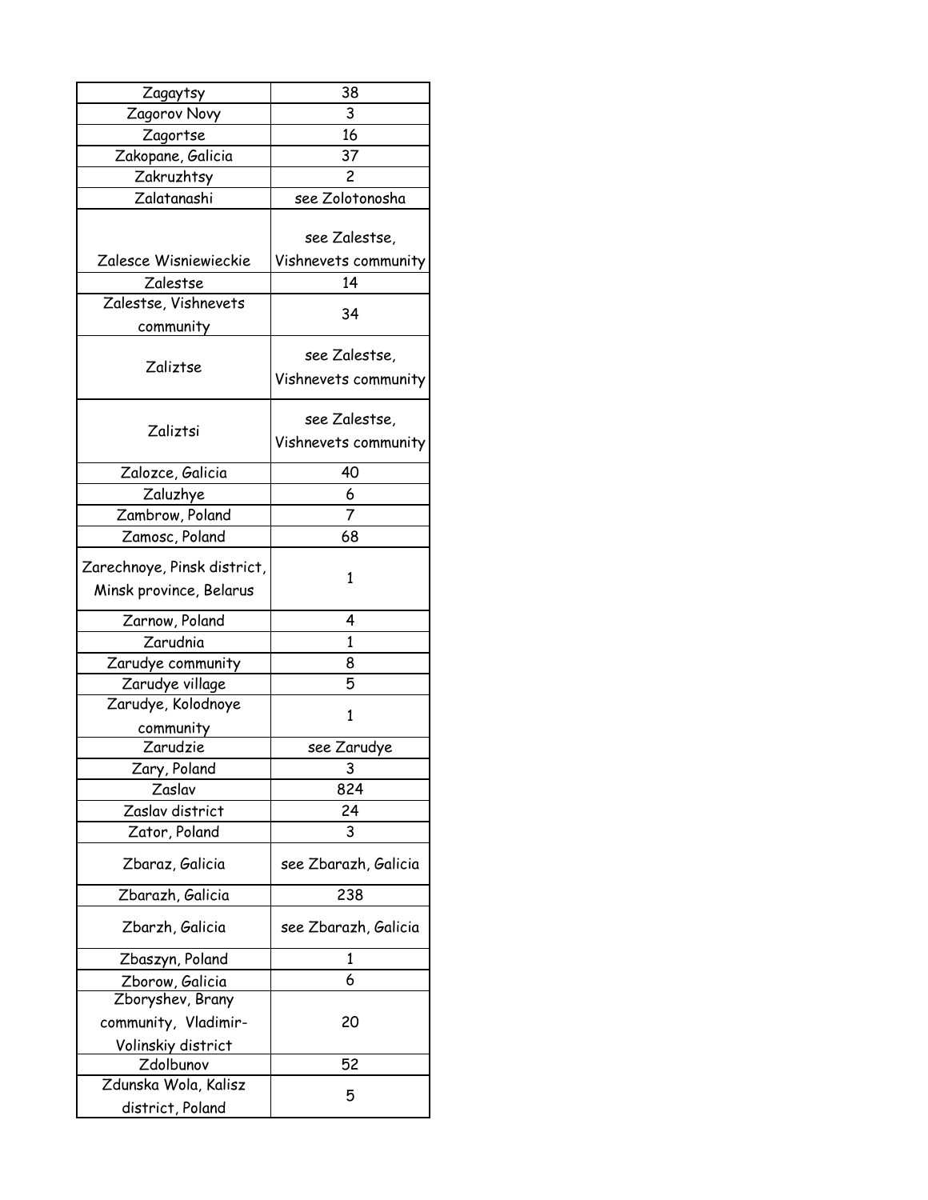| Zagaytsy | 38 |
|---|---|
| Zagorov Novy | 3 |
| Zagortse | 16 |
| Zakopane, Galicia | 37 |
| Zakruzhtsy | 2 |
| Zalatanashi | see Zolotonosha |
| Zalesce Wisniewieckie | see Zalestse, Vishnevets community |
| Zalestse | 14 |
| Zalestse, Vishnevets community | 34 |
| Zaliztse | see Zalestse, Vishnevets community |
| Zaliztsi | see Zalestse, Vishnevets community |
| Zalozce, Galicia | 40 |
| Zaluzhye | 6 |
| Zambrow, Poland | 7 |
| Zamosc, Poland | 68 |
| Zarechnoye, Pinsk district, Minsk province, Belarus | 1 |
| Zarnow, Poland | 4 |
| Zarudnia | 1 |
| Zarudye community | 8 |
| Zarudye village | 5 |
| Zarudye, Kolodnoye community | 1 |
| Zarudzie | see Zarudye |
| Zary, Poland | 3 |
| Zaslav | 824 |
| Zaslav district | 24 |
| Zator, Poland | 3 |
| Zbaraz, Galicia | see Zbarazh, Galicia |
| Zbarazh, Galicia | 238 |
| Zbarzh, Galicia | see Zbarazh, Galicia |
| Zbaszyn, Poland | 1 |
| Zborow, Galicia | 6 |
| Zboryshev, Brany community, Vladimir-Volinskiy district | 20 |
| Zdolbunov | 52 |
| Zdunska Wola, Kalisz district, Poland | 5 |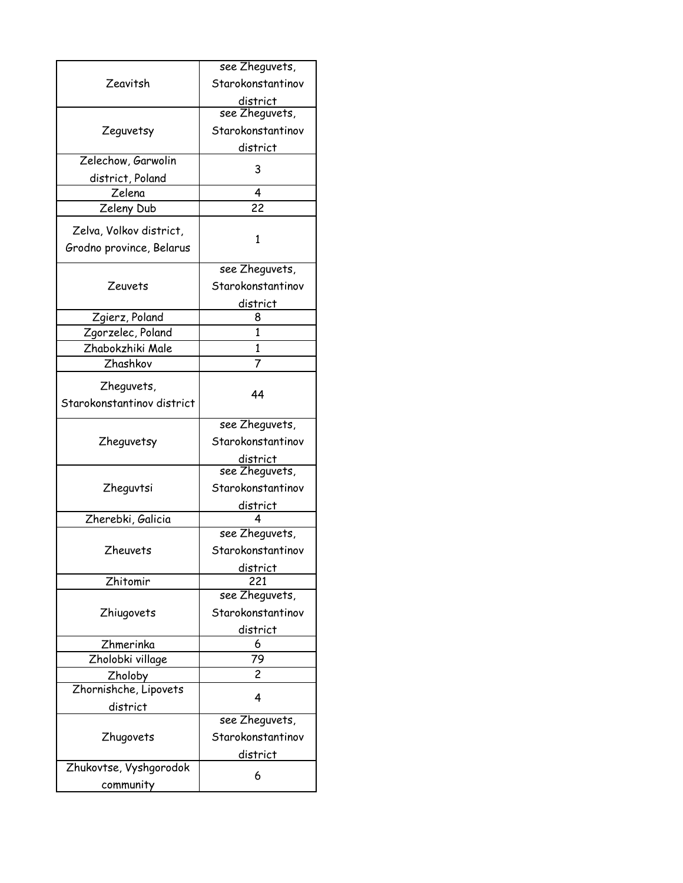| Zeavitsh | see Zheguvets, Starokonstantinov district |
|---|---|
| Zeguvetsy | see Zheguvets, Starokonstantinov district |
| Zelechow, Garwolin district, Poland | 3 |
| Zelena | 4 |
| Zeleny Dub | 22 |
| Zelva, Volkov district, Grodno province, Belarus | 1 |
| Zeuvets | see Zheguvets, Starokonstantinov district |
| Zgierz, Poland | 8 |
| Zgorzelec, Poland | 1 |
| Zhabokzhiki Male | 1 |
| Zhashkov | 7 |
| Zheguvets, Starokonstantinov district | 44 |
| Zheguvetsy | see Zheguvets, Starokonstantinov district |
| Zheguvtsi | see Zheguvets, Starokonstantinov district |
| Zherebki, Galicia | 4 |
| Zheuvets | see Zheguvets, Starokonstantinov district |
| Zhitomir | 221 |
| Zhiugovets | see Zheguvets, Starokonstantinov district |
| Zhmerinka | 6 |
| Zholobki village | 79 |
| Zholoby | 2 |
| Zhornishche, Lipovets district | 4 |
| Zhugovets | see Zheguvets, Starokonstantinov district |
| Zhukovtse, Vyshgorodok community | 6 |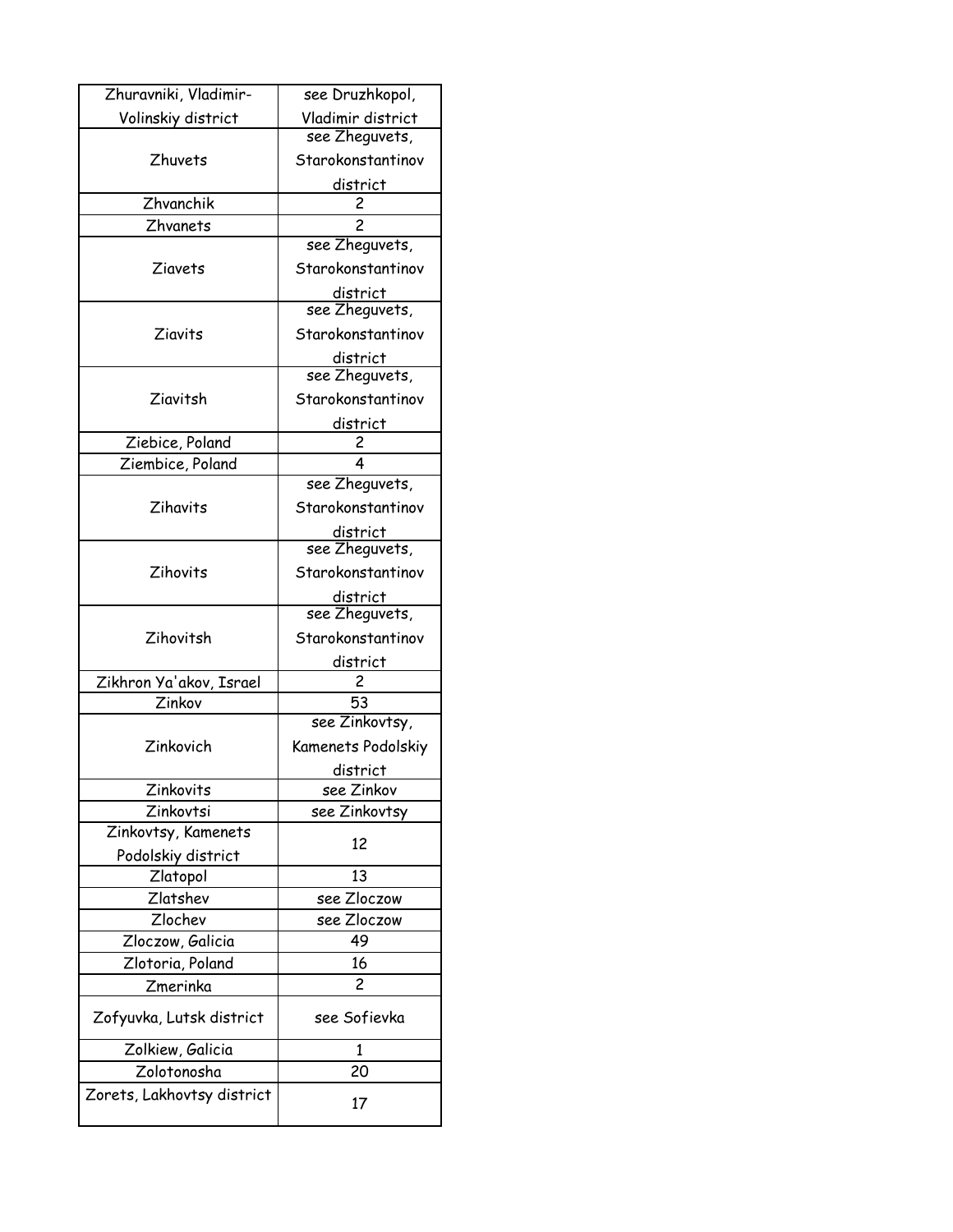| Zhuravniki, Vladimir-Volinskiy district | see Druzhkopol, Vladimir district |
|---|---|
| Zhuvets | see Zheguvets, Starokonstantinov district |
| Zhvanchik | 2 |
| Zhvanets | 2 |
| Ziavets | see Zheguvets, Starokonstantinov district |
| Ziavits | see Zheguvets, Starokonstantinov district |
| Ziavitsh | see Zheguvets, Starokonstantinov district |
| Ziebice, Poland | 2 |
| Ziembice, Poland | 4 |
| Zihavits | see Zheguvets, Starokonstantinov district |
| Zihovits | see Zheguvets, Starokonstantinov district |
| Zihovitsh | see Zheguvets, Starokonstantinov district |
| Zikhron Ya'akov, Israel | 2 |
| Zinkov | 53 |
| Zinkovich | see Zinkovtsy, Kamenets Podolskiy district |
| Zinkovits | see Zinkov |
| Zinkovtsi | see Zinkovtsy |
| Zinkovtsy, Kamenets Podolskiy district | 12 |
| Zlatopol | 13 |
| Zlatshev | see Zloczow |
| Zlochev | see Zloczow |
| Zloczow, Galicia | 49 |
| Zlotoria, Poland | 16 |
| Zmerinka | 2 |
| Zofyuvka, Lutsk district | see Sofievka |
| Zolkiew, Galicia | 1 |
| Zolotonosha | 20 |
| Zorets, Lakhovtsy district | 17 |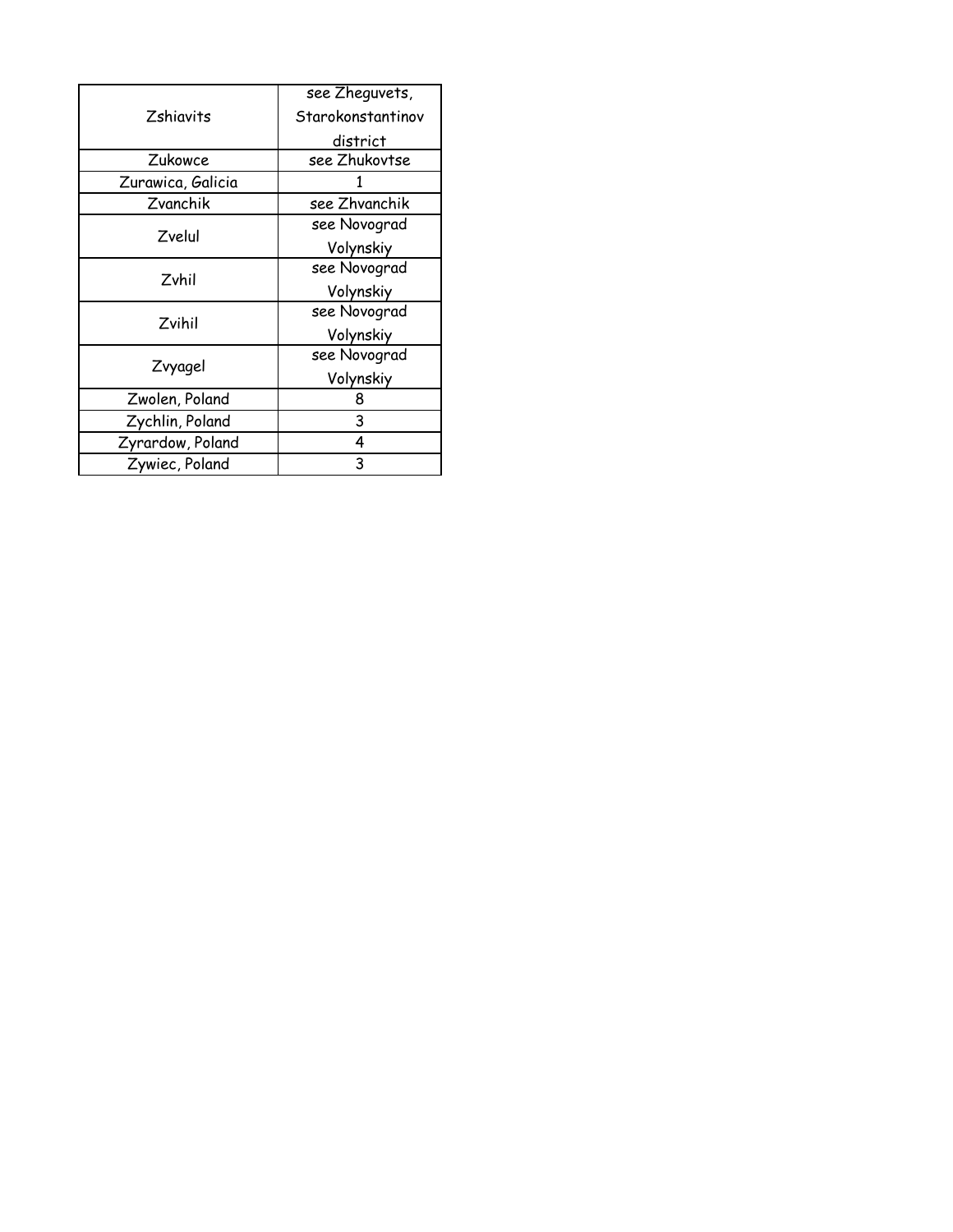| | |
|---|---|
| Zshiavits | see Zheguvets, Starokonstantinov district |
| Zukowce | see Zhukovtse |
| Zurawica, Galicia | 1 |
| Zvanchik | see Zhvanchik |
| Zvelul | see Novograd Volynskiy |
| Zvhil | see Novograd Volynskiy |
| Zvihil | see Novograd Volynskiy |
| Zvyagel | see Novograd Volynskiy |
| Zwolen, Poland | 8 |
| Zychlin, Poland | 3 |
| Zyrardow, Poland | 4 |
| Zywiec, Poland | 3 |